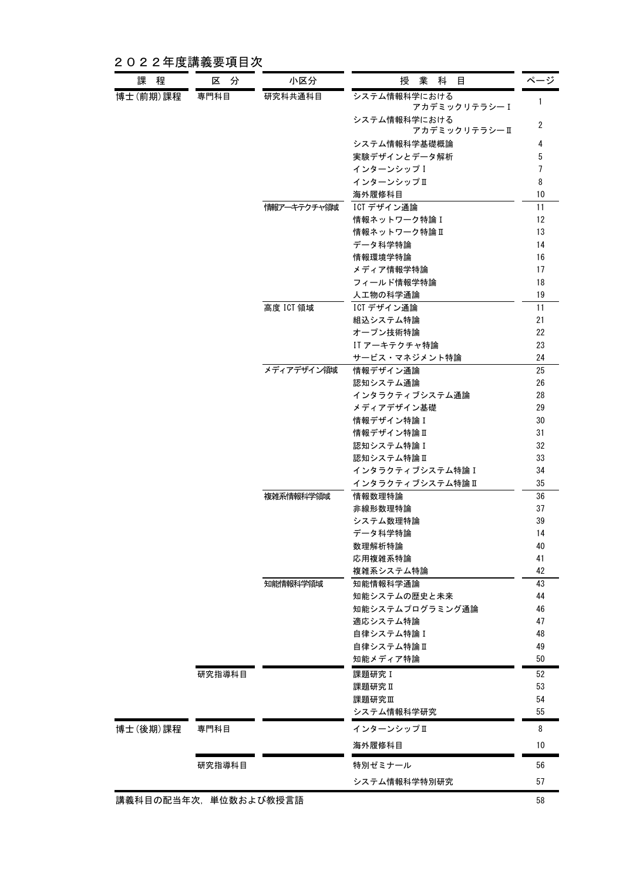# ２０２２年度講義要項目次

| 課　程 | 区　分 | 小区分 | 授　業　科　目 | ページ |
|---|---|---|---|---|
| 博士(前期)課程 | 専門科目 | 研究科共通科目 | システム情報科学における　アカデミックリテラシーⅠ | 1 |
| | | | システム情報科学における　アカデミックリテラシーⅡ | 2 |
| | | | システム情報科学基礎概論 | 4 |
| | | | 実験デザインとデータ解析 | 5 |
| | | | インターンシップⅠ | 7 |
| | | | インターンシップⅡ | 8 |
| | | | 海外履修科目 | 10 |
| | | 情報アーキテクチャ領域 | ICT デザイン通論 | 11 |
| | | | 情報ネットワーク特論Ⅰ | 12 |
| | | | 情報ネットワーク特論Ⅱ | 13 |
| | | | データ科学特論 | 14 |
| | | | 情報環境学特論 | 16 |
| | | | メディア情報学特論 | 17 |
| | | | フィールド情報学特論 | 18 |
| | | | 人工物の科学通論 | 19 |
| | | 高度 ICT 領域 | ICT デザイン通論 | 11 |
| | | | 組込システム特論 | 21 |
| | | | オープン技術特論 | 22 |
| | | | IT アーキテクチャ特論 | 23 |
| | | | サービス・マネジメント特論 | 24 |
| | | メディアデザイン領域 | 情報デザイン通論 | 25 |
| | | | 認知システム通論 | 26 |
| | | | インタラクティブシステム通論 | 28 |
| | | | メディアデザイン基礎 | 29 |
| | | | 情報デザイン特論Ⅰ | 30 |
| | | | 情報デザイン特論Ⅱ | 31 |
| | | | 認知システム特論Ⅰ | 32 |
| | | | 認知システム特論Ⅱ | 33 |
| | | | インタラクティブシステム特論Ⅰ | 34 |
| | | | インタラクティブシステム特論Ⅱ | 35 |
| | | 複雑系情報科学領域 | 情報数理特論 | 36 |
| | | | 非線形数理特論 | 37 |
| | | | システム数理特論 | 39 |
| | | | データ科学特論 | 14 |
| | | | 数理解析特論 | 40 |
| | | | 応用複雑系特論 | 41 |
| | | | 複雑系システム特論 | 42 |
| | | 知能情報科学領域 | 知能情報科学通論 | 43 |
| | | | 知能システムの歴史と未来 | 44 |
| | | | 知能システムプログラミング通論 | 46 |
| | | | 適応システム特論 | 47 |
| | | | 自律システム特論Ⅰ | 48 |
| | | | 自律システム特論Ⅱ | 49 |
| | | | 知能メディア特論 | 50 |
| | 研究指導科目 | | 課題研究Ⅰ | 52 |
| | | | 課題研究Ⅱ | 53 |
| | | | 課題研究Ⅲ | 54 |
| | | | システム情報科学研究 | 55 |
| 博士(後期)課程 | 専門科目 | | インターンシップⅡ | 8 |
| | | | 海外履修科目 | 10 |
| | 研究指導科目 | | 特別ゼミナール | 56 |
| | | | システム情報科学特別研究 | 57 |

講義科目の配当年次，単位数および教授言語　58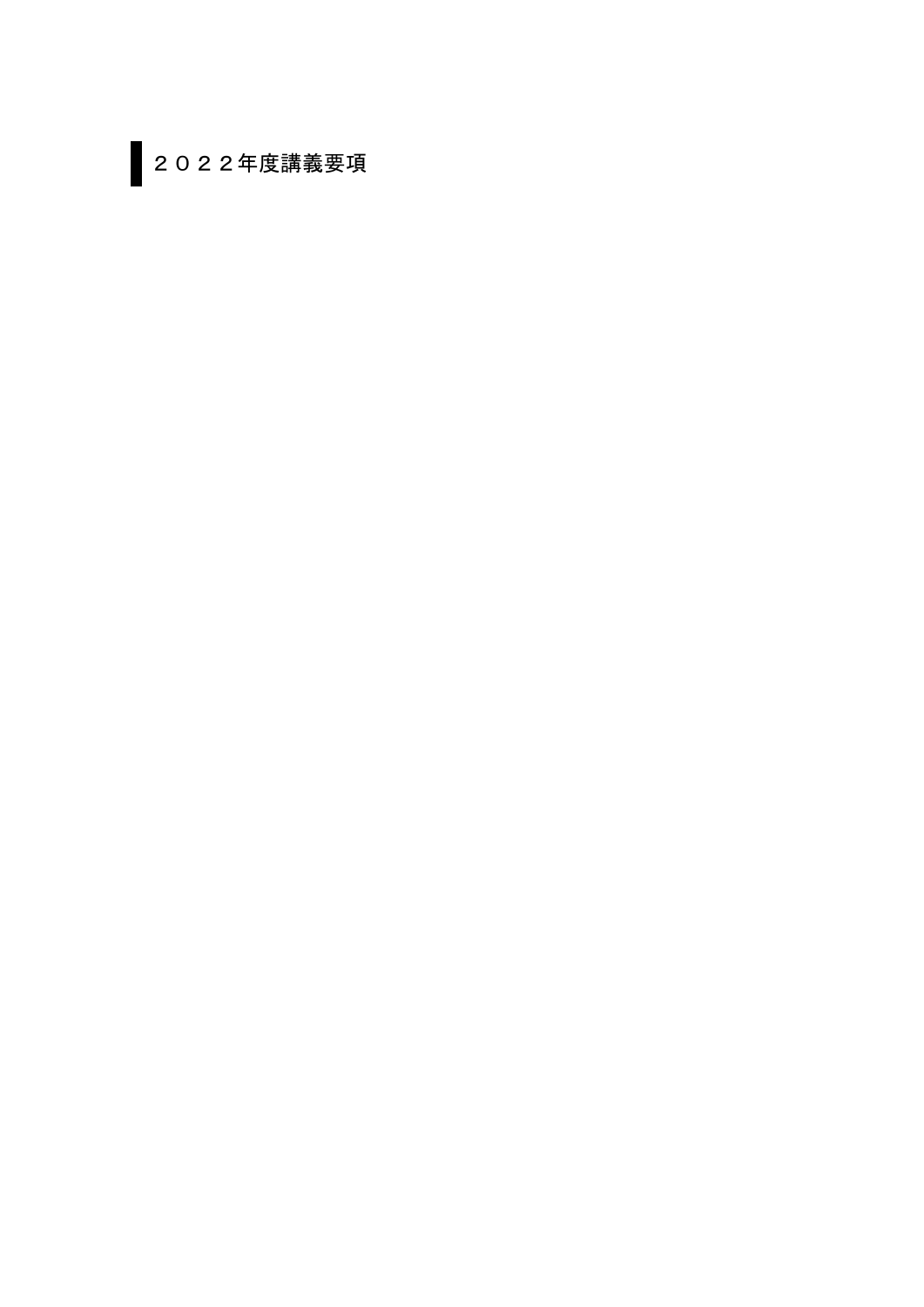# ２０２２年度講義要項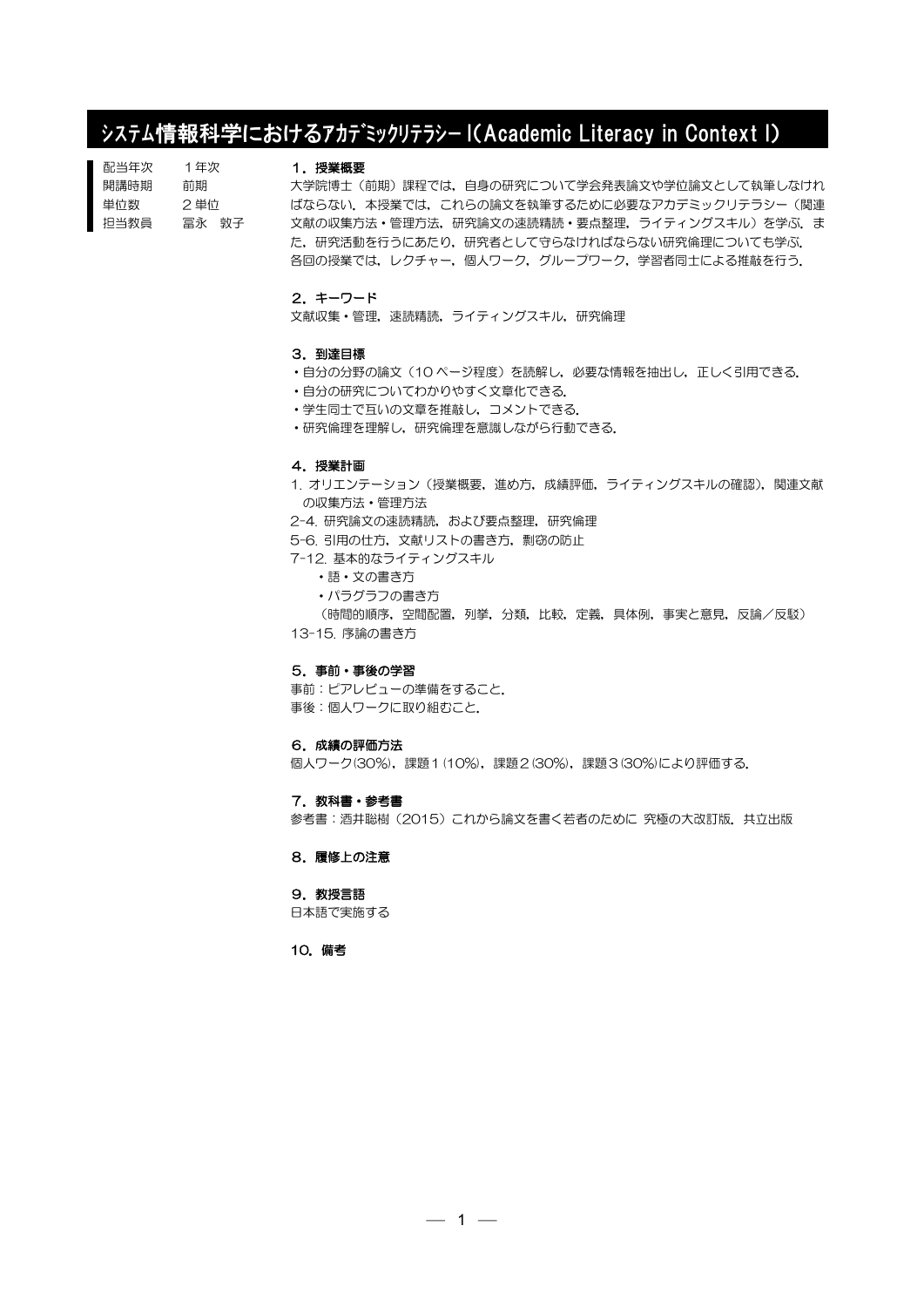# システム情報科学におけるｱｶﾃﾞﾐｯｸﾘﾃﾗｼｰ I(Academic Literacy in Context I)

| | |
|---|---|
| 配当年次 | １年次 |
| 開講時期 | 前期 |
| 単位数 | ２単位 |
| 担当教員 | 冨永　敦子 |

### １．授業概要

大学院博士（前期）課程では，自身の研究について学会発表論文や学位論文として執筆しなければならない．本授業では，これらの論文を執筆するために必要なアカデミックリテラシー（関連文献の収集方法・管理方法，研究論文の速読精読・要点整理，ライティングスキル）を学ぶ．また，研究活動を行うにあたり，研究者として守らなければならない研究倫理についても学ぶ．

各回の授業では，レクチャー，個人ワーク，グループワーク，学習者同士による推敲を行う．

### ２．キーワード

文献収集・管理，速読精読，ライティングスキル，研究倫理

### ３．到達目標

- 自分の分野の論文（10 ページ程度）を読解し，必要な情報を抽出し，正しく引用できる．
- 自分の研究についてわかりやすく文章化できる．
- 学生同士で互いの文章を推敲し，コメントできる．
- 研究倫理を理解し，研究倫理を意識しながら行動できる．

### ４．授業計画

1. オリエンテーション（授業概要，進め方，成績評価，ライティングスキルの確認），関連文献の収集方法・管理方法

2-4. 研究論文の速読精読，および要点整理，研究倫理

5-6. 引用の仕方，文献リストの書き方，剽窃の防止

7-12. 基本的なライティングスキル

- 語・文の書き方
- パラグラフの書き方

（時間的順序，空間配置，列挙，分類，比較，定義，具体例，事実と意見，反論／反駁）

13-15. 序論の書き方

### ５．事前・事後の学習

事前：ピアレビューの準備をすること．

事後：個人ワークに取り組むこと．

### ６．成績の評価方法

個人ワーク(30%)，課題１(10%)，課題２(30%)，課題３(30%)により評価する．

### ７．教科書・参考書

参考書：酒井聡樹（2015）これから論文を書く若者のために 究極の大改訂版．共立出版

### ８．履修上の注意

### ９．教授言語

日本語で実施する

### 10．備考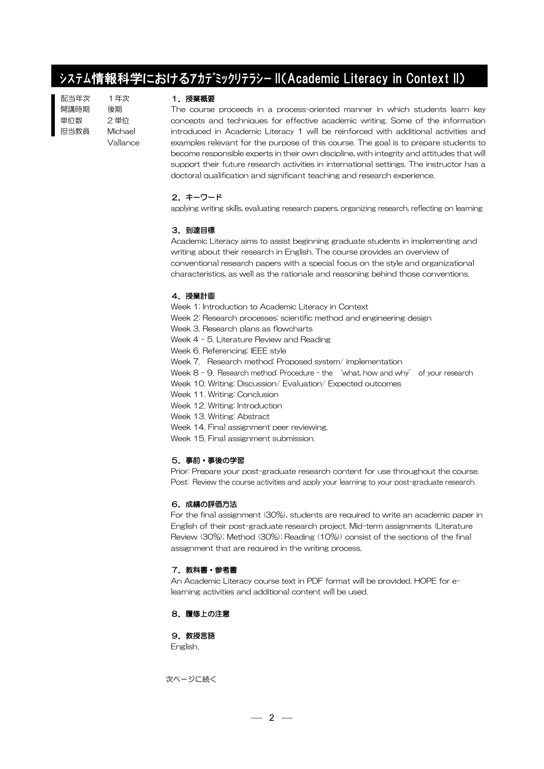## ｼｽﾃﾑ情報科学におけるｱｶﾃﾞﾐｯｸﾘﾃﾗｼｰ II（Academic Literacy in Context II）

| | |
|---|---|
| 配当年次 | １年次 |
| 開講時期 | 後期 |
| 単位数 | ２単位 |
| 担当教員 | Michael Vallance |

### １．授業概要

The course proceeds in a process-oriented manner in which students learn key concepts and techniques for effective academic writing. Some of the information introduced in Academic Literacy 1 will be reinforced with additional activities and examples relevant for the purpose of this course. The goal is to prepare students to become responsible experts in their own discipline, with integrity and attitudes that will support their future research activities in international settings. The instructor has a doctoral qualification and significant teaching and research experience.

### ２．キーワード

applying writing skills, evaluating research papers, organizing research, reflecting on learning

### ３．到達目標

Academic Literacy aims to assist beginning graduate students in implementing and writing about their research in English. The course provides an overview of conventional research papers with a special focus on the style and organizational characteristics, as well as the rationale and reasoning behind those conventions.

### ４．授業計画

Week 1: Introduction to Academic Literacy in Context
Week 2: Research processes: scientific method and engineering design
Week 3. Research plans as flowcharts
Week 4 - 5. Literature Review and Reading
Week 6. Referencing: IEEE style
Week 7. Research method: Proposed system/ implementation
Week 8 - 9. Research method: Procedure - the 'what, how and why' of your research
Week 10. Writing: Discussion/ Evaluation/ Expected outcomes
Week 11. Writing: Conclusion
Week 12. Writing: Introduction
Week 13. Writing: Abstract
Week 14. Final assignment peer reviewing.
Week 15. Final assignment submission.

### ５．事前・事後の学習

Prior: Prepare your post-graduate research content for use throughout the course.
Post: Review the course activities and apply your learning to your post-graduate research.

### ６．成績の評価方法

For the final assignment (30%), students are required to write an academic paper in English of their post-graduate research project. Mid-term assignments (Literature Review (30%); Method (30%); Reading (10%)) consist of the sections of the final assignment that are required in the writing process.

### ７．教科書・参考書

An Academic Literacy course text in PDF format will be provided. HOPE for e-learning activities and additional content will be used.

### ８．履修上の注意

### ９．教授言語

English.

次ページに続く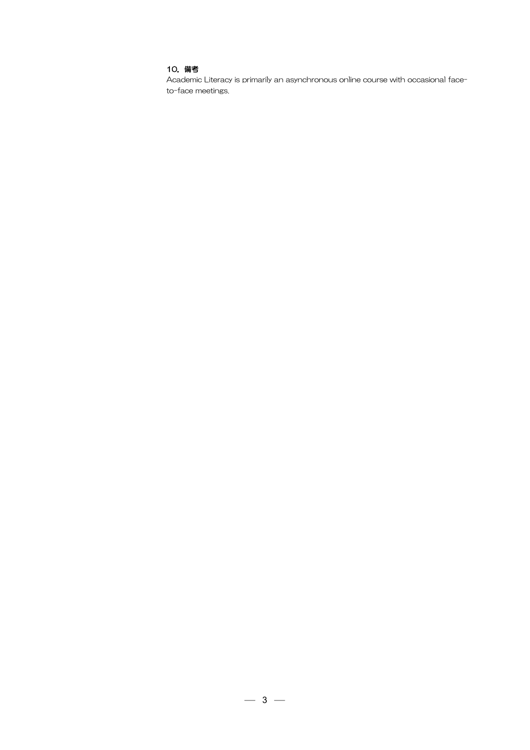### 10. 備考

Academic Literacy is primarily an asynchronous online course with occasional face-to-face meetings.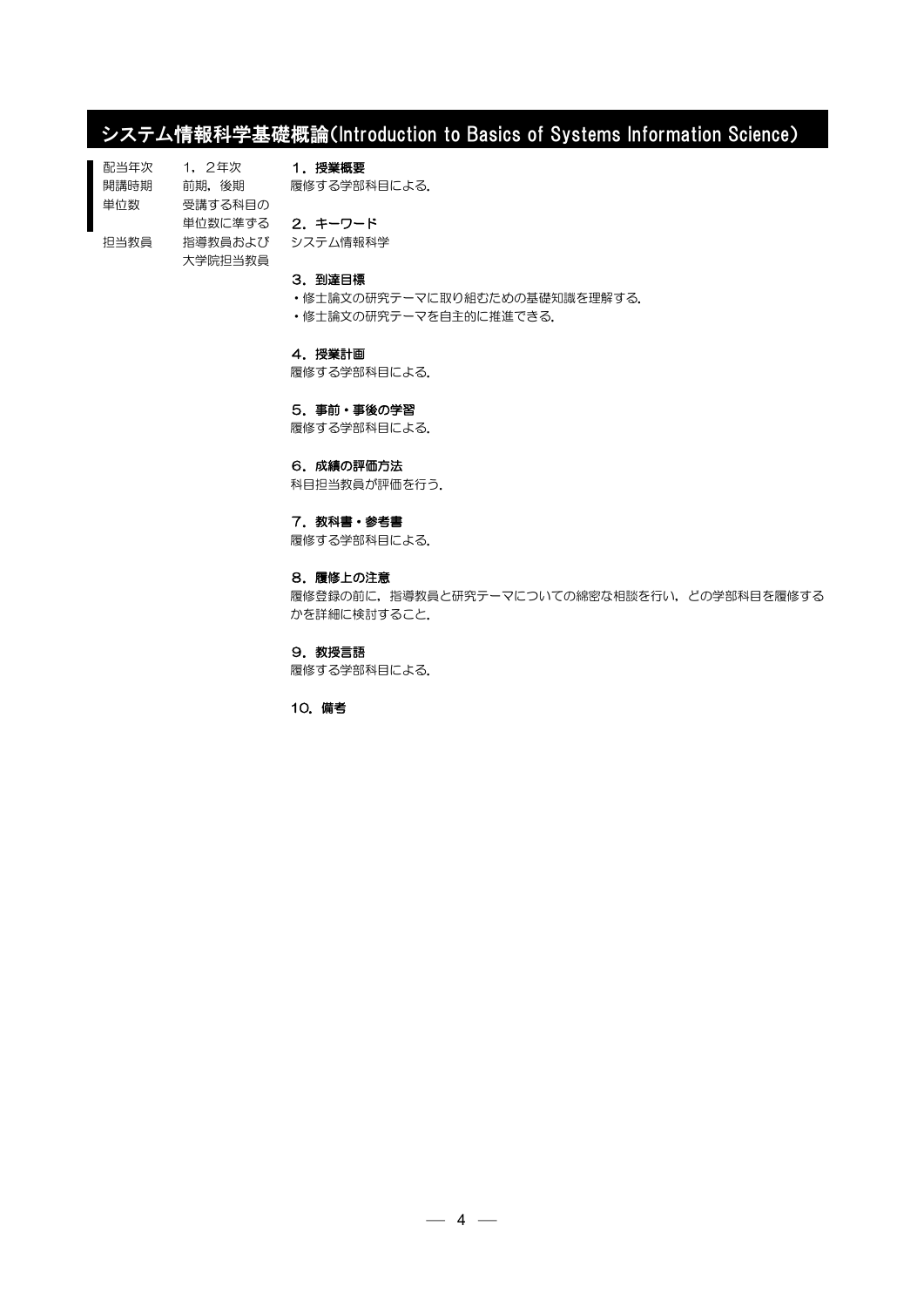# システム情報科学基礎概論(Introduction to Basics of Systems Information Science)

| | |
|---|---|
| 配当年次 | 1，2年次 |
| 開講時期 | 前期，後期 |
| 単位数 | 受講する科目の単位数に準ずる |
| 担当教員 | 指導教員および大学院担当教員 |

**1．授業概要**

履修する学部科目による.

**2．キーワード**

システム情報科学

**3．到達目標**

・修士論文の研究テーマに取り組むための基礎知識を理解する.
・修士論文の研究テーマを自主的に推進できる.

**4．授業計画**

履修する学部科目による.

**5．事前・事後の学習**

履修する学部科目による.

**6．成績の評価方法**

科目担当教員が評価を行う.

**7．教科書・参考書**

履修する学部科目による.

**8．履修上の注意**

履修登録の前に，指導教員と研究テーマについての綿密な相談を行い，どの学部科目を履修するかを詳細に検討すること.

**9．教授言語**

履修する学部科目による.

**10．備考**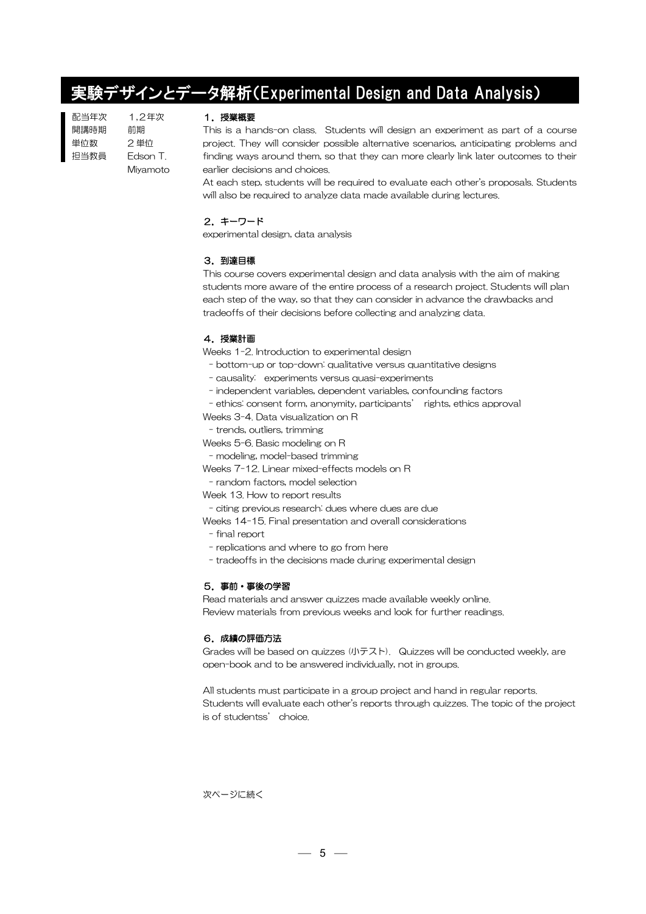# 実験デザインとデータ解析(Experimental Design and Data Analysis)

配当年次　1,2年次
開講時期　前期
単位数　2 単位
担当教員　Edson T. Miyamoto

### 1．授業概要

This is a hands-on class. Students will design an experiment as part of a course project. They will consider possible alternative scenarios, anticipating problems and finding ways around them, so that they can more clearly link later outcomes to their earlier decisions and choices.

At each step, students will be required to evaluate each other's proposals. Students will also be required to analyze data made available during lectures.

### 2．キーワード

experimental design, data analysis

### 3．到達目標

This course covers experimental design and data analysis with the aim of making students more aware of the entire process of a research project. Students will plan each step of the way, so that they can consider in advance the drawbacks and tradeoffs of their decisions before collecting and analyzing data.

### 4．授業計画

Weeks 1-2. Introduction to experimental design
- bottom-up or top-down: qualitative versus quantitative designs
- causality: experiments versus quasi-experiments
- independent variables, dependent variables, confounding factors
- ethics: consent form, anonymity, participants' rights, ethics approval

Weeks 3-4. Data visualization on R
- trends, outliers, trimming

Weeks 5-6. Basic modeling on R
- modeling, model-based trimming

Weeks 7-12. Linear mixed-effects models on R
- random factors, model selection

Week 13. How to report results
- citing previous research: dues where dues are due

Weeks 14-15. Final presentation and overall considerations
- final report
- replications and where to go from here
- tradeoffs in the decisions made during experimental design

### 5．事前・事後の学習

Read materials and answer quizzes made available weekly online.
Review materials from previous weeks and look for further readings.

### 6．成績の評価方法

Grades will be based on quizzes (小テスト). Quizzes will be conducted weekly, are open-book and to be answered individually, not in groups.

All students must participate in a group project and hand in regular reports. Students will evaluate each other's reports through quizzes. The topic of the project is of studentss' choice.

次ページに続く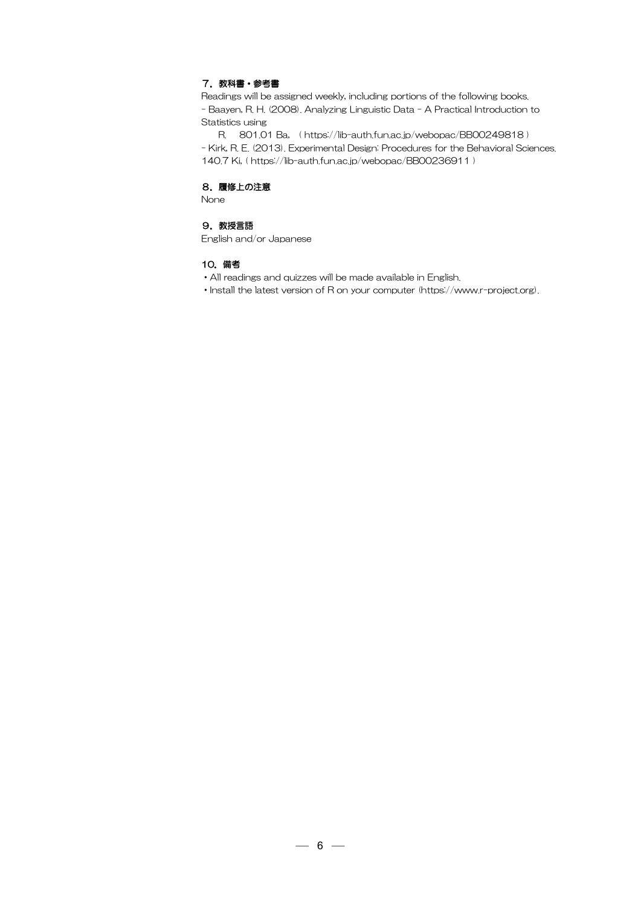### ７．教科書・参考書

Readings will be assigned weekly, including portions of the following books.

- Baayen, R. H. (2008). Analyzing Linguistic Data - A Practical Introduction to Statistics using
  R.　801.01 Ba, （ https://lib-auth.fun.ac.jp/webopac/BB00249818 ）
- Kirk, R. E. (2013). Experimental Design: Procedures for the Behavioral Sciences. 140.7 Ki, ( https://lib-auth.fun.ac.jp/webopac/BB00236911 )

### ８．履修上の注意

None

### ９．教授言語

English and/or Japanese

### 10．備考

・All readings and quizzes will be made available in English.

・Install the latest version of R on your computer (https://www.r-project.org).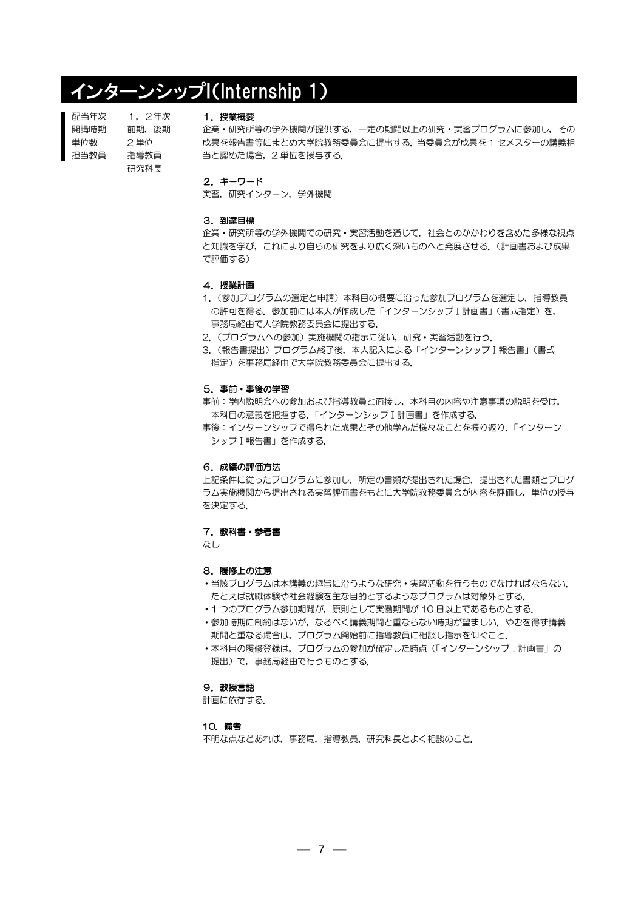# インターンシップI(Internship 1)

| | |
|---|---|
| 配当年次 | 1，2年次 |
| 開講時期 | 前期，後期 |
| 単位数 | 2 単位 |
| 担当教員 | 指導教員<br>研究科長 |

### 1．授業概要

企業・研究所等の学外機関が提供する，一定の期間以上の研究・実習プログラムに参加し，その成果を報告書等にまとめ大学院教務委員会に提出する．当委員会が成果を 1 セメスターの講義相当と認めた場合，2 単位を授与する．

### 2．キーワード

実習，研究インターン，学外機関

### 3．到達目標

企業・研究所等の学外機関での研究・実習活動を通じて，社会とのかかわりを含めた多様な視点と知識を学び，これにより自らの研究をより広く深いものへと発展させる．（計画書および成果で評価する）

### 4．授業計画

1.（参加プログラムの選定と申請）本科目の概要に沿った参加プログラムを選定し，指導教員の許可を得る．参加前には本人が作成した「インターンシップⅠ計画書」（書式指定）を，事務局経由で大学院教務委員会に提出する．
2.（プログラムへの参加）実施機関の指示に従い，研究・実習活動を行う．
3.（報告書提出）プログラム終了後，本人記入による「インターンシップⅠ報告書」（書式指定）を事務局経由で大学院教務委員会に提出する．

### 5．事前・事後の学習

事前：学内説明会への参加および指導教員と面接し，本科目の内容や注意事項の説明を受け，本科目の意義を把握する．「インターンシップⅠ計画書」を作成する．

事後：インターンシップで得られた成果とその他学んだ様々なことを振り返り，「インターンシップⅠ報告書」を作成する．

### 6．成績の評価方法

上記条件に従ったプログラムに参加し，所定の書類が提出された場合，提出された書類とプログラム実施機関から提出される実習評価書をもとに大学院教務委員会が内容を評価し，単位の授与を決定する．

### 7．教科書・参考書

なし

### 8．履修上の注意

- 当該プログラムは本講義の趣旨に沿うような研究・実習活動を行うものでなければならない．たとえば就職体験や社会経験を主な目的とするようなプログラムは対象外とする．
- 1 つのプログラム参加期間が，原則として実働期間が 10 日以上であるものとする．
- 参加時期に制約はないが，なるべく講義期間と重ならない時期が望ましい．やむを得ず講義期間と重なる場合は，プログラム開始前に指導教員に相談し指示を仰ぐこと．
- 本科目の履修登録は，プログラムの参加が確定した時点（「インターンシップⅠ計画書」の提出）で，事務局経由で行うものとする．

### 9．教授言語

計画に依存する．

### 10．備考

不明な点などあれば，事務局，指導教員，研究科長とよく相談のこと．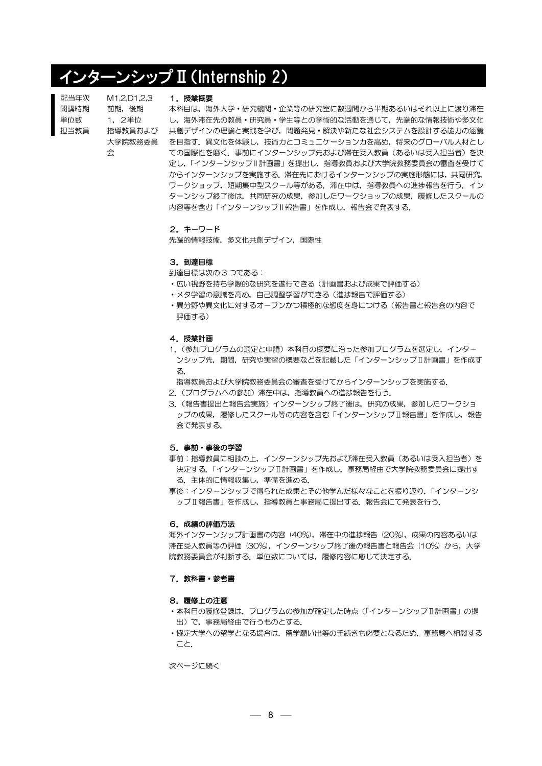# インターンシップⅡ(Internship 2)

| | |
|---|---|
| 配当年次 | M1,2,D1,2,3 |
| 開講時期 | 前期，後期 |
| 単位数 | 1，2単位 |
| 担当教員 | 指導教員および大学院教務委員会 |

### 1．授業概要

本科目は，海外大学・研究機関・企業等の研究室に数週間から半期あるいはそれ以上に渡り滞在し，海外滞在先の教員・研究員・学生等との学術的な活動を通じて，先端的な情報技術や多文化共創デザインの理論と実践を学び，問題発見・解決や新たな社会システムを設計する能力の涵養を目指す．異文化を体験し，技術力とコミュニケーション力を高め，将来のグローバル人材としての国際性を磨く．事前にインターンシップ先および滞在受入教員（あるいは受入担当者）を決定し，「インターンシップⅡ計画書」を提出し，指導教員および大学院教務委員会の審査を受けてからインターンシップを実施する．滞在先におけるインターンシップの実施形態には，共同研究，ワークショップ，短期集中型スクール等がある．滞在中は，指導教員への進捗報告を行う．インターンシップ終了後は，共同研究の成果，参加したワークショップの成果，履修したスクールの内容等を含む「インターンシップⅡ報告書」を作成し，報告会で発表する．

### 2．キーワード

先端的情報技術，多文化共創デザイン，国際性

### 3．到達目標

到達目標は次の３つである：

- 広い視野を持ち学際的な研究を遂行できる（計画書および成果で評価する）
- メタ学習の意識を高め，自己調整学習ができる（進捗報告で評価する）
- 異分野や異文化に対するオープンかつ積極的な態度を身につける（報告書と報告会の内容で評価する）

### 4．授業計画

1.（参加プログラムの選定と申請）本科目の概要に沿った参加プログラムを選定し，インターンシップ先，期間，研究や実習の概要などを記載した「インターンシップⅡ計画書」を作成する．
   指導教員および大学院教務委員会の審査を受けてからインターンシップを実施する．
2.（プログラムへの参加）滞在中は，指導教員への進捗報告を行う．
3.（報告書提出と報告会実施）インターンシップ終了後は，研究の成果，参加したワークショップの成果，履修したスクール等の内容を含む「インターンシップⅡ報告書」を作成し，報告会で発表する．

### 5．事前・事後の学習

事前：指導教員に相談の上，インターンシップ先および滞在受入教員（あるいは受入担当者）を決定する．「インターンシップⅡ計画書」を作成し，事務局経由で大学院教務委員会に提出する．主体的に情報収集し，準備を進める．

事後：インターンシップで得られた成果とその他学んだ様々なことを振り返り，「インターンシップⅡ報告書」を作成し，指導教員と事務局に提出する．報告会にて発表を行う．

### 6．成績の評価方法

海外インターンシップ計画書の内容（40%），滞在中の進捗報告（20%），成果の内容あるいは滞在受入教員等の評価（30%），インターンシップ終了後の報告書と報告会（10%）から，大学院教務委員会が判断する．単位数については，履修内容に応じて決定する．

### 7．教科書・参考書

### 8．履修上の注意

- 本科目の履修登録は，プログラムの参加が確定した時点（「インターンシップⅡ計画書」の提出）で，事務局経由で行うものとする．
- 協定大学への留学となる場合は，留学願い出等の手続きも必要となるため，事務局へ相談すること．

次ページに続く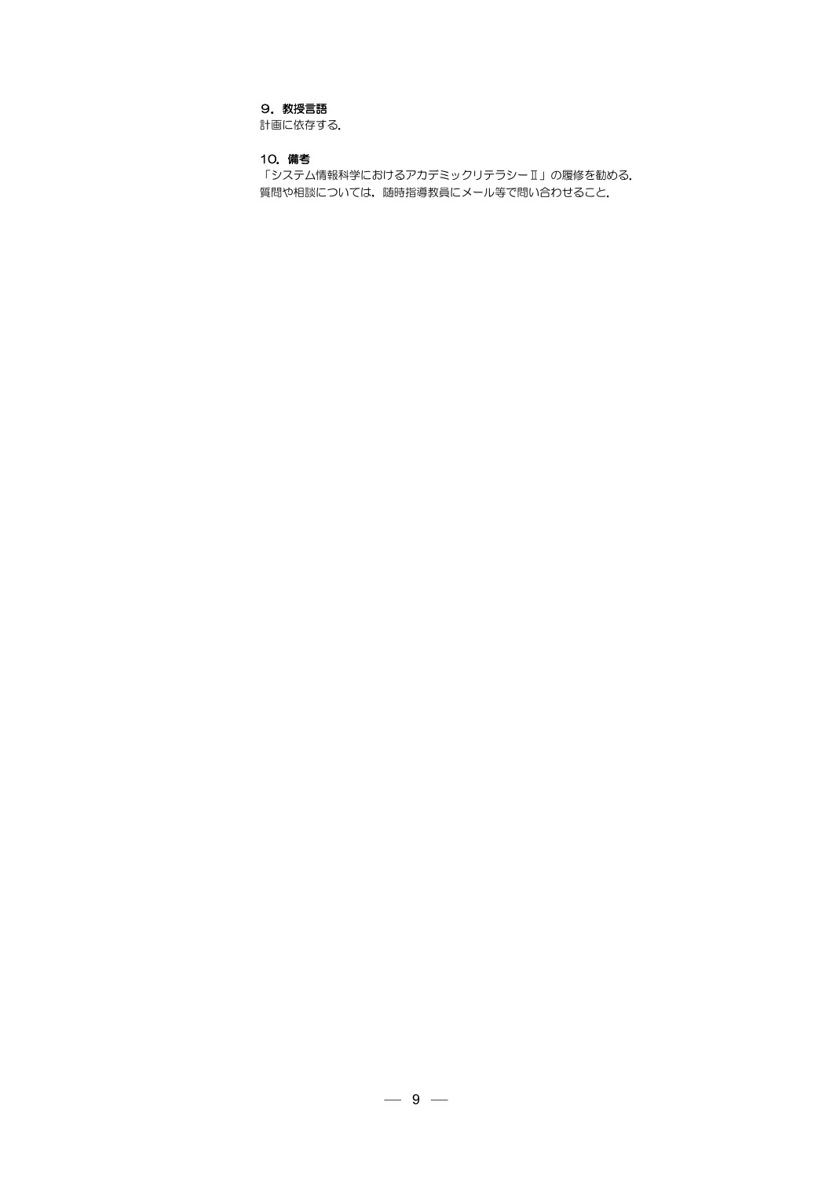### ９．教授言語

計画に依存する.

### 10. 備考

「システム情報科学におけるアカデミックリテラシーⅡ」の履修を勧める.
質問や相談については，随時指導教員にメール等で問い合わせること.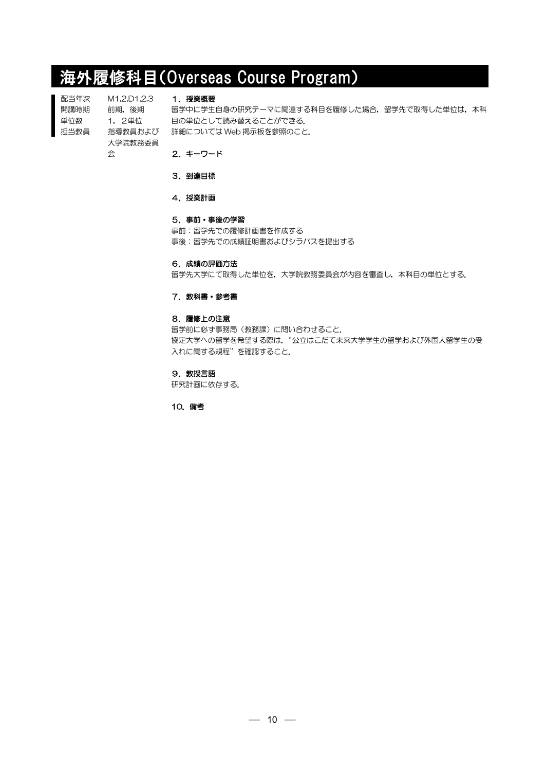# 海外履修科目(Overseas Course Program)

| | |
|---|---|
| 配当年次 | M1,2,D1,2,3 |
| 開講時期 | 前期，後期 |
| 単位数 | 1，2単位 |
| 担当教員 | 指導教員および大学院教務委員会 |

**1．授業概要**

留学中に学生自身の研究テーマに関連する科目を履修した場合，留学先で取得した単位は，本科目の単位として読み替えることができる.

詳細については Web 掲示板を参照のこと.

**2．キーワード**

**3．到達目標**

**4．授業計画**

**5．事前・事後の学習**

事前：留学先での履修計画書を作成する

事後：留学先での成績証明書およびシラバスを提出する

**6．成績の評価方法**

留学先大学にて取得した単位を，大学院教務委員会が内容を審査し，本科目の単位とする.

**7．教科書・参考書**

**8．履修上の注意**

留学前に必ず事務局（教務課）に問い合わせること.

協定大学への留学を希望する際は，“公立はこだて未来大学学生の留学および外国人留学生の受入れに関する規程”を確認すること.

**9．教授言語**

研究計画に依存する.

**10．備考**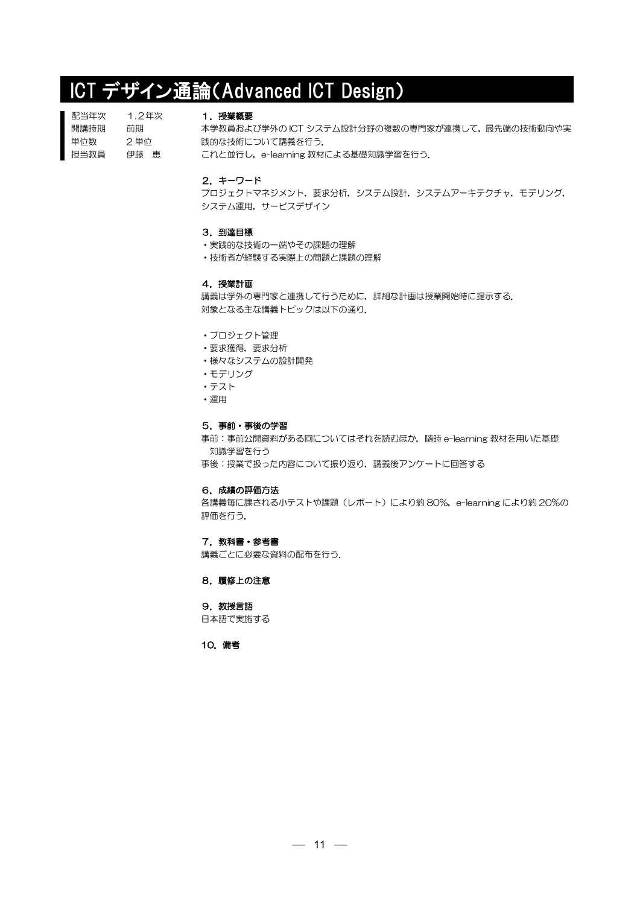# ICT デザイン通論(Advanced ICT Design)

配当年次　1,2年次
開講時期　前期
単位数　2 単位
担当教員　伊藤　恵

### 1．授業概要

本学教員および学外の ICT システム設計分野の複数の専門家が連携して，最先端の技術動向や実践的な技術について講義を行う．
これと並行し，e-learning 教材による基礎知識学習を行う．

### 2．キーワード

プロジェクトマネジメント，要求分析，システム設計，システムアーキテクチャ，モデリング，システム運用，サービスデザイン

### 3．到達目標

- 実践的な技術の一端やその課題の理解
- 技術者が経験する実際上の問題と課題の理解

### 4．授業計画

講義は学外の専門家と連携して行うために，詳細な計画は授業開始時に提示する．
対象となる主な講義トピックは以下の通り．

- プロジェクト管理
- 要求獲得，要求分析
- 様々なシステムの設計開発
- モデリング
- テスト
- 運用

### 5．事前・事後の学習

事前：事前公開資料がある回についてはそれを読むほか，随時 e-learning 教材を用いた基礎知識学習を行う
事後：授業で扱った内容について振り返り，講義後アンケートに回答する

### 6．成績の評価方法

各講義毎に課される小テストや課題（レポート）により約 80%，e-learning により約 20%の評価を行う．

### 7．教科書・参考書

講義ごとに必要な資料の配布を行う．

### 8．履修上の注意

### 9．教授言語

日本語で実施する

### 10．備考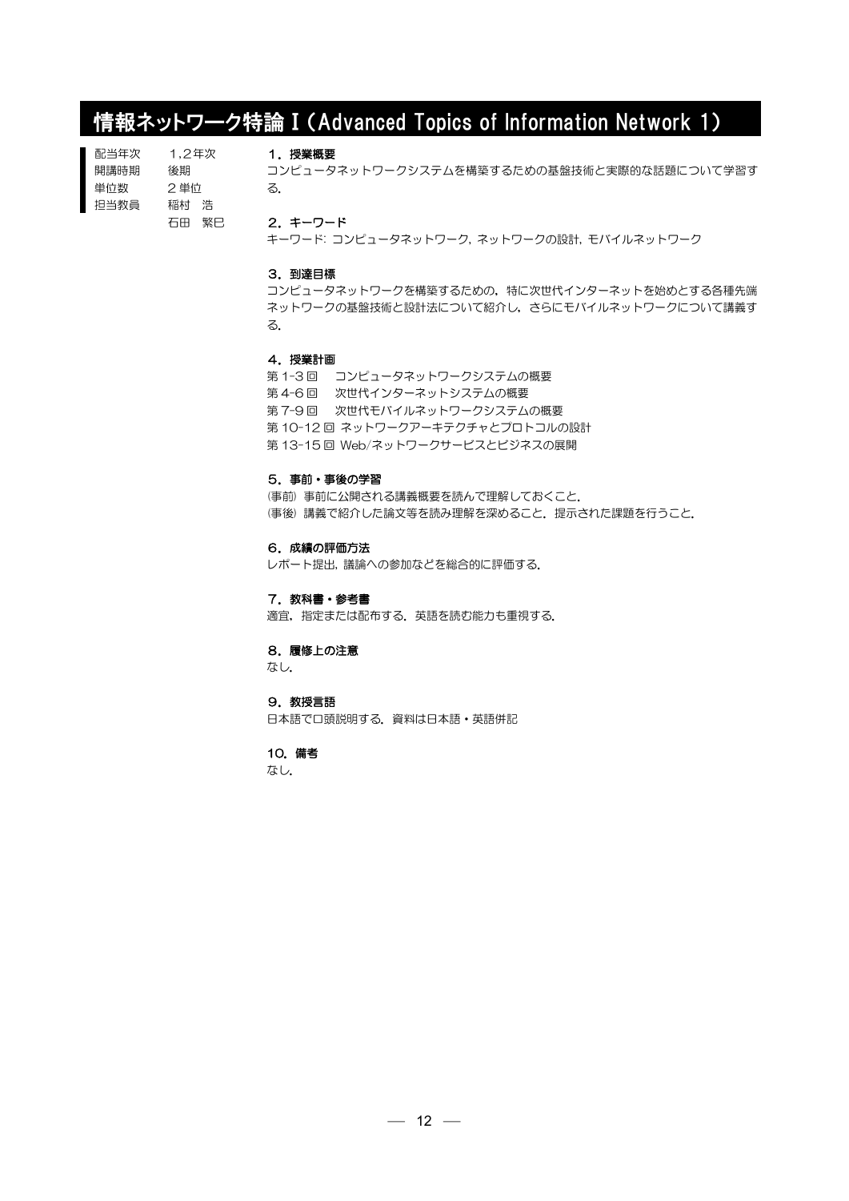# 情報ネットワーク特論Ⅰ(Advanced Topics of Information Network 1)

| | |
|---|---|
| 配当年次 | 1,2年次 |
| 開講時期 | 後期 |
| 単位数 | 2単位 |
| 担当教員 | 稲村　浩<br>石田　繁巳 |

### 1．授業概要

コンピュータネットワークシステムを構築するための基盤技術と実際的な話題について学習する.

### 2．キーワード

キーワード: コンピュータネットワーク, ネットワークの設計, モバイルネットワーク

### 3．到達目標

コンピュータネットワークを構築するための，特に次世代インターネットを始めとする各種先端ネットワークの基盤技術と設計法について紹介し，さらにモバイルネットワークについて講義する.

### 4．授業計画

第1-3回　コンピュータネットワークシステムの概要
第4-6回　次世代インターネットシステムの概要
第7-9回　次世代モバイルネットワークシステムの概要
第10-12回 ネットワークアーキテクチャとプロトコルの設計
第13-15回 Web/ネットワークサービスとビジネスの展開

### 5．事前・事後の学習

(事前) 事前に公開される講義概要を読んで理解しておくこと.
(事後) 講義で紹介した論文等を読み理解を深めること．提示された課題を行うこと.

### 6．成績の評価方法

レポート提出, 議論への参加などを総合的に評価する.

### 7．教科書・参考書

適宜，指定または配布する．英語を読む能力も重視する.

### 8．履修上の注意

なし.

### 9．教授言語

日本語で口頭説明する．資料は日本語・英語併記

### 10．備考

なし.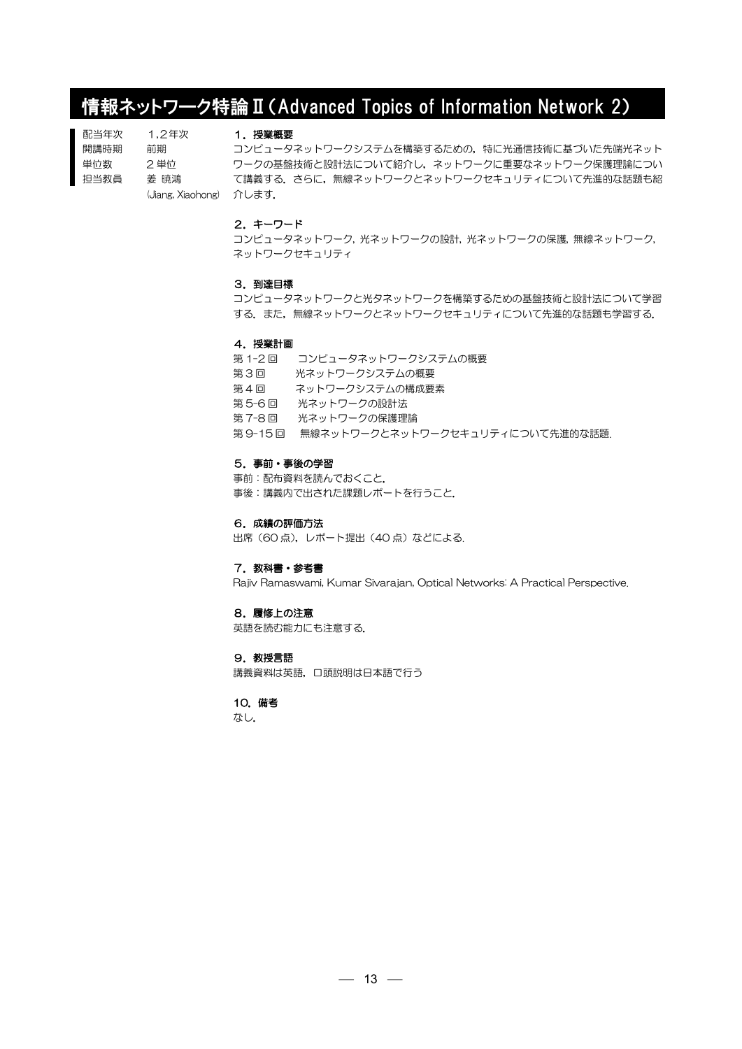# 情報ネットワーク特論Ⅱ（Advanced Topics of Information Network 2）

| | |
|---|---|
| 配当年次 | 1,2年次 |
| 開講時期 | 前期 |
| 単位数 | 2単位 |
| 担当教員 | 姜 暁鴻 (Jiang, Xiaohong) |

### 1．授業概要

コンピュータネットワークシステムを構築するための，特に光通信技術に基づいた先端光ネットワークの基盤技術と設計法について紹介し，ネットワークに重要なネットワーク保護理論について講義する．さらに，無線ネットワークとネットワークセキュリティについて先進的な話題も紹介します．

### 2．キーワード

コンピュータネットワーク，光ネットワークの設計，光ネットワークの保護，無線ネットワーク，ネットワークセキュリティ

### 3．到達目標

コンピュータネットワークと光タネットワークを構築するための基盤技術と設計法について学習する．また，無線ネットワークとネットワークセキュリティについて先進的な話題も学習する．

### 4．授業計画

- 第1-2回　コンピュータネットワークシステムの概要
- 第3回　光ネットワークシステムの概要
- 第4回　ネットワークシステムの構成要素
- 第5-6回　光ネットワークの設計法
- 第7-8回　光ネットワークの保護理論
- 第9-15回　無線ネットワークとネットワークセキュリティについて先進的な話題．

### 5．事前・事後の学習

事前：配布資料を読んでおくこと．
事後：講義内で出された課題レポートを行うこと．

### 6．成績の評価方法

出席（60点），レポート提出（40点）などによる．

### 7．教科書・参考書

Rajiv Ramaswami, Kumar Sivarajan, Optical Networks: A Practical Perspective.

### 8．履修上の注意

英語を読む能力にも注意する．

### 9．教授言語

講義資料は英語，口頭説明は日本語で行う

### 10．備考

なし．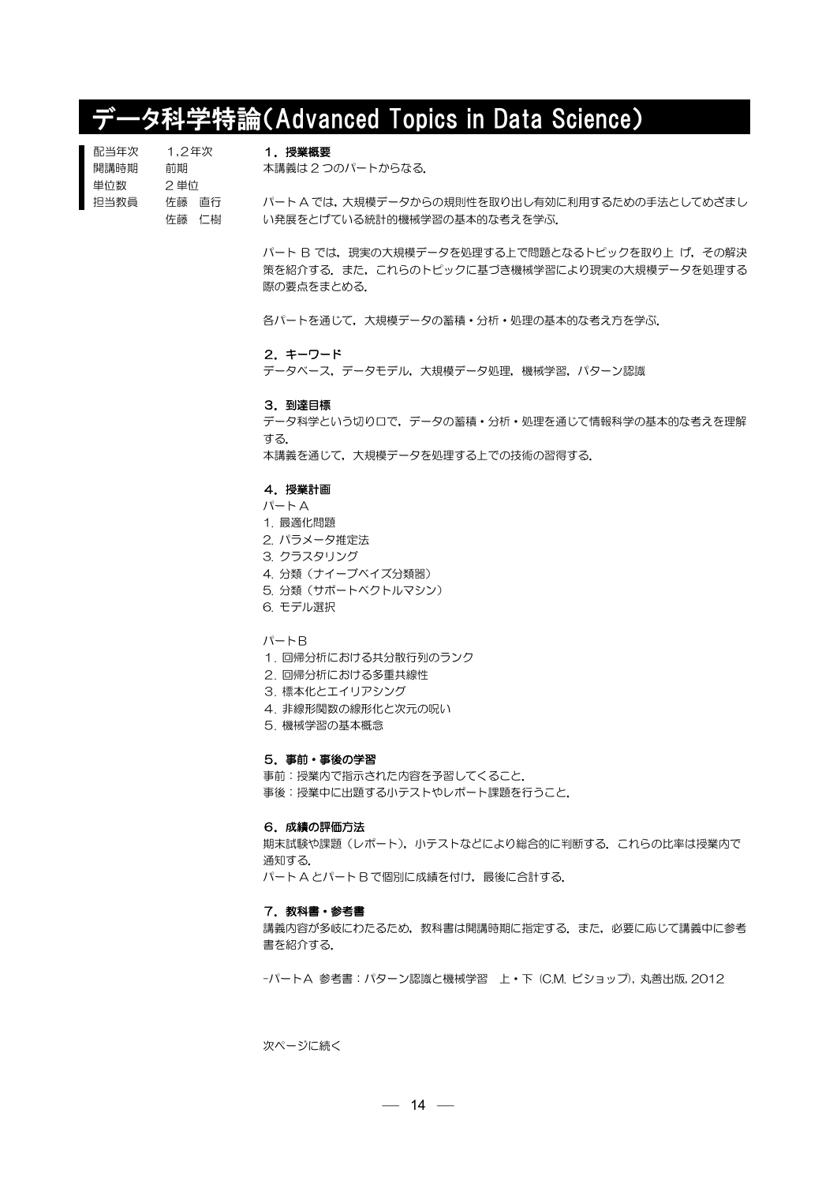# データ科学特論(Advanced Topics in Data Science)

| | |
|---|---|
| 配当年次 | 1,2年次 |
| 開講時期 | 前期 |
| 単位数 | 2単位 |
| 担当教員 | 佐藤　直行<br>佐藤　仁樹 |

### 1．授業概要

本講義は2つのパートからなる．

パートＡでは，大規模データからの規則性を取り出し有効に利用するための手法としてめざましい発展をとげている統計的機械学習の基本的な考えを学ぶ．

パート B では，現実の大規模データを処理する上で問題となるトピックを取り上 げ，その解決策を紹介する．また，これらのトピックに基づき機械学習により現実の大規模データを処理する際の要点をまとめる．

各パートを通じて，大規模データの蓄積・分析・処理の基本的な考え方を学ぶ．

### 2．キーワード

データベース，データモデル，大規模データ処理，機械学習，パターン認識

### 3．到達目標

データ科学という切り口で，データの蓄積・分析・処理を通じて情報科学の基本的な考えを理解する．

本講義を通じて，大規模データを処理する上での技術の習得する．

### 4．授業計画

パートＡ

1. 最適化問題
2. パラメータ推定法
3. クラスタリング
4. 分類（ナイーブベイズ分類器）
5. 分類（サポートベクトルマシン）
6. モデル選択

パートB

1. 回帰分析における共分散行列のランク
2. 回帰分析における多重共線性
3. 標本化とエイリアシング
4. 非線形関数の線形化と次元の呪い
5. 機械学習の基本概念

### 5．事前・事後の学習

事前：授業内で指示された内容を予習してくること．

事後：授業中に出題する小テストやレポート課題を行うこと．

### 6．成績の評価方法

期末試験や課題（レポート），小テストなどにより総合的に判断する．これらの比率は授業内で通知する．

パートＡとパートＢで個別に成績を付け，最後に合計する．

### 7．教科書・参考書

講義内容が多岐にわたるため，教科書は開講時期に指定する．また，必要に応じて講義中に参考書を紹介する．

-パートA 参考書：パターン認識と機械学習　上・下 (C.M. ビショップ)，丸善出版，2012

次ページに続く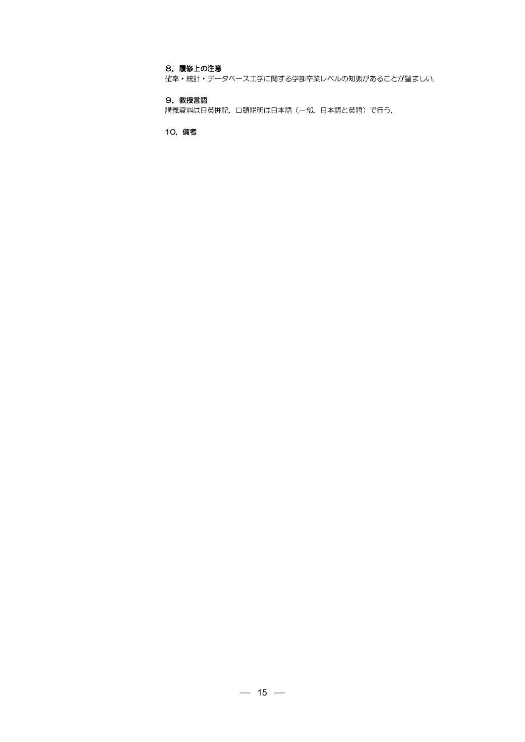### 8．履修上の注意

確率・統計・データベース工学に関する学部卒業レベルの知識があることが望ましい．

### 9．教授言語

講義資料は日英併記，口頭説明は日本語（一部，日本語と英語）で行う．

### 10．備考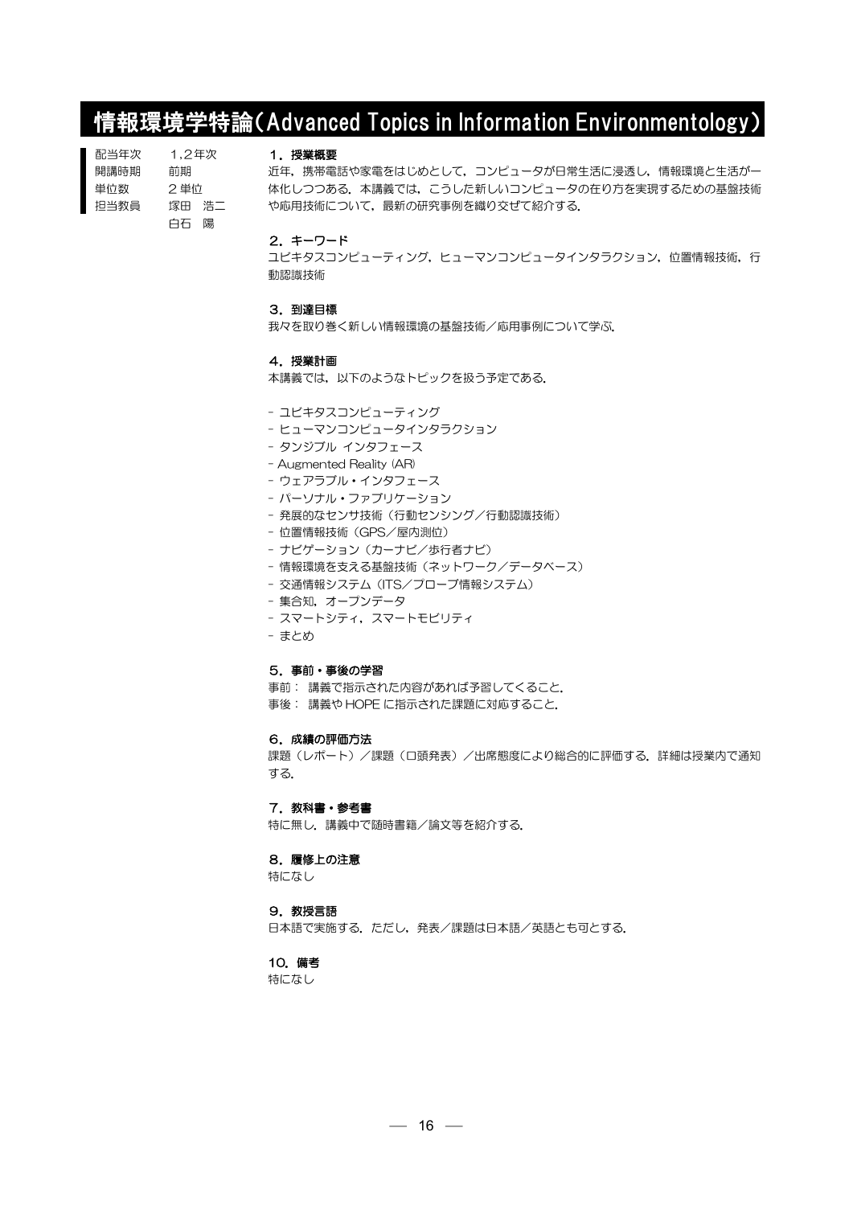# 情報環境学特論(Advanced Topics in Information Environmentology)

| | |
|---|---|
| 配当年次 | 1,2年次 |
| 開講時期 | 前期 |
| 単位数 | 2単位 |
| 担当教員 | 塚田　浩二<br>白石　陽 |

### 1．授業概要

近年，携帯電話や家電をはじめとして，コンピュータが日常生活に浸透し，情報環境と生活が一体化しつつある．本講義では，こうした新しいコンピュータの在り方を実現するための基盤技術や応用技術について，最新の研究事例を織り交ぜて紹介する．

### 2．キーワード

ユビキタスコンピューティング，ヒューマンコンピュータインタラクション，位置情報技術，行動認識技術

### 3．到達目標

我々を取り巻く新しい情報環境の基盤技術／応用事例について学ぶ．

### 4．授業計画

本講義では，以下のようなトピックを扱う予定である．

- ユビキタスコンピューティング
- ヒューマンコンピュータインタラクション
- タンジブル インタフェース
- Augmented Reality (AR)
- ウェアラブル・インタフェース
- パーソナル・ファブリケーション
- 発展的なセンサ技術（行動センシング／行動認識技術）
- 位置情報技術（GPS／屋内測位）
- ナビゲーション（カーナビ／歩行者ナビ）
- 情報環境を支える基盤技術（ネットワーク／データベース）
- 交通情報システム（ITS／プローブ情報システム）
- 集合知，オープンデータ
- スマートシティ，スマートモビリティ
- まとめ

### 5．事前・事後の学習

事前： 講義で指示された内容があれば予習してくること．
事後： 講義や HOPE に指示された課題に対応すること．

### 6．成績の評価方法

課題（レポート）／課題（口頭発表）／出席態度により総合的に評価する．詳細は授業内で通知する．

### 7．教科書・参考書

特に無し．講義中で随時書籍／論文等を紹介する．

### 8．履修上の注意

特になし

### 9．教授言語

日本語で実施する．ただし，発表／課題は日本語／英語とも可とする．

### 10．備考

特になし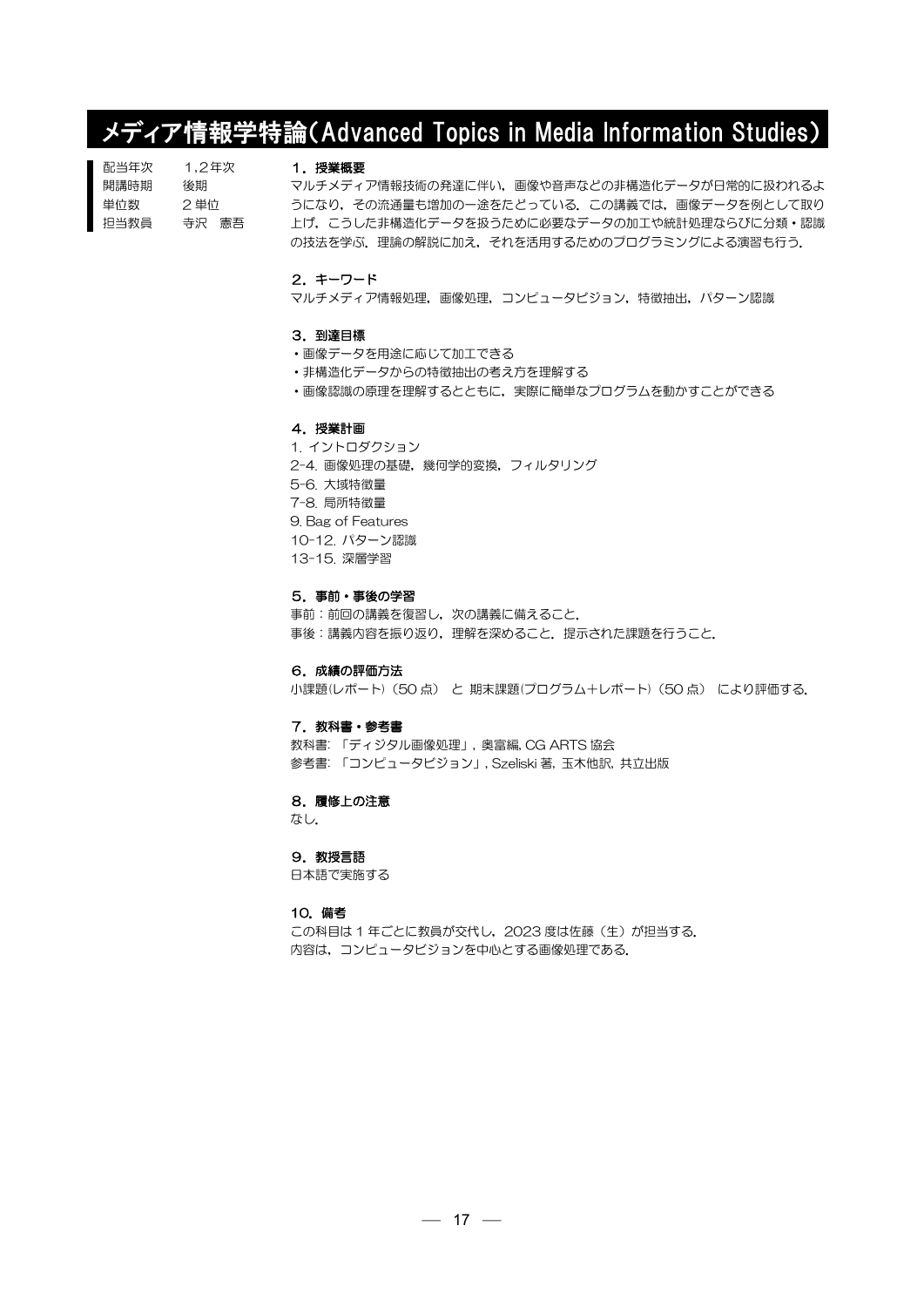# メディア情報学特論(Advanced Topics in Media Information Studies)

配当年次　1,2年次
開講時期　後期
単位数　2単位
担当教員　寺沢　憲吾

### 1．授業概要

マルチメディア情報技術の発達に伴い，画像や音声などの非構造化データが日常的に扱われるようになり，その流通量も増加の一途をたどっている．この講義では，画像データを例として取り上げ，こうした非構造化データを扱うために必要なデータの加工や統計処理ならびに分類・認識の技法を学ぶ．理論の解説に加え，それを活用するためのプログラミングによる演習も行う．

### 2．キーワード

マルチメディア情報処理，画像処理，コンピュータビジョン，特徴抽出，パターン認識

### 3．到達目標

- 画像データを用途に応じて加工できる
- 非構造化データからの特徴抽出の考え方を理解する
- 画像認識の原理を理解するとともに，実際に簡単なプログラムを動かすことができる

### 4．授業計画

1. イントロダクション
2-4. 画像処理の基礎，幾何学的変換，フィルタリング
5-6. 大域特徴量
7-8. 局所特徴量
9. Bag of Features
10-12. パターン認識
13-15. 深層学習

### 5．事前・事後の学習

事前：前回の講義を復習し，次の講義に備えること．
事後：講義内容を振り返り，理解を深めること．提示された課題を行うこと．

### 6．成績の評価方法

小課題(レポート)（50 点） と 期末課題(プログラム＋レポート)（50 点） により評価する．

### 7．教科書・参考書

教科書: 「ディジタル画像処理」, 奥富編, CG ARTS 協会
参考書: 「コンピュータビジョン」, Szeliski 著, 玉木他訳, 共立出版

### 8．履修上の注意

なし．

### 9．教授言語

日本語で実施する

### 10. 備考

この科目は 1 年ごとに教員が交代し，2023 度は佐藤（生）が担当する．
内容は，コンピュータビジョンを中心とする画像処理である．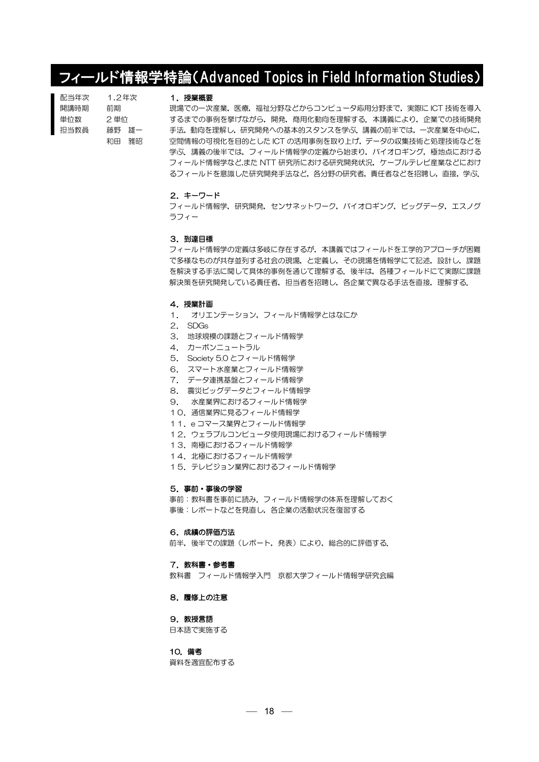# フィールド情報学特論（Advanced Topics in Field Information Studies）

配当年次　1,2年次
開講時期　前期
単位数　2単位
担当教員　藤野　雄一
　　　　　和田　雅昭

**1．授業概要**

現場での一次産業，医療，福祉分野などからコンピュータ応用分野まで，実際に ICT 技術を導入するまでの事例を挙げながら，開発，商用化動向を理解する．本講義により，企業での技術開発手法，動向を理解し，研究開発への基本的スタンスを学ぶ．講義の前半では，一次産業を中心に，空間情報の可視化を目的とした ICT の活用事例を取り上げ，データの収集技術と処理技術などを学ぶ．講義の後半では，フィールド情報学の定義から始まり，バイオロギング，極地点におけるフィールド情報学など,また NTT 研究所における研究開発状況，ケーブルテレビ産業などにおけるフィールドを意識した研究開発手法など，各分野の研究者，責任者などを招聘し，直接，学ぶ．

**2．キーワード**

フィールド情報学，研究開発，センサネットワーク，バイオロギング，ビッグデータ，エスノグラフィー

**3．到達目標**

フィールド情報学の定義は多岐に存在するが，本講義ではフィールドを工学的アプローチが困難で多様なものが共存並列する社会の現場，と定義し，その現場を情報学にて記述，設計し，課題を解決する手法に関して具体的事例を通じて理解する．後半は，各種フィールドにて実際に課題解決策を研究開発している責任者，担当者を招聘し，各企業で異なる手法を直接，理解する．

**4．授業計画**

１．　オリエンテーション，フィールド情報学とはなにか
２．SDGs
３．地球規模の課題とフィールド情報学
４．カーボンニュートラル
５．Society 5.0 とフィールド情報学
６．スマート水産業とフィールド情報学
７．データ連携基盤とフィールド情報学
８．震災ビッグデータとフィールド情報学
９．　水産業界におけるフィールド情報学
１０．通信業界に見るフィールド情報学
１１．e コマース業界とフィールド情報学
１２．ウェラブルコンピュータ使用現場におけるフィールド情報学
１３．南極におけるフィールド情報学
１４．北極におけるフィールド情報学
１５．テレビジョン業界におけるフィールド情報学

**5．事前・事後の学習**

事前：教科書を事前に読み．フィールド情報学の体系を理解しておく
事後：レポートなどを見直し，各企業の活動状況を復習する

**6．成績の評価方法**

前半，後半での課題（レポート，発表）により，総合的に評価する．

**7．教科書・参考書**

教科書　フィールド情報学入門　京都大学フィールド情報学研究会編

**8．履修上の注意**

**9．教授言語**

日本語で実施する

**10．備考**

資料を適宜配布する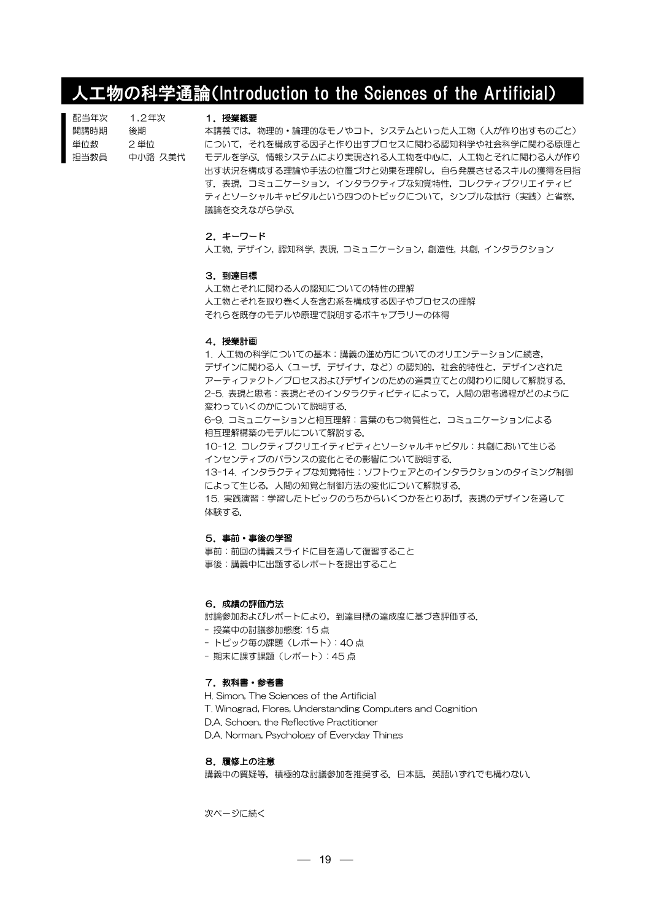# 人工物の科学通論(Introduction to the Sciences of the Artificial)

| | |
|---|---|
| 配当年次 | 1,2年次 |
| 開講時期 | 後期 |
| 単位数 | 2単位 |
| 担当教員 | 中小路 久美代 |

### 1．授業概要

本講義では，物理的・論理的なモノやコト，システムといった人工物（人が作り出すものごと）について，それを構成する因子と作り出すプロセスに関わる認知科学や社会科学に関わる原理とモデルを学ぶ．情報システムにより実現される人工物を中心に，人工物とそれに関わる人が作り出す状況を構成する理論や手法の位置づけと効果を理解し，自ら発展させるスキルの獲得を目指す．表現，コミュニケーション，インタラクティブな知覚特性，コレクティブクリエイティビティとソーシャルキャピタルという四つのトピックについて，シンプルな試行（実践）と省察，議論を交えながら学ぶ．

### 2．キーワード

人工物, デザイン, 認知科学, 表現, コミュニケーション, 創造性, 共創, インタラクション

### 3．到達目標

人工物とそれに関わる人の認知についての特性の理解
人工物とそれを取り巻く人を含む系を構成する因子やプロセスの理解
それらを既存のモデルや原理で説明するボキャブラリーの体得

### 4．授業計画

1. 人工物の科学についての基本：講義の進め方についてのオリエンテーションに続き，デザインに関わる人（ユーザ，デザイナ，など）の認知的，社会的特性と，デザインされたアーティファクト／プロセスおよびデザインのための道具立てとの関わりに関して解説する．
2-5. 表現と思考：表現とそのインタラクティビティによって，人間の思考過程がどのように変わっていくのかについて説明する．
6-9. コミュニケーションと相互理解：言葉のもつ物質性と，コミュニケーションによる相互理解構築のモデルについて解説する．
10-12. コレクティブクリエイティビティとソーシャルキャピタル：共創において生じるインセンティブのバランスの変化とその影響について説明する．
13-14. インタラクティブな知覚特性：ソフトウェアとのインタラクションのタイミング制御によって生じる，人間の知覚と制御方法の変化について解説する．
15. 実践演習：学習したトピックのうちからいくつかをとりあげ，表現のデザインを通して体験する．

### 5．事前・事後の学習

事前：前回の講義スライドに目を通して復習すること
事後：講義中に出題するレポートを提出すること

### 6．成績の評価方法

討論参加およびレポートにより，到達目標の達成度に基づき評価する．
- 授業中の討議参加態度: 15 点
- トピック毎の課題（レポート）: 40 点
- 期末に課す課題（レポート）: 45 点

### 7．教科書・参考書

H. Simon, The Sciences of the Artificial
T. Winograd, Flores, Understanding Computers and Cognition
D.A. Schoen, the Reflective Practitioner
D.A. Norman, Psychology of Everyday Things

### 8．履修上の注意

講義中の質疑等，積極的な討議参加を推奨する．日本語，英語いずれでも構わない．

次ページに続く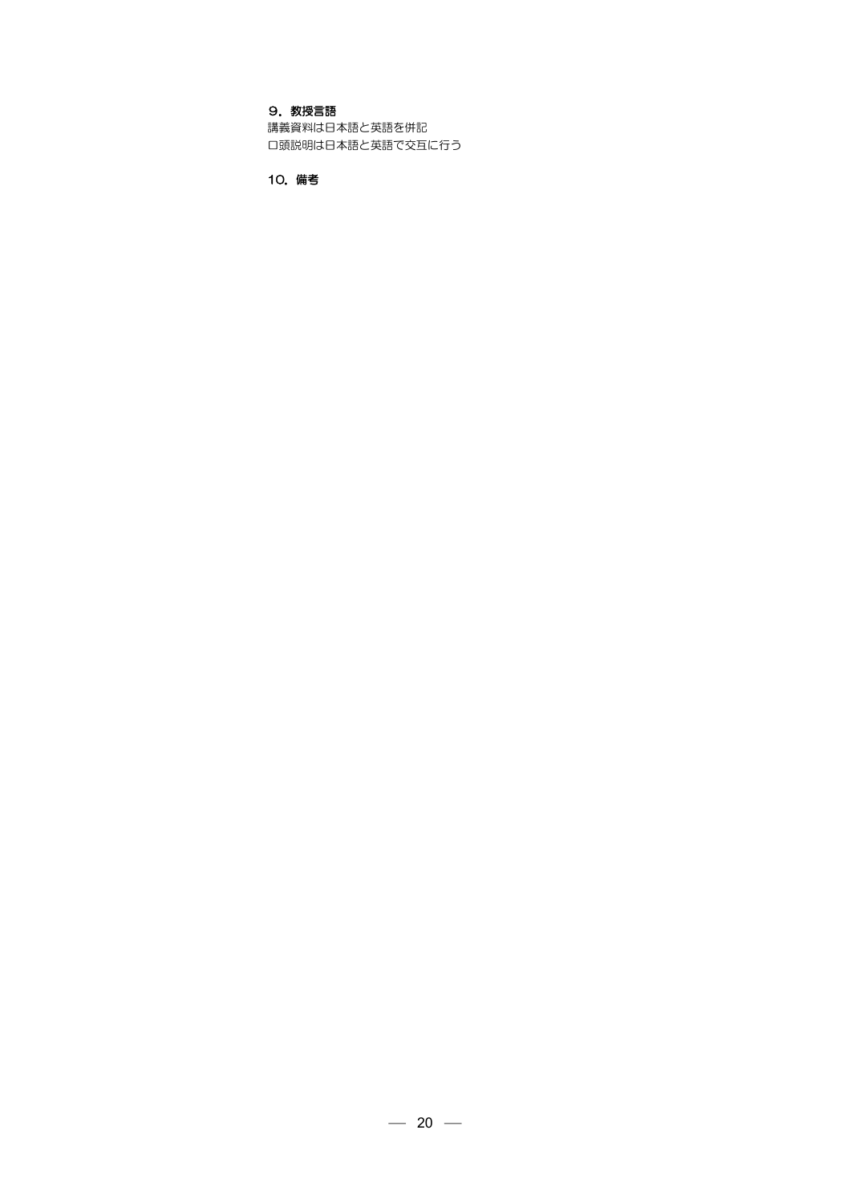**９．教授言語**

講義資料は日本語と英語を併記
口頭説明は日本語と英語で交互に行う

**１０．備考**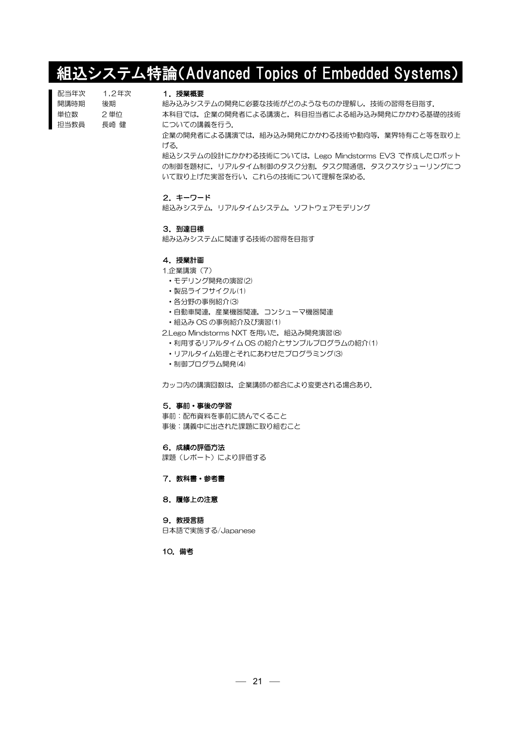# 組込システム特論(Advanced Topics of Embedded Systems)

配当年次　1,2年次
開講時期　後期
単位数　2単位
担当教員　長崎 健

### 1．授業概要

組み込みシステムの開発に必要な技術がどのようなものか理解し，技術の習得を目指す．
本科目では，企業の開発者による講演と，科目担当者による組み込み開発にかかわる基礎的技術についての講義を行う．
企業の開発者による講演では，組み込み開発にかかわる技術や動向等，業界特有こと等を取り上げる．
組込システムの設計にかかわる技術については，Lego Mindstorms EV3 で作成したロボットの制御を題材に，リアルタイム制御のタスク分割，タスク間通信，タスクスケジューリングについて取り上げた実習を行い，これらの技術について理解を深める．

### 2．キーワード

組込みシステム，リアルタイムシステム，ソフトウェアモデリング

### 3．到達目標

組み込みシステムに関連する技術の習得を目指す

### 4．授業計画

1.企業講演（7）
- モデリング開発の演習(2)
- 製品ライフサイクル(1)
- 各分野の事例紹介(3)
- 自動車関連，産業機器関連，コンシューマ機器関連
- 組込み OS の事例紹介及び演習(1)

2.Lego Mindstorms NXT を用いた，組込み開発演習(8)
- 利用するリアルタイム OS の紹介とサンプルプログラムの紹介(1)
- リアルタイム処理とそれにあわせたプログラミング(3)
- 制御プログラム開発(4)

カッコ内の講演回数は，企業講師の都合により変更される場合あり．

### 5．事前・事後の学習

事前：配布資料を事前に読んでくること
事後：講義中に出された課題に取り組むこと

### 6．成績の評価方法

課題（レポート）により評価する

### 7．教科書・参考書

### 8．履修上の注意

### 9．教授言語

日本語で実施する/Japanese

### 10．備考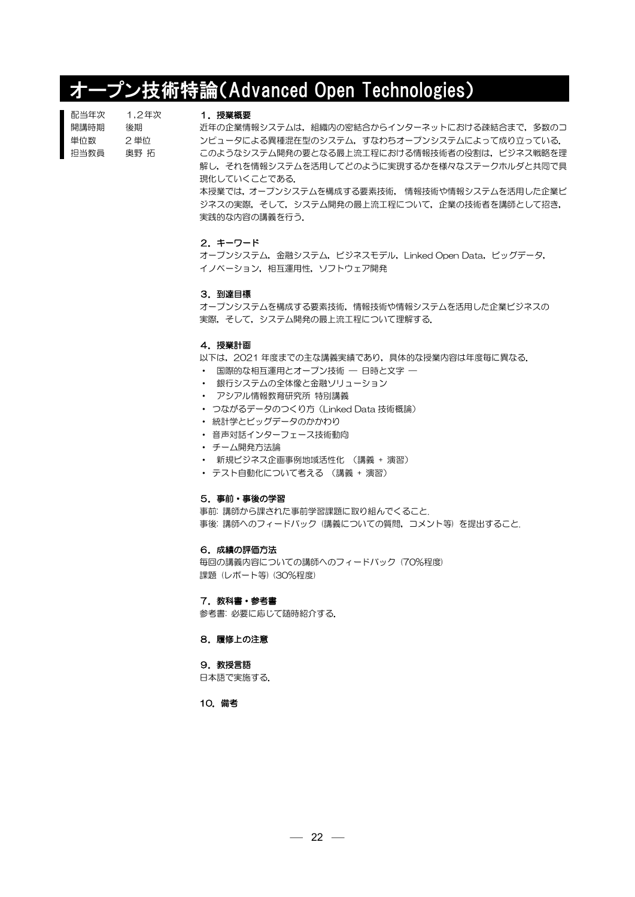# オープン技術特論(Advanced Open Technologies)

| | |
|---|---|
| 配当年次 | 1,2年次 |
| 開講時期 | 後期 |
| 単位数 | 2単位 |
| 担当教員 | 奥野 拓 |

### 1．授業概要

近年の企業情報システムは，組織内の密結合からインターネットにおける疎結合まで，多数のコンピュータによる異種混在型のシステム，すなわちオープンシステムによって成り立っている．このようなシステム開発の要となる最上流工程における情報技術者の役割は，ビジネス戦略を理解し，それを情報システムを活用してどのように実現するかを様々なステークホルダと共同で具現化していくことである．

本授業では，オープンシステムを構成する要素技術， 情報技術や情報システムを活用した企業ビジネスの実際，そして，システム開発の最上流工程について，企業の技術者を講師として招き，実践的な内容の講義を行う．

### 2．キーワード

オープンシステム，金融システム，ビジネスモデル，Linked Open Data，ビッグデータ，イノベーション，相互運用性，ソフトウェア開発

### 3．到達目標

オープンシステムを構成する要素技術，情報技術や情報システムを活用した企業ビジネスの実際，そして，システム開発の最上流工程について理解する．

### 4．授業計画

以下は，2021 年度までの主な講義実績であり，具体的な授業内容は年度毎に異なる．

- 国際的な相互運用とオープン技術 ― 日時と文字 ―
- 銀行システムの全体像と金融ソリューション
- アシアル情報教育研究所 特別講義
- つながるデータのつくり方（Linked Data 技術概論）
- 統計学とビッグデータのかかわり
- 音声対話インターフェース技術動向
- チーム開発方法論
- 新規ビジネス企画事例地域活性化 （講義 + 演習）
- テスト自動化について考える （講義 + 演習）

### 5．事前・事後の学習

事前: 講師から課された事前学習課題に取り組んでくること.
事後: 講師へのフィードバック（講義についての質問，コメント等）を提出すること.

### 6．成績の評価方法

毎回の講義内容についての講師へのフィードバック（70%程度）
課題（レポート等）(30%程度)

### 7．教科書・参考書

参考書: 必要に応じて随時紹介する.

### 8．履修上の注意

### 9．教授言語

日本語で実施する.

### 10．備考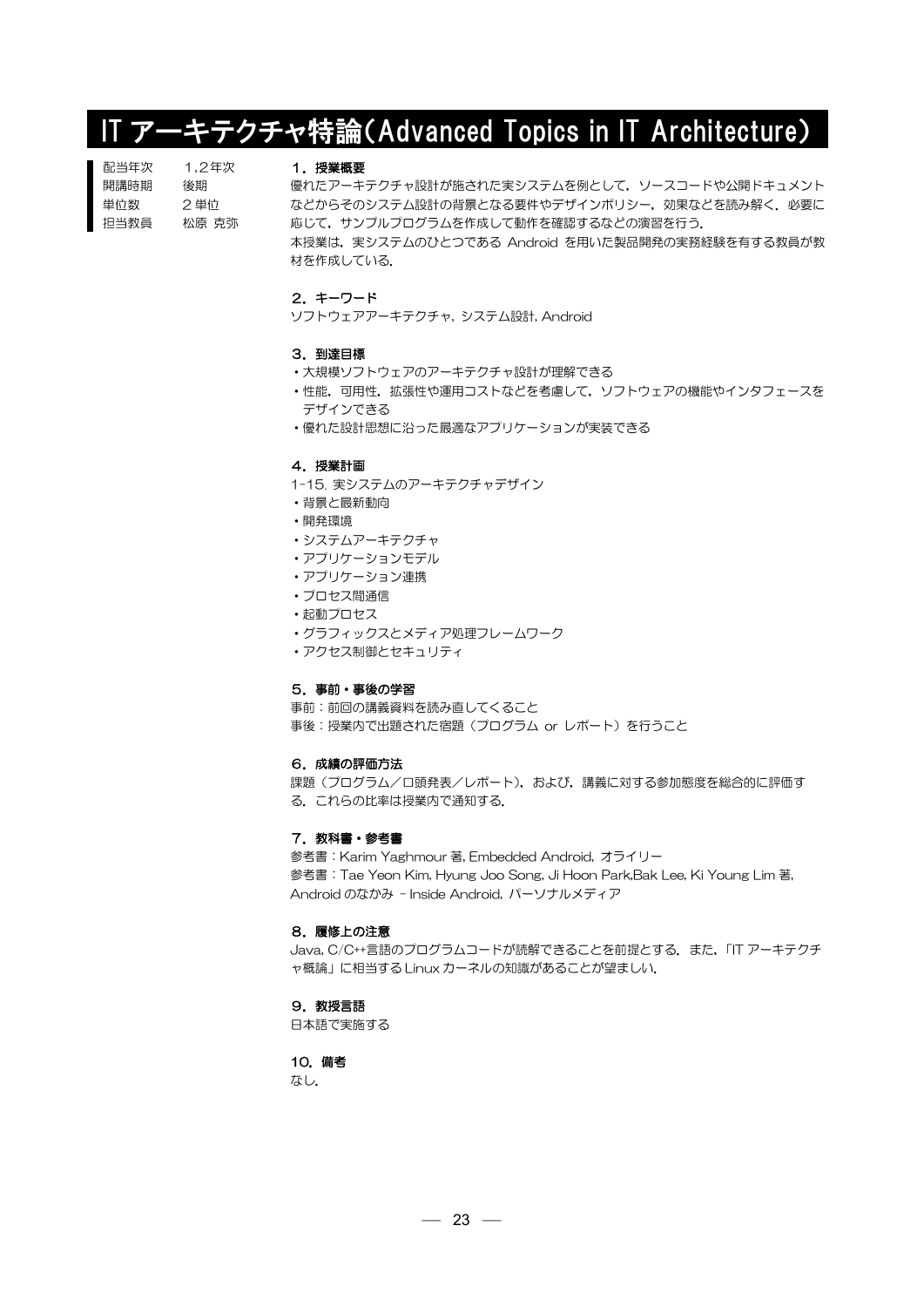# IT アーキテクチャ特論(Advanced Topics in IT Architecture)

配当年次　1,2年次
開講時期　後期
単位数　2 単位
担当教員　松原 克弥

### 1. 授業概要

優れたアーキテクチャ設計が施された実システムを例として，ソースコードや公開ドキュメントなどからそのシステム設計の背景となる要件やデザインポリシー，効果などを読み解く．必要に応じて，サンプルプログラムを作成して動作を確認するなどの演習を行う．
本授業は，実システムのひとつである Android を用いた製品開発の実務経験を有する教員が教材を作成している．

### 2. キーワード

ソフトウェアアーキテクチャ，システム設計，Android

### 3. 到達目標

- 大規模ソフトウェアのアーキテクチャ設計が理解できる
- 性能，可用性，拡張性や運用コストなどを考慮して，ソフトウェアの機能やインタフェースをデザインできる
- 優れた設計思想に沿った最適なアプリケーションが実装できる

### 4. 授業計画

1-15. 実システムのアーキテクチャデザイン
- 背景と最新動向
- 開発環境
- システムアーキテクチャ
- アプリケーションモデル
- アプリケーション連携
- プロセス間通信
- 起動プロセス
- グラフィックスとメディア処理フレームワーク
- アクセス制御とセキュリティ

### 5. 事前・事後の学習

事前：前回の講義資料を読み直してくること
事後：授業内で出題された宿題（プログラム or レポート）を行うこと

### 6. 成績の評価方法

課題（プログラム／口頭発表／レポート），および，講義に対する参加態度を総合的に評価する．これらの比率は授業内で通知する．

### 7. 教科書・参考書

参考書：Karim Yaghmour 著, Embedded Android, オライリー
参考書：Tae Yeon Kim, Hyung Joo Song, Ji Hoon Park,Bak Lee, Ki Young Lim 著, Android のなかみ - Inside Android, パーソナルメディア

### 8. 履修上の注意

Java, C/C++言語のプログラムコードが読解できることを前提とする．また，「IT アーキテクチャ概論」に相当する Linux カーネルの知識があることが望ましい．

### 9. 教授言語

日本語で実施する

### 10. 備考

なし．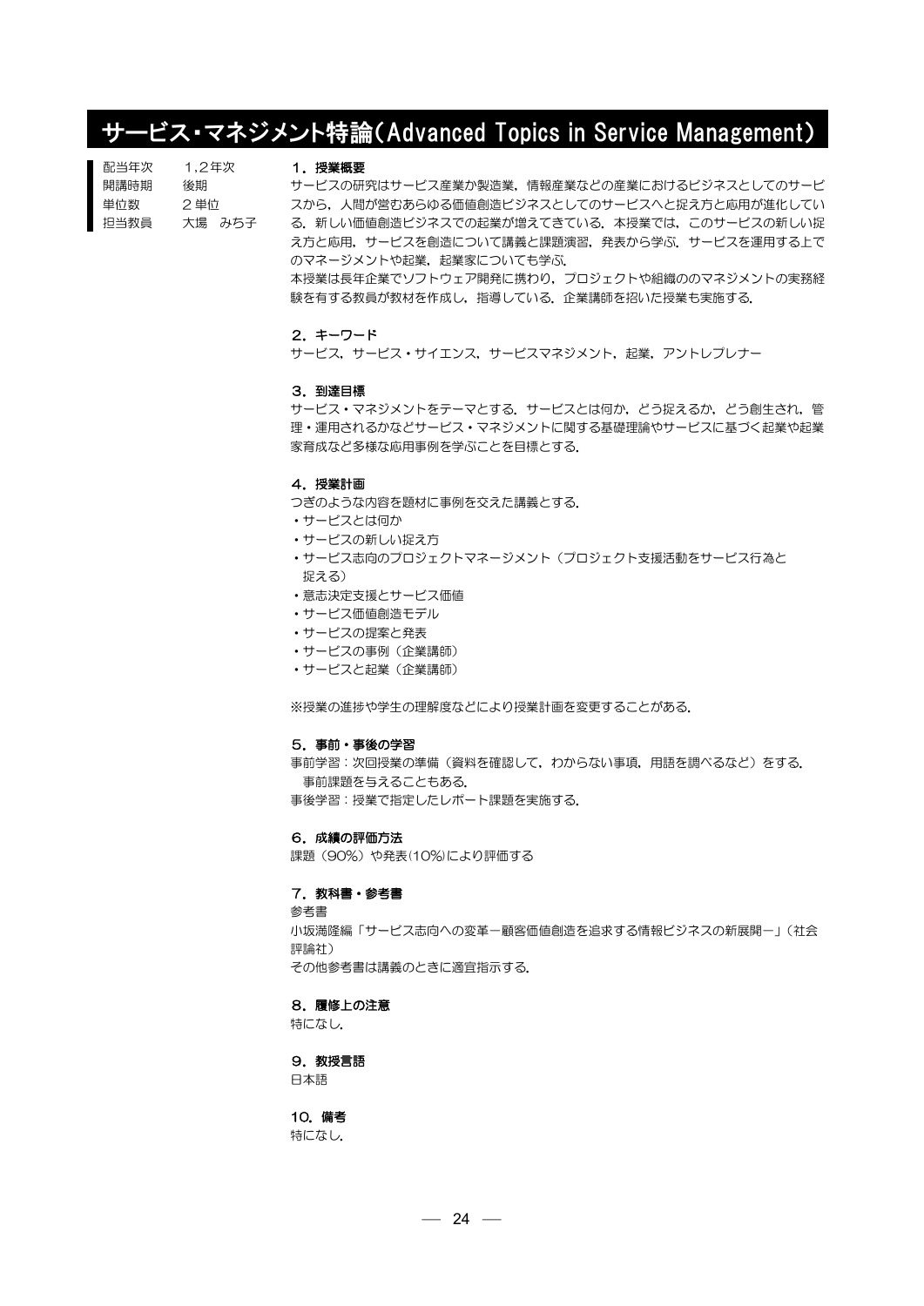# サービス・マネジメント特論(Advanced Topics in Service Management)

配当年次　1,2年次
開講時期　後期
単位数　2単位
担当教員　大場　みち子

### 1．授業概要

サービスの研究はサービス産業か製造業，情報産業などの産業におけるビジネスとしてのサービスから，人間が営むあらゆる価値創造ビジネスとしてのサービスへと捉え方と応用が進化している．新しい価値創造ビジネスでの起業が増えてきている．本授業では，このサービスの新しい捉え方と応用，サービスを創造について講義と課題演習，発表から学ぶ．サービスを運用する上でのマネージメントや起業，起業家についても学ぶ．

本授業は長年企業でソフトウェア開発に携わり，プロジェクトや組織ののマネジメントの実務経験を有する教員が教材を作成し，指導している．企業講師を招いた授業も実施する．

### 2．キーワード

サービス，サービス・サイエンス，サービスマネジメント，起業，アントレプレナー

### 3．到達目標

サービス・マネジメントをテーマとする．サービスとは何か，どう捉えるか，どう創生され，管理・運用されるかなどサービス・マネジメントに関する基礎理論やサービスに基づく起業や起業家育成など多様な応用事例を学ぶことを目標とする．

### 4．授業計画

つぎのような内容を題材に事例を交えた講義とする．

- サービスとは何か
- サービスの新しい捉え方
- サービス志向のプロジェクトマネージメント（プロジェクト支援活動をサービス行為と捉える）
- 意志決定支援とサービス価値
- サービス価値創造モデル
- サービスの提案と発表
- サービスの事例（企業講師）
- サービスと起業（企業講師）

※授業の進捗や学生の理解度などにより授業計画を変更することがある．

### 5．事前・事後の学習

事前学習：次回授業の準備（資料を確認して，わからない事項，用語を調べるなど）をする．
　事前課題を与えることもある．
事後学習：授業で指定したレポート課題を実施する．

### 6．成績の評価方法

課題（90%）や発表(10%)により評価する

### 7．教科書・参考書

参考書
小坂満隆編「サービス志向への変革－顧客価値創造を追求する情報ビジネスの新展開－」（社会評論社）
その他参考書は講義のときに適宜指示する．

### 8．履修上の注意

特になし．

### 9．教授言語

日本語

### 10．備考

特になし．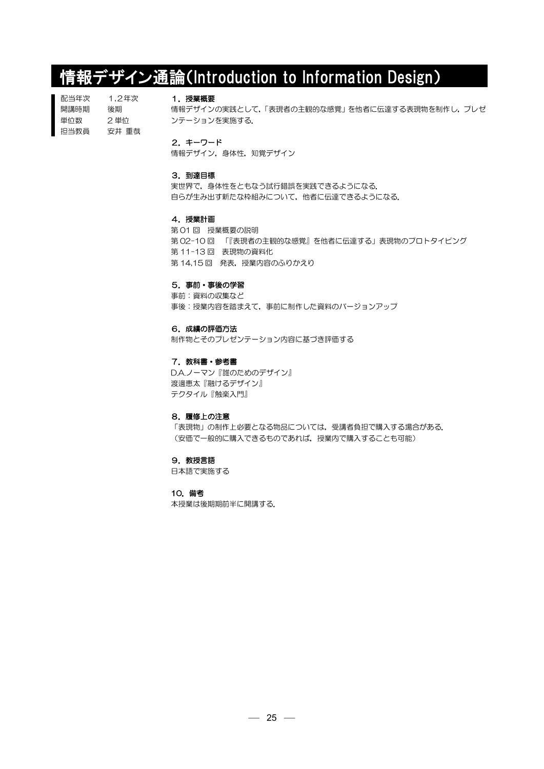# 情報デザイン通論(Introduction to Information Design)

配当年次　1,2年次
開講時期　後期
単位数　2単位
担当教員　安井 重哉

### 1．授業概要

情報デザインの実践として，「表現者の主観的な感覚」を他者に伝達する表現物を制作し，プレゼンテーションを実施する.

### 2．キーワード

情報デザイン，身体性，知覚デザイン

### 3．到達目標

実世界で，身体性をともなう試行錯誤を実践できるようになる.
自らが生み出す新たな枠組みについて，他者に伝達できるようになる.

### 4．授業計画

第01回　授業概要の説明
第02-10回　「『表現者の主観的な感覚』を他者に伝達する」表現物のプロトタイピング
第11-13回　表現物の資料化
第14,15回　発表，授業内容のふりかえり

### 5．事前・事後の学習

事前：資料の収集など
事後：授業内容を踏まえて，事前に制作した資料のバージョンアップ

### 6．成績の評価方法

制作物とそのプレゼンテーション内容に基づき評価する

### 7．教科書・参考書

D.A.ノーマン『誰のためのデザイン』
渡邊恵太『融けるデザイン』
テクタイル『触楽入門』

### 8．履修上の注意

「表現物」の制作上必要となる物品については，受講者負担で購入する場合がある.
（安価で一般的に購入できるものであれば，授業内で購入することも可能）

### 9．教授言語

日本語で実施する

### 10．備考

本授業は後期期前半に開講する.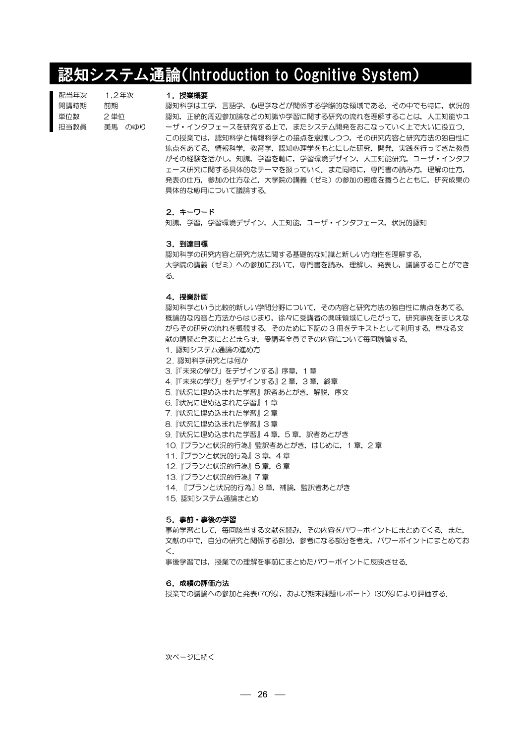# 認知システム通論(Introduction to Cognitive System)

配当年次　1,2年次
開講時期　前期
単位数　2単位
担当教員　美馬　のゆり

### 1．授業概要

認知科学は工学，言語学，心理学などが関係する学際的な領域である．その中でも特に，状況的認知，正統的周辺参加論などの知識や学習に関する研究の流れを理解することは，人工知能やユーザ・インタフェースを研究する上で，またシステム開発をおこなっていく上で大いに役立つ．この授業では，認知科学と情報科学との接点を意識しつつ，その研究内容と研究方法の独自性に焦点をあてる．情報科学，教育学，認知心理学をもとにした研究，開発，実践を行ってきた教員がその経験を活かし，知識，学習を軸に，学習環境デザイン，人工知能研究，ユーザ・インタフェース研究に関する具体的なテーマを扱っていく．また同時に，専門書の読み方，理解の仕方，発表の仕方，参加の仕方など，大学院の講義（ゼミ）の参加の態度を養うとともに，研究成果の具体的な応用について議論する．

### 2．キーワード

知識，学習，学習環境デザイン，人工知能，ユーザ・インタフェース，状況的認知

### 3．到達目標

認知科学の研究内容と研究方法に関する基礎的な知識と新しい方向性を理解する．
大学院の講義（ゼミ）への参加において，専門書を読み，理解し，発表し，議論することができる．

### 4．授業計画

認知科学という比較的新しい学問分野について，その内容と研究方法の独自性に焦点をあてる．概論的な内容と方法からはじまり，徐々に受講者の興味領域にしたがって，研究事例をまじえながらその研究の流れを概観する．そのために下記の３冊をテキストとして利用する．単なる文献の講読と発表にとどまらず，受講者全員でその内容について毎回議論する．

1. 認知システム通論の進め方
2. 認知科学研究とは何か
3. 『「未来の学び」をデザインする』序章，１章
4. 『「未来の学び」をデザインする』２章，３章，終章
5. 『状況に埋め込まれた学習』訳者あとがき，解説，序文
6. 『状況に埋め込まれた学習』１章
7. 『状況に埋め込まれた学習』２章
8. 『状況に埋め込まれた学習』３章
9. 『状況に埋め込まれた学習』４章，５章，訳者あとがき
10. 『プランと状況的行為』監訳者あとがき，はじめに，１章，２章
11. 『プランと状況的行為』３章，４章
12. 『プランと状況的行為』５章，６章
13. 『プランと状況的行為』７章
14. 『プランと状況的行為』８章，補論，監訳者あとがき
15. 認知システム通論まとめ

### 5．事前・事後の学習

事前学習として，毎回該当する文献を読み，その内容をパワーポイントにまとめてくる．また，文献の中で，自分の研究と関係する部分，参考になる部分を考え，パワーポイントにまとめておく．
事後学習では，授業での理解を事前にまとめたパワーポイントに反映させる．

### 6．成績の評価方法

授業での議論への参加と発表(70%)，および期末課題(レポート）(30%)により評価する．

次ページに続く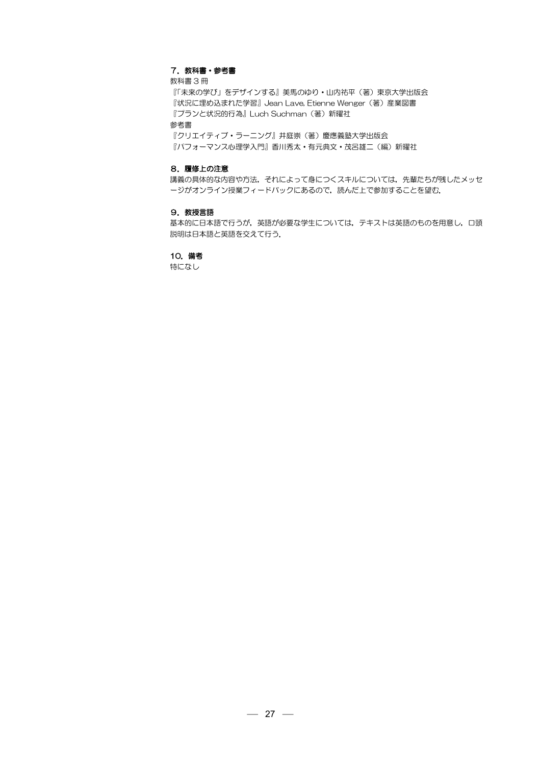### 7．教科書・参考書

教科書 3 冊

『「未来の学び」をデザインする』美馬のゆり・山内祐平（著）東京大学出版会

『状況に埋め込まれた学習』Jean Lave, Etienne Wenger（著）産業図書

『プランと状況的行為』Luch Suchman（著）新曜社

参考書

『クリエイティブ・ラーニング』井庭崇（著）慶應義塾大学出版会

『パフォーマンス心理学入門』香川秀太・有元典文・茂呂雄二（編）新曜社

### 8．履修上の注意

講義の具体的な内容や方法，それによって身につくスキルについては，先輩たちが残したメッセージがオンライン授業フィードバックにあるので，読んだ上で参加することを望む.

### 9．教授言語

基本的に日本語で行うが，英語が必要な学生については，テキストは英語のものを用意し，口頭説明は日本語と英語を交えて行う.

### 10．備考

特になし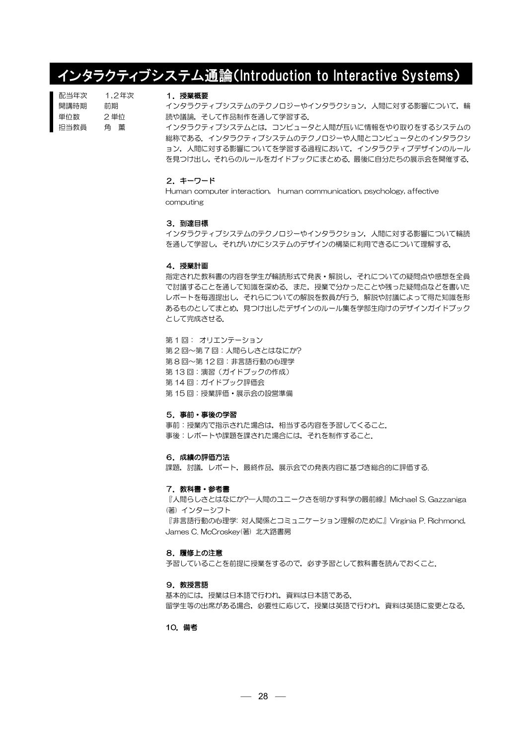# インタラクティブシステム通論(Introduction to Interactive Systems)

| | |
|---|---|
| 配当年次 | 1,2年次 |
| 開講時期 | 前期 |
| 単位数 | 2単位 |
| 担当教員 | 角　薫 |

### 1．授業概要

インタラクティブシステムのテクノロジーやインタラクション，人間に対する影響について，輪読や議論，そして作品制作を通して学習する．

インタラクティブシステムとは，コンピュータと人間が互いに情報をやり取りをするシステムの総称である．インタラクティブシステムのテクノロジーや人間とコンピュータとのインタラクション，人間に対する影響についてを学習する過程において，インタラクティブデザインのルールを見つけ出し，それらのルールをガイドブックにまとめる．最後に自分たちの展示会を開催する．

### 2．キーワード

Human computer interaction,　human communication, psychology, affective computing

### 3．到達目標

インタラクティブシステムのテクノロジーやインタラクション，人間に対する影響について輪読を通して学習し，それがいかにシステムのデザインの構築に利用できるについて理解する．

### 4．授業計画

指定された教科書の内容を学生が輪読形式で発表・解説し，それについての疑問点や感想を全員で討議することを通して知識を深める．また，授業で分かったことや残った疑問点などを書いたレポートを毎週提出し，それらについての解説を教員が行う．解説や討議によって得た知識を形あるものとしてまとめ，見つけ出したデザインのルール集を学部生向けのデザインガイドブックとして完成させる．

第１回： オリエンテーション
第２回～第７回：人間らしさとはなにか?
第８回～第 12 回：非言語行動の心理学
第 13 回：演習（ガイドブックの作成）
第 14 回：ガイドブック評価会
第 15 回：授業評価・展示会の設営準備

### 5．事前・事後の学習

事前：授業内で指示された場合は，相当する内容を予習してくること．
事後：レポートや課題を課された場合には，それを制作すること．

### 6．成績の評価方法

課題，討議，レポート，最終作品，展示会での発表内容に基づき総合的に評価する．

### 7．教科書・参考書

『人間らしさとはなにか?—人間のユニークさを明かす科学の最前線』Michael S. Gazzaniga (著) インターシフト
『非言語行動の心理学: 対人関係とコミュニケーション理解のために』Virginia P. Richmond, James C. McCroskey(著) 北大路書房

### 8．履修上の注意

予習していることを前提に授業をするので，必ず予習として教科書を読んでおくこと．

### 9．教授言語

基本的には，授業は日本語で行われ，資料は日本語である．
留学生等の出席がある場合，必要性に応じて，授業は英語で行われ，資料は英語に変更となる．

### 10．備考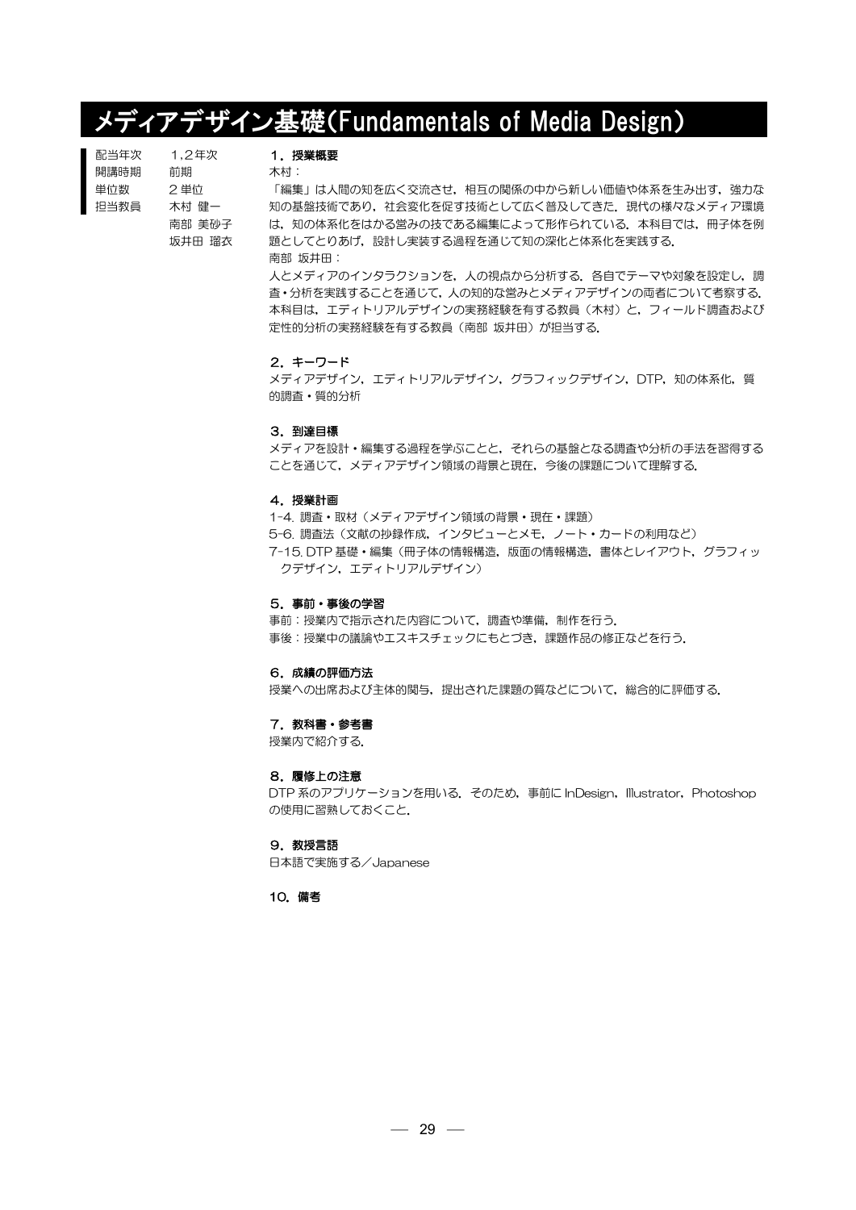# メディアデザイン基礎(Fundamentals of Media Design)

| | |
|---|---|
| 配当年次 | 1,2年次 |
| 開講時期 | 前期 |
| 単位数 | 2単位 |
| 担当教員 | 木村 健一<br>南部 美砂子<br>坂井田 瑠衣 |

### 1．授業概要

木村：

「編集」は人間の知を広く交流させ，相互の関係の中から新しい価値や体系を生み出す，強力な知の基盤技術であり，社会変化を促す技術として広く普及してきた．現代の様々なメディア環境は，知の体系化をはかる営みの技である編集によって形作られている．本科目では，冊子体を例題としてとりあげ，設計し実装する過程を通じて知の深化と体系化を実践する．

南部 坂井田：

人とメディアのインタラクションを，人の視点から分析する．各自でテーマや対象を設定し，調査・分析を実践することを通じて，人の知的な営みとメディアデザインの両者について考察する．本科目は，エディトリアルデザインの実務経験を有する教員（木村）と，フィールド調査および定性的分析の実務経験を有する教員（南部 坂井田）が担当する．

### 2．キーワード

メディアデザイン，エディトリアルデザイン，グラフィックデザイン，DTP，知の体系化，質的調査・質的分析

### 3．到達目標

メディアを設計・編集する過程を学ぶことと，それらの基盤となる調査や分析の手法を習得することを通じて，メディアデザイン領域の背景と現在，今後の課題について理解する．

### 4．授業計画

1-4. 調査・取材（メディアデザイン領域の背景・現在・課題）
5-6. 調査法（文献の抄録作成，インタビューとメモ，ノート・カードの利用など）
7-15. DTP 基礎・編集（冊子体の情報構造，版面の情報構造，書体とレイアウト，グラフィックデザイン，エディトリアルデザイン）

### 5．事前・事後の学習

事前：授業内で指示された内容について，調査や準備，制作を行う．
事後：授業中の議論やエスキスチェックにもとづき，課題作品の修正などを行う．

### 6．成績の評価方法

授業への出席および主体的関与，提出された課題の質などについて，総合的に評価する．

### 7．教科書・参考書

授業内で紹介する．

### 8．履修上の注意

DTP 系のアプリケーションを用いる．そのため，事前に InDesign，Illustrator，Photoshop の使用に習熟しておくこと．

### 9．教授言語

日本語で実施する／Japanese

### 10．備考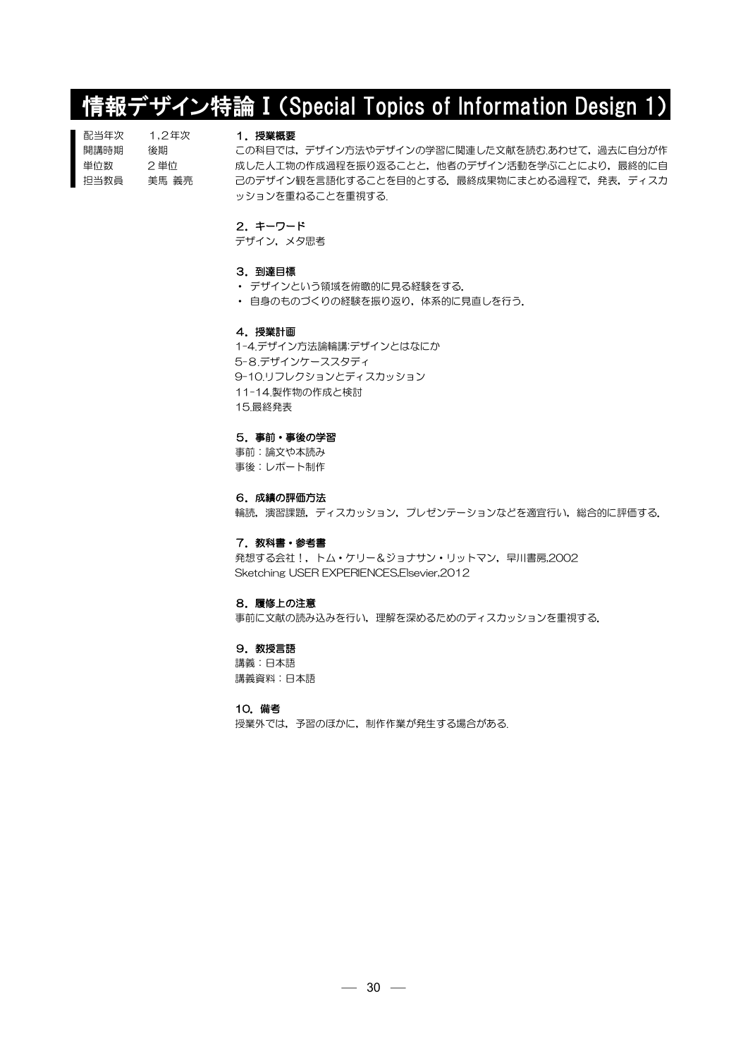# 情報デザイン特論Ⅰ（Special Topics of Information Design 1）

| | |
|---|---|
| 配当年次 | 1,2年次 |
| 開講時期 | 後期 |
| 単位数 | 2単位 |
| 担当教員 | 美馬 義亮 |

**1．授業概要**

この科目では，デザイン方法やデザインの学習に関連した文献を読む.あわせて，過去に自分が作成した人工物の作成過程を振り返ることと，他者のデザイン活動を学ぶことにより，最終的に自己のデザイン観を言語化することを目的とする．最終成果物にまとめる過程で，発表，ディスカッションを重ねることを重視する.

**2．キーワード**

デザイン，メタ思考

**3．到達目標**

- デザインという領域を俯瞰的に見る経験をする.
- 自身のものづくりの経験を振り返り，体系的に見直しを行う.

**4．授業計画**

1-4.デザイン方法論輪講:デザインとはなにか
5-8.デザインケーススタディ
9-10.リフレクションとディスカッション
11-14.製作物の作成と検討
15.最終発表

**5．事前・事後の学習**

事前：論文や本読み
事後：レポート制作

**6．成績の評価方法**

輪読，演習課題，ディスカッション，プレゼンテーションなどを適宜行い，総合的に評価する.

**7．教科書・参考書**

発想する会社！，トム・ケリー＆ジョナサン・リットマン，早川書房,2002
Sketching USER EXPERIENCES,Elsevier,2012

**8．履修上の注意**

事前に文献の読み込みを行い，理解を深めるためのディスカッションを重視する.

**9．教授言語**

講義：日本語
講義資料：日本語

**10．備考**

授業外では，予習のほかに，制作作業が発生する場合がある.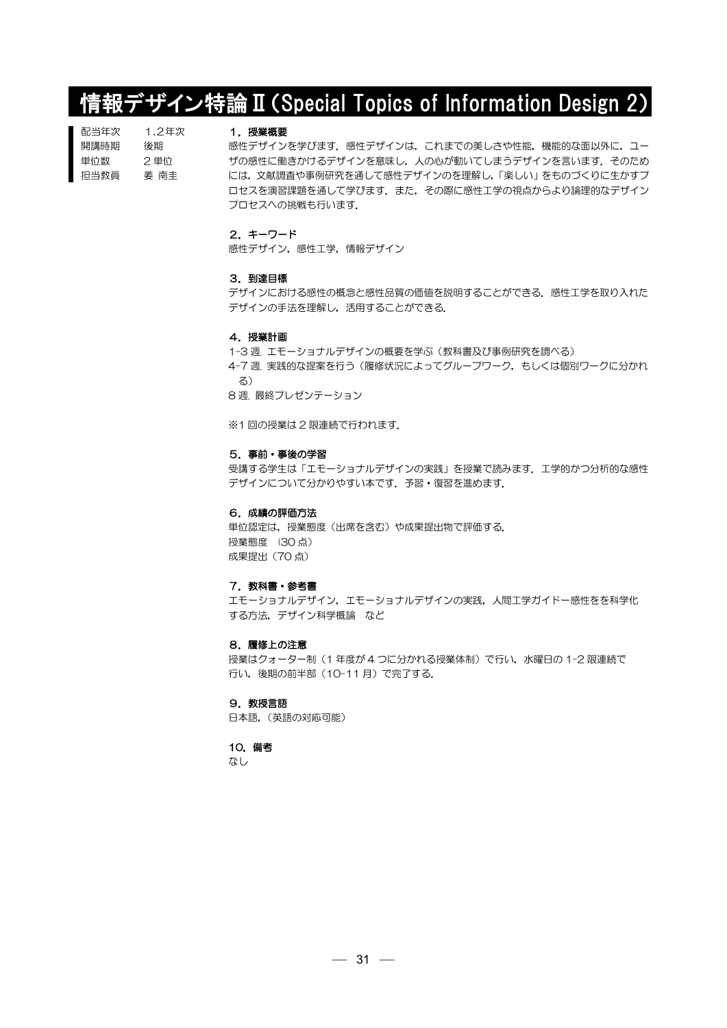# 情報デザイン特論Ⅱ（Special Topics of Information Design 2）

配当年次　1,2年次
開講時期　後期
単位数　2 単位
担当教員　姜 南圭

## 1．授業概要

感性デザインを学びます．感性デザインは，これまでの美しさや性能，機能的な面以外に，ユーザの感性に働きかけるデザインを意味し，人の心が動いてしまうデザインを言います．そのためには，文献調査や事例研究を通して感性デザインのを理解し，「楽しい」をものづくりに生かすプロセスを演習課題を通して学びます．また，その際に感性工学の視点からより論理的なデザインプロセスへの挑戦も行います．

## 2．キーワード

感性デザイン，感性工学，情報デザイン

## 3．到達目標

デザインにおける感性の概念と感性品質の価値を説明することができる．感性工学を取り入れたデザインの手法を理解し，活用することができる．

## 4．授業計画

1-3 週. エモーショナルデザインの概要を学ぶ（教科書及び事例研究を調べる）
4-7 週. 実践的な提案を行う（履修状況によってグループワーク，もしくは個別ワークに分かれる）
8 週. 最終プレゼンテーション

※1 回の授業は 2 限連続で行われます．

## 5．事前・事後の学習

受講する学生は「エモーショナルデザインの実践」を授業で読みます．工学的かつ分析的な感性デザインについて分かりやすい本です．予習・復習を進めます．

## 6．成績の評価方法

単位認定は，授業態度（出席を含む）や成果提出物で評価する．
授業態度　(30 点）
成果提出（70 点）

## 7．教科書・参考書

エモーショナルデザイン，エモーショナルデザインの実践，人間工学ガイドー感性をを科学化する方法，デザイン科学概論　など

## 8．履修上の注意

授業はクォーター制（1 年度が 4 つに分かれる授業体制）で行い，水曜日の 1-2 限連続で行い，後期の前半部（10-11 月）で完了する．

## 9．教授言語

日本語，（英語の対応可能）

## 10．備考

なし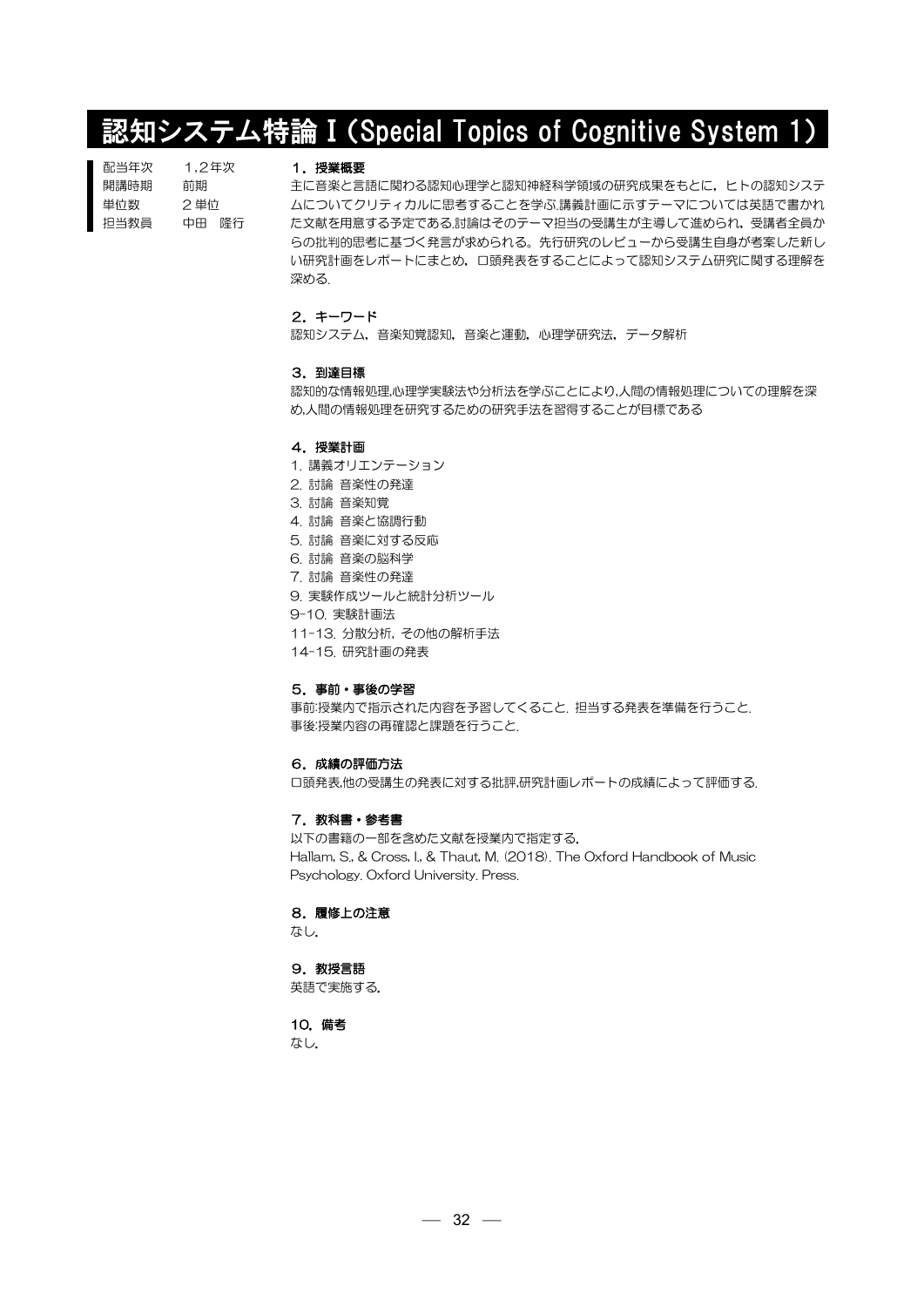# 認知システム特論 I (Special Topics of Cognitive System 1)

配当年次　1,2年次
開講時期　前期
単位数　2単位
担当教員　中田　隆行

### 1．授業概要

主に音楽と言語に関わる認知心理学と認知神経科学領域の研究成果をもとに，ヒトの認知システムについてクリティカルに思考することを学ぶ.講義計画に示すテーマについては英語で書かれた文献を用意する予定である.討論はそのテーマ担当の受講生が主導して進められ，受講者全員からの批判的思考に基づく発言が求められる。先行研究のレビューから受講生自身が考案した新しい研究計画をレポートにまとめ，口頭発表をすることによって認知システム研究に関する理解を深める.

### 2．キーワード

認知システム，音楽知覚認知，音楽と運動，心理学研究法，データ解析

### 3．到達目標

認知的な情報処理,心理学実験法や分析法を学ぶことにより,人間の情報処理についての理解を深め,人間の情報処理を研究するための研究手法を習得することが目標である

### 4．授業計画

1. 講義オリエンテーション
2. 討論 音楽性の発達
3. 討論 音楽知覚
4. 討論 音楽と協調行動
5. 討論 音楽に対する反応
6. 討論 音楽の脳科学
7. 討論 音楽性の発達
9. 実験作成ツールと統計分析ツール
9-10. 実験計画法
11-13. 分散分析，その他の解析手法
14-15. 研究計画の発表

### 5．事前・事後の学習

事前:授業内で指示された内容を予習してくること．担当する発表を準備を行うこと.
事後:授業内容の再確認と課題を行うこと.

### 6．成績の評価方法

口頭発表,他の受講生の発表に対する批評,研究計画レポートの成績によって評価する.

### 7．教科書・参考書

以下の書籍の一部を含めた文献を授業内で指定する.
Hallam, S., & Cross, I., & Thaut, M. (2018). The Oxford Handbook of Music Psychology. Oxford University. Press.

### 8．履修上の注意

なし.

### 9．教授言語

英語で実施する.

### 10．備考

なし.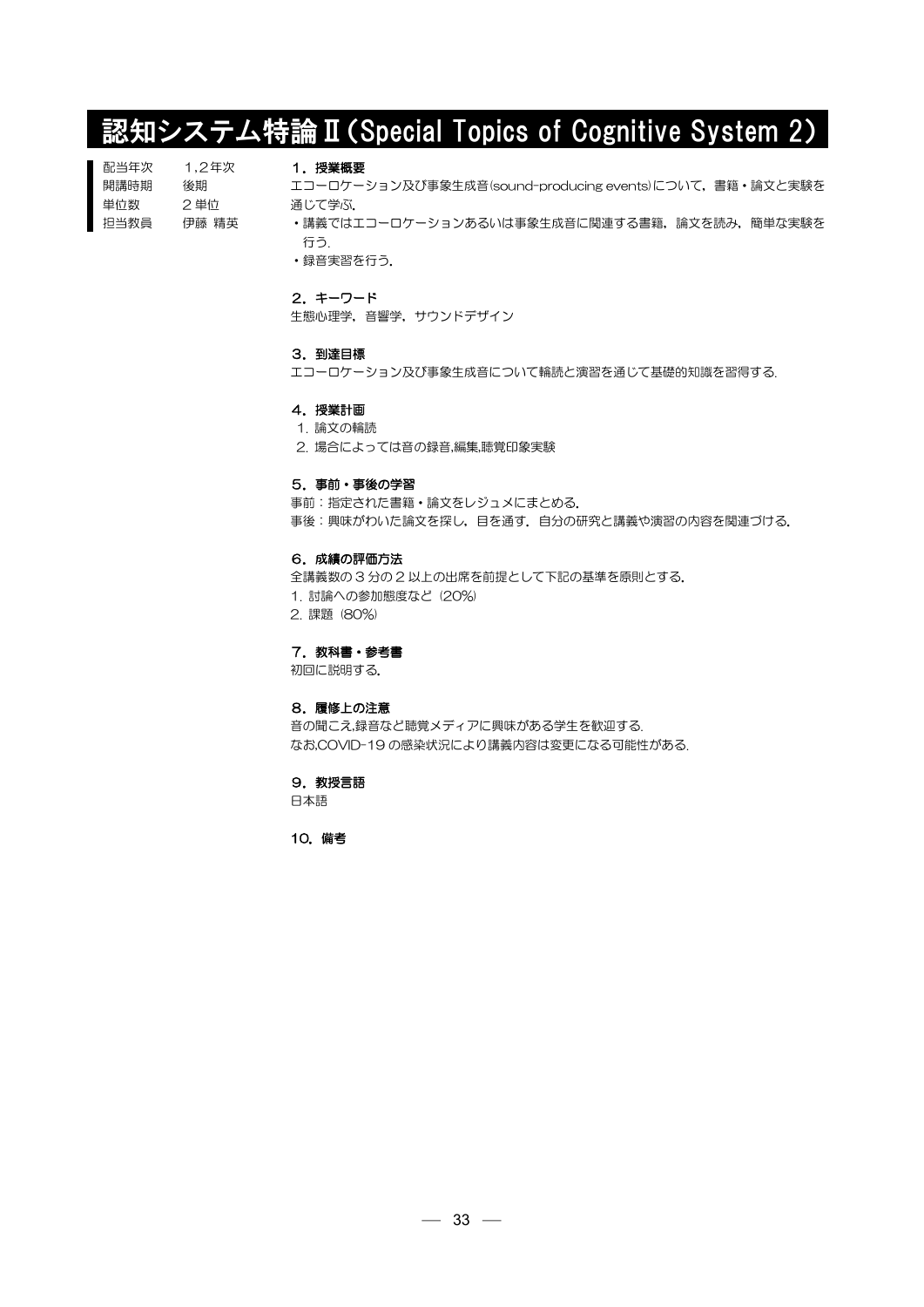# 認知システム特論Ⅱ（Special Topics of Cognitive System 2）

| | |
|---|---|
| 配当年次 | 1,2年次 |
| 開講時期 | 後期 |
| 単位数 | 2単位 |
| 担当教員 | 伊藤 精英 |

**1．授業概要**

エコーロケーション及び事象生成音(sound-producing events)について，書籍・論文と実験を通じて学ぶ.

・講義ではエコーロケーションあるいは事象生成音に関連する書籍，論文を読み，簡単な実験を行う.

・録音実習を行う.

**2．キーワード**

生態心理学，音響学，サウンドデザイン

**3．到達目標**

エコーロケーション及び事象生成音について輪読と演習を通じて基礎的知識を習得する.

**4．授業計画**

1. 論文の輪読
2. 場合によっては音の録音,編集,聴覚印象実験

**5．事前・事後の学習**

事前：指定された書籍・論文をレジュメにまとめる.

事後：興味がわいた論文を探し，目を通す．自分の研究と講義や演習の内容を関連づける.

**6．成績の評価方法**

全講義数の３分の２以上の出席を前提として下記の基準を原則とする.

1. 討論への参加態度など（20%）
2. 課題（80%）

**7．教科書・参考書**

初回に説明する.

**8．履修上の注意**

音の聞こえ,録音など聴覚メディアに興味がある学生を歓迎する.

なお,COVID-19の感染状況により講義内容は変更になる可能性がある.

**9．教授言語**

日本語

**10．備考**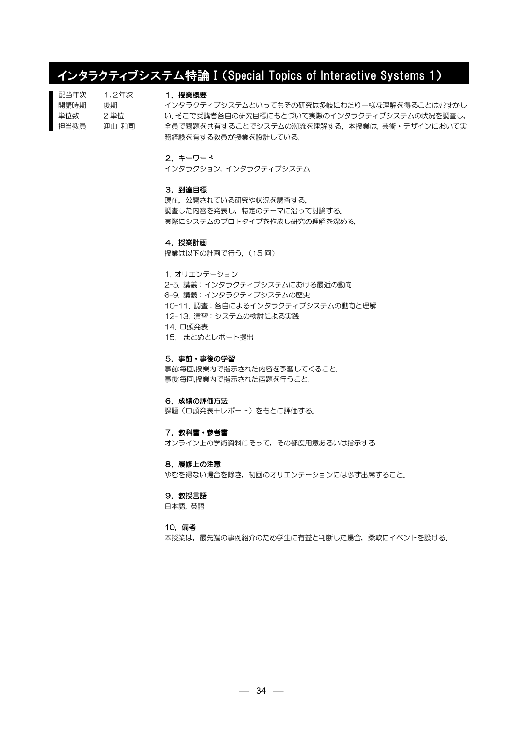# インタラクティブシステム特論 I（Special Topics of Interactive Systems 1）

| | |
|---|---|
| 配当年次 | 1,2年次 |
| 開講時期 | 後期 |
| 単位数 | 2 単位 |
| 担当教員 | 迎山 和司 |

## 1．授業概要

インタラクティブシステムといってもその研究は多岐にわたり一様な理解を得ることはむずかしい. そこで受講者各自の研究目標にもとづいて実際のインタラクティブシステムの状況を調査し, 全員で問題を共有することでシステムの潮流を理解する．本授業は, 芸術・デザインにおいて実務経験を有する教員が授業を設計している.

## 2．キーワード

インタラクション, インタラクティブシステム

## 3．到達目標

現在，公開されている研究や状況を調査する.
調査した内容を発表し，特定のテーマに沿って討論する.
実際にシステムのプロトタイプを作成し研究の理解を深める.

## 4．授業計画

授業は以下の計画で行う.（15 回）

1. オリエンテーション
2-5. 講義：インタラクティブシステムにおける最近の動向
6-9. 講義：インタラクティブシステムの歴史
10-11. 調査：各自によるインタラクティブシステムの動向と理解
12-13. 演習：システムの検討による実践
14. 口頭発表
15. まとめとレポート提出

## 5．事前・事後の学習

事前:毎回,授業内で指示された内容を予習してくること.
事後:毎回,授業内で指示された宿題を行うこと.

## 6．成績の評価方法

課題（口頭発表＋レポート）をもとに評価する.

## 7．教科書・参考書

オンライン上の学術資料にそって，その都度用意あるいは指示する

## 8．履修上の注意

やむを得ない場合を除き，初回のオリエンテーションには必ず出席すること.

## 9．教授言語

日本語, 英語

## 10．備考

本授業は，最先端の事例紹介のため学生に有益と判断した場合，柔軟にイベントを設ける.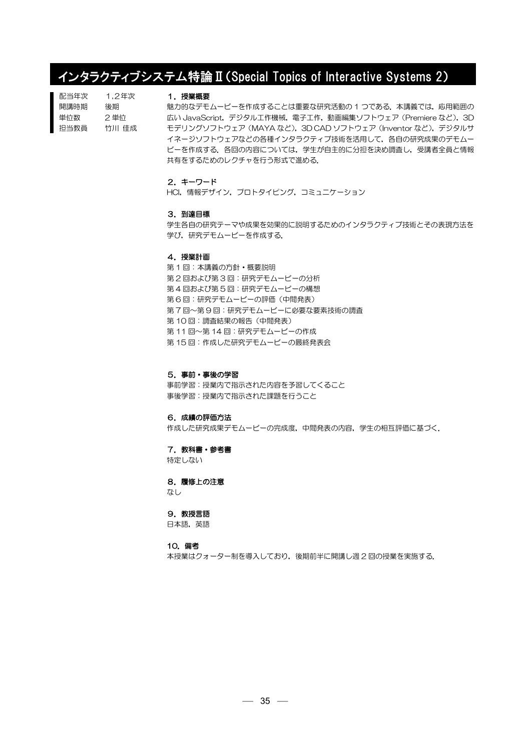# インタラクティブシステム特論Ⅱ(Special Topics of Interactive Systems 2)

| | |
|---|---|
| 配当年次 | 1,2年次 |
| 開講時期 | 後期 |
| 単位数 | 2単位 |
| 担当教員 | 竹川 佳成 |

### 1．授業概要

魅力的なデモムービーを作成することは重要な研究活動の１つである．本講義では，応用範囲の広い JavaScript，デジタル工作機械，電子工作，動画編集ソフトウェア（Premiere など），3D モデリングソフトウェア（MAYA など），3D CAD ソフトウェア（Inventor など），デジタルサイネージソフトウェアなどの各種インタラクティブ技術を活用して，各自の研究成果のデモムービーを作成する．各回の内容については，学生が自主的に分担を決め調査し，受講者全員と情報共有をするためのレクチャを行う形式で進める．

### 2．キーワード

HCI，情報デザイン，プロトタイピング，コミュニケーション

### 3．到達目標

学生各自の研究テーマや成果を効果的に説明するためのインタラクティブ技術とその表現方法を学び，研究デモムービーを作成する．

### 4．授業計画

第１回：本講義の方針・概要説明
第２回および第３回：研究デモムービーの分析
第４回および第５回：研究デモムービーの構想
第６回：研究デモムービーの評価（中間発表）
第７回～第９回：研究デモムービーに必要な要素技術の調査
第 10 回：調査結果の報告（中間発表）
第 11 回～第 14 回：研究デモムービーの作成
第 15 回：作成した研究デモムービーの最終発表会

### 5．事前・事後の学習

事前学習：授業内で指示された内容を予習してくること
事後学習：授業内で指示された課題を行うこと

### 6．成績の評価方法

作成した研究成果デモムービーの完成度，中間発表の内容，学生の相互評価に基づく．

### 7．教科書・参考書

特定しない

### 8．履修上の注意

なし

### 9．教授言語

日本語，英語

### 10．備考

本授業はクォーター制を導入しており，後期前半に開講し週２回の授業を実施する．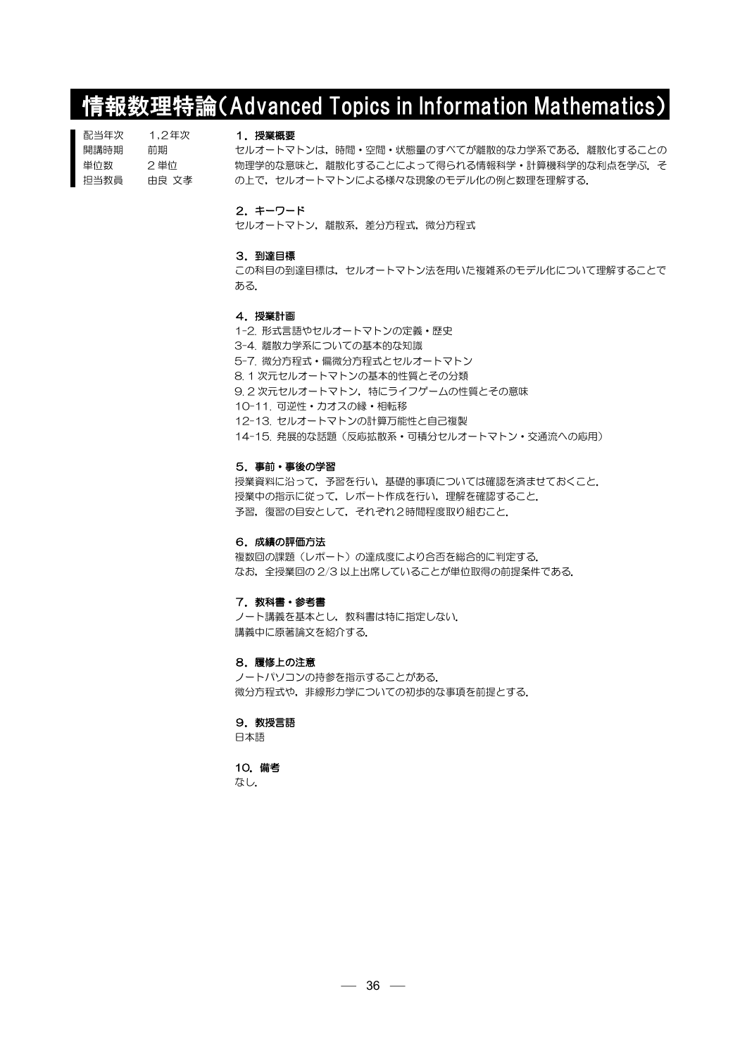# 情報数理特論(Advanced Topics in Information Mathematics)

| | |
|---|---|
| 配当年次 | 1,2年次 |
| 開講時期 | 前期 |
| 単位数 | 2 単位 |
| 担当教員 | 由良 文孝 |

### 1. 授業概要

セルオートマトンは，時間・空間・状態量のすべてが離散的な力学系である．離散化することの物理学的な意味と，離散化することによって得られる情報科学・計算機科学的な利点を学ぶ．その上で，セルオートマトンによる様々な現象のモデル化の例と数理を理解する．

### 2. キーワード

セルオートマトン，離散系，差分方程式，微分方程式

### 3. 到達目標

この科目の到達目標は，セルオートマトン法を用いた複雑系のモデル化について理解することである．

### 4. 授業計画

1-2. 形式言語やセルオートマトンの定義・歴史
3-4. 離散力学系についての基本的な知識
5-7. 微分方程式・偏微分方程式とセルオートマトン
8. 1 次元セルオートマトンの基本的性質とその分類
9. 2 次元セルオートマトン，特にライフゲームの性質とその意味
10-11. 可逆性・カオスの縁・相転移
12-13. セルオートマトンの計算万能性と自己複製
14-15. 発展的な話題（反応拡散系・可積分セルオートマトン・交通流への応用）

### 5. 事前・事後の学習

授業資料に沿って，予習を行い，基礎的事項については確認を済ませておくこと．
授業中の指示に従って，レポート作成を行い，理解を確認すること．
予習，復習の目安として，それぞれ2時間程度取り組むこと．

### 6. 成績の評価方法

複数回の課題（レポート）の達成度により合否を総合的に判定する．
なお，全授業回の 2/3 以上出席していることが単位取得の前提条件である．

### 7. 教科書・参考書

ノート講義を基本とし，教科書は特に指定しない．
講義中に原著論文を紹介する．

### 8. 履修上の注意

ノートパソコンの持参を指示することがある．
微分方程式や，非線形力学についての初歩的な事項を前提とする．

### 9. 教授言語

日本語

### 10. 備考

なし．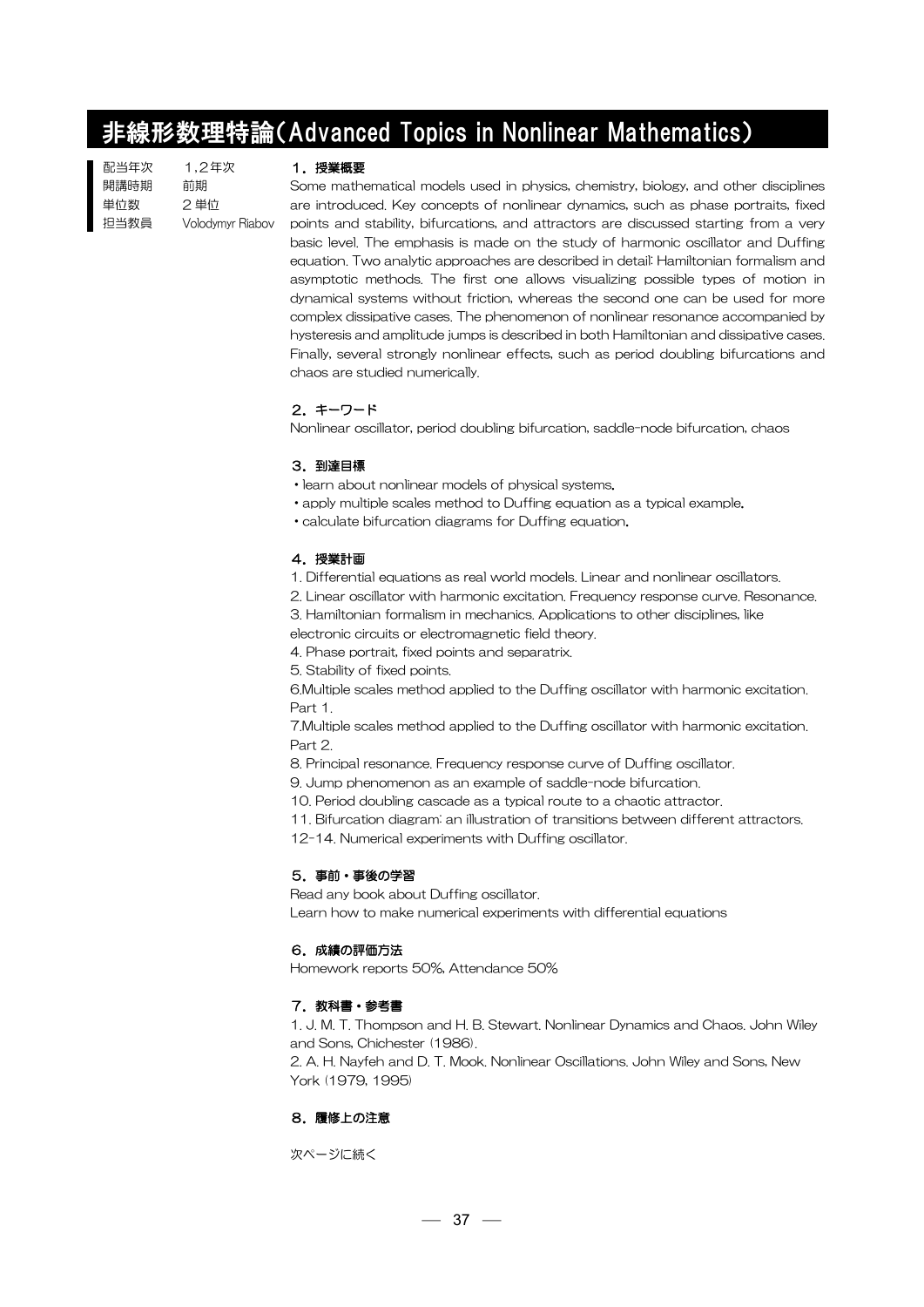# 非線形数理特論(Advanced Topics in Nonlinear Mathematics)

| | |
|---|---|
| 配当年次 | 1,2年次 |
| 開講時期 | 前期 |
| 単位数 | 2単位 |
| 担当教員 | Volodymyr Riabov |

### 1．授業概要

Some mathematical models used in physics, chemistry, biology, and other disciplines are introduced. Key concepts of nonlinear dynamics, such as phase portraits, fixed points and stability, bifurcations, and attractors are discussed starting from a very basic level. The emphasis is made on the study of harmonic oscillator and Duffing equation. Two analytic approaches are described in detail: Hamiltonian formalism and asymptotic methods. The first one allows visualizing possible types of motion in dynamical systems without friction, whereas the second one can be used for more complex dissipative cases. The phenomenon of nonlinear resonance accompanied by hysteresis and amplitude jumps is described in both Hamiltonian and dissipative cases. Finally, several strongly nonlinear effects, such as period doubling bifurcations and chaos are studied numerically.

### 2．キーワード

Nonlinear oscillator, period doubling bifurcation, saddle-node bifurcation, chaos

### 3．到達目標

- learn about nonlinear models of physical systems.
- apply multiple scales method to Duffing equation as a typical example.
- calculate bifurcation diagrams for Duffing equation.

### 4．授業計画

1. Differential equations as real world models. Linear and nonlinear oscillators.
2. Linear oscillator with harmonic excitation. Frequency response curve. Resonance.
3. Hamiltonian formalism in mechanics. Applications to other disciplines, like electronic circuits or electromagnetic field theory.
4. Phase portrait, fixed points and separatrix.
5. Stability of fixed points.
6. Multiple scales method applied to the Duffing oscillator with harmonic excitation. Part 1.
7. Multiple scales method applied to the Duffing oscillator with harmonic excitation. Part 2.
8. Principal resonance. Frequency response curve of Duffing oscillator.
9. Jump phenomenon as an example of saddle-node bifurcation.
10. Period doubling cascade as a typical route to a chaotic attractor.
11. Bifurcation diagram: an illustration of transitions between different attractors.

12-14. Numerical experiments with Duffing oscillator.

### 5．事前・事後の学習

Read any book about Duffing oscillator.
Learn how to make numerical experiments with differential equations

### 6．成績の評価方法

Homework reports 50%, Attendance 50%

### 7．教科書・参考書

1. J. M. T. Thompson and H. B. Stewart. Nonlinear Dynamics and Chaos. John Wiley and Sons, Chichester (1986).
2. A. H. Nayfeh and D. T. Mook. Nonlinear Oscillations. John Wiley and Sons, New York (1979, 1995)

### 8．履修上の注意

次ページに続く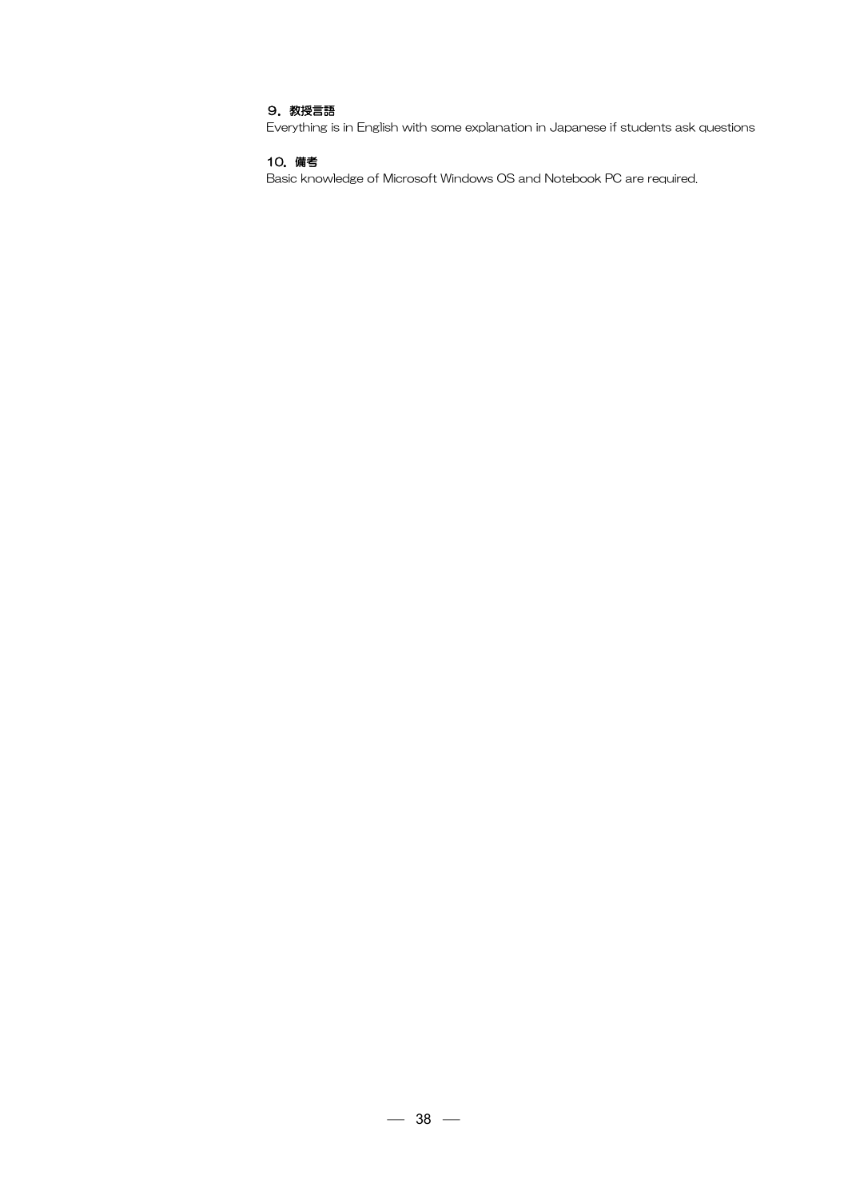**９．教授言語**

Everything is in English with some explanation in Japanese if students ask questions

**10．備考**

Basic knowledge of Microsoft Windows OS and Notebook PC are required.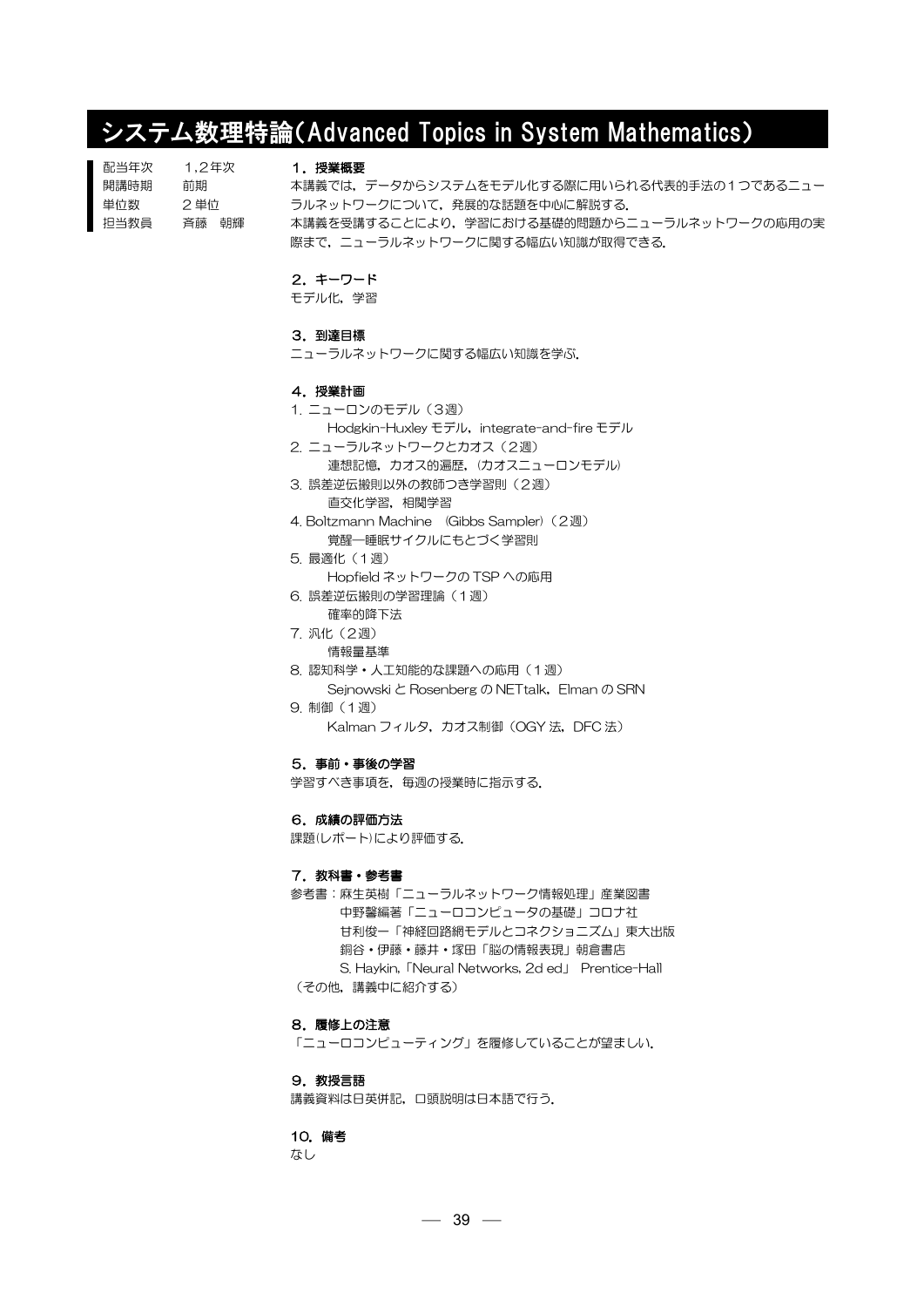# システム数理特論(Advanced Topics in System Mathematics)

| | |
|---|---|
| 配当年次 | 1,2年次 |
| 開講時期 | 前期 |
| 単位数 | 2単位 |
| 担当教員 | 斉藤　朝輝 |

**1．授業概要**

本講義では，データからシステムをモデル化する際に用いられる代表的手法の1つであるニューラルネットワークについて，発展的な話題を中心に解説する．
本講義を受講することにより，学習における基礎的問題からニューラルネットワークの応用の実際まで，ニューラルネットワークに関する幅広い知識が取得できる．

**2．キーワード**

モデル化，学習

**3．到達目標**

ニューラルネットワークに関する幅広い知識を学ぶ．

**4．授業計画**

1. ニューロンのモデル（3週）
   Hodgkin-Huxley モデル，integrate-and-fire モデル
2. ニューラルネットワークとカオス（2週）
   連想記憶，カオス的遍歴，（カオスニューロンモデル）
3. 誤差逆伝搬則以外の教師つき学習則（2週）
   直交化学習，相関学習
4. Boltzmann Machine　(Gibbs Sampler)（2週）
   覚醒―睡眠サイクルにもとづく学習則
5. 最適化（1週）
   Hopfield ネットワークの TSP への応用
6. 誤差逆伝搬則の学習理論（1週）
   確率的降下法
7. 汎化（2週）
   情報量基準
8. 認知科学・人工知能的な課題への応用（1週）
   Sejnowski と Rosenberg の NETtalk，Elman の SRN
9. 制御（1週）
   Kalman フィルタ，カオス制御（OGY 法，DFC 法）

**5．事前・事後の学習**

学習すべき事項を，毎週の授業時に指示する．

**6．成績の評価方法**

課題(レポート)により評価する．

**7．教科書・参考書**

参考書：麻生英樹「ニューラルネットワーク情報処理」産業図書
　　　　中野馨編著「ニューロコンピュータの基礎」コロナ社
　　　　甘利俊一「神経回路網モデルとコネクショニズム」東大出版
　　　　銅谷・伊藤・藤井・塚田「脳の情報表現」朝倉書店
　　　　S. Haykin,「Neural Networks, 2d ed」 Prentice-Hall
（その他，講義中に紹介する）

**8．履修上の注意**

「ニューロコンピューティング」を履修していることが望ましい．

**9．教授言語**

講義資料は日英併記，口頭説明は日本語で行う．

**10．備考**

なし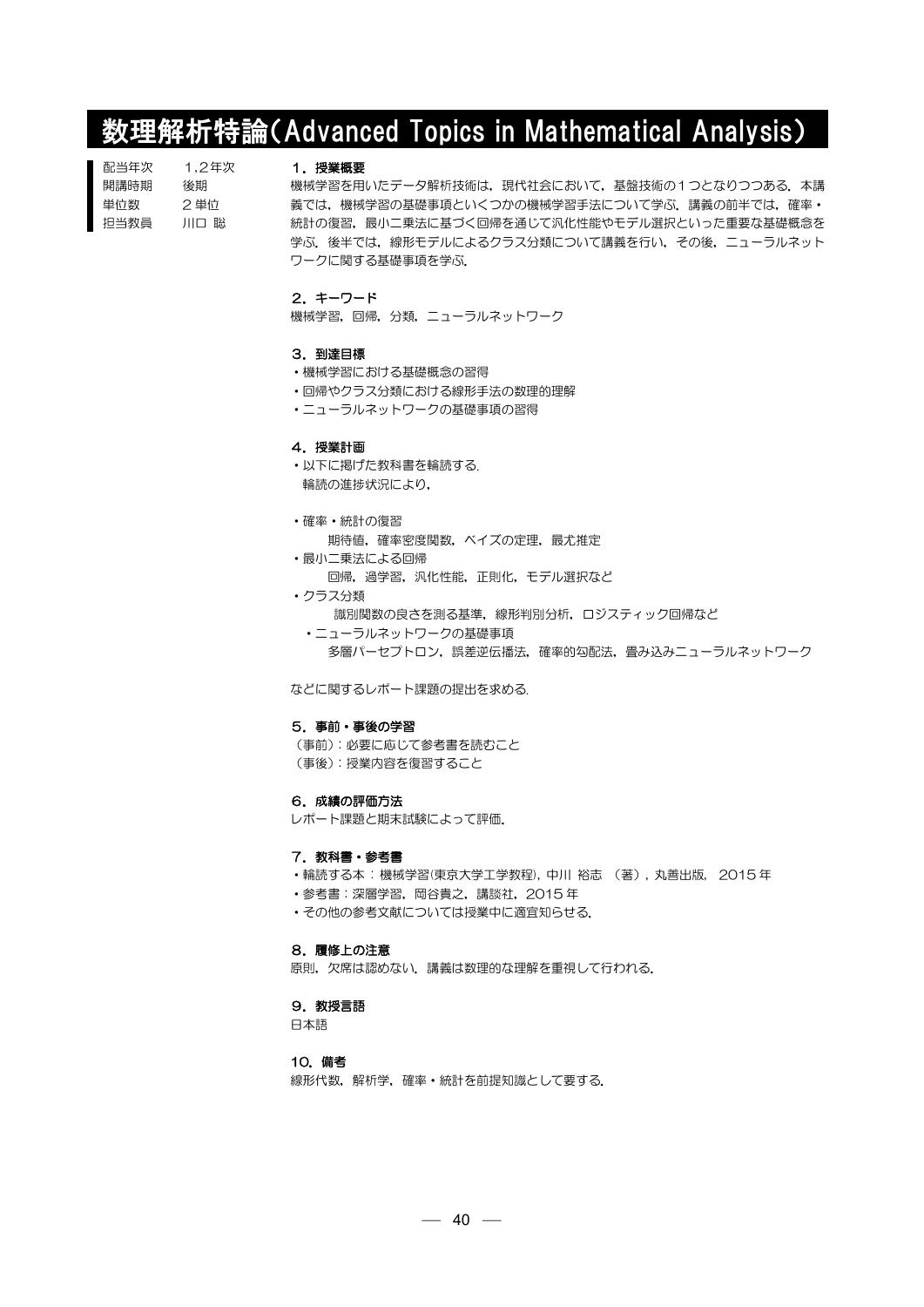# 数理解析特論(Advanced Topics in Mathematical Analysis)

| | |
|---|---|
| 配当年次 | 1,2年次 |
| 開講時期 | 後期 |
| 単位数 | 2単位 |
| 担当教員 | 川口 聡 |

### 1．授業概要

機械学習を用いたデータ解析技術は，現代社会において，基盤技術の1つとなりつつある．本講義では，機械学習の基礎事項といくつかの機械学習手法について学ぶ．講義の前半では，確率・統計の復習，最小二乗法に基づく回帰を通じて汎化性能やモデル選択といった重要な基礎概念を学ぶ．後半では，線形モデルによるクラス分類について講義を行い，その後，ニューラルネットワークに関する基礎事項を学ぶ．

### 2．キーワード

機械学習，回帰，分類，ニューラルネットワーク

### 3．到達目標

・機械学習における基礎概念の習得
・回帰やクラス分類における線形手法の数理的理解
・ニューラルネットワークの基礎事項の習得

### 4．授業計画

・以下に掲げた教科書を輪読する．
　輪読の進捗状況により，

・確率・統計の復習
　　期待値，確率密度関数，ベイズの定理，最尤推定
・最小二乗法による回帰
　　回帰，過学習，汎化性能，正則化，モデル選択など
・クラス分類
　　識別関数の良さを測る基準，線形判別分析，ロジスティック回帰など
・ニューラルネットワークの基礎事項
　　多層パーセプトロン，誤差逆伝播法，確率的勾配法，畳み込みニューラルネットワーク

などに関するレポート課題の提出を求める．

### 5．事前・事後の学習

（事前）：必要に応じて参考書を読むこと
（事後）：授業内容を復習すること

### 6．成績の評価方法

レポート課題と期末試験によって評価．

### 7．教科書・参考書

・輪読する本：機械学習(東京大学工学教程)，中川 裕志 （著），丸善出版， 2015年
・参考書：深層学習，岡谷貴之，講談社，2015年
・その他の参考文献については授業中に適宜知らせる．

### 8．履修上の注意

原則，欠席は認めない．講義は数理的な理解を重視して行われる．

### 9．教授言語

日本語

### 10．備考

線形代数，解析学，確率・統計を前提知識として要する．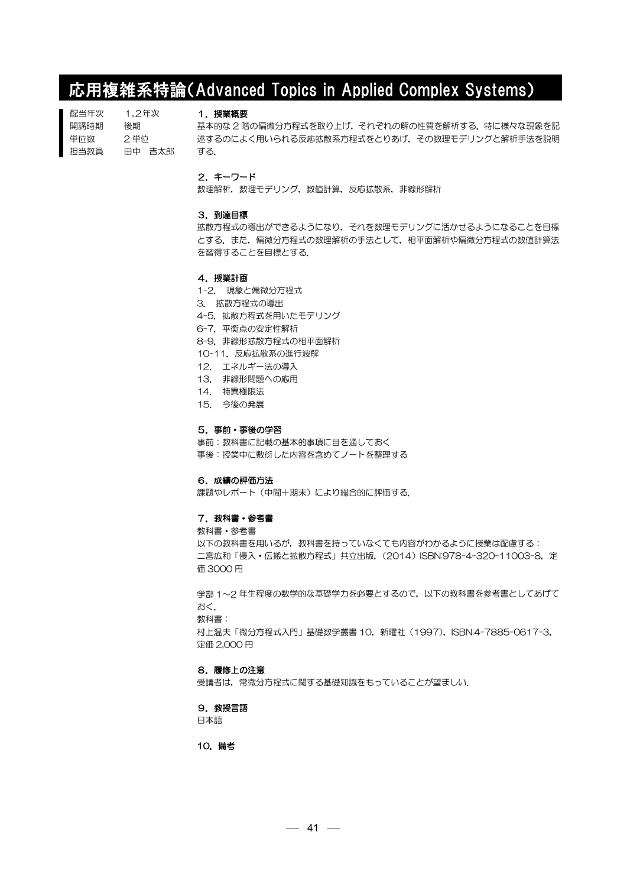# 応用複雑系特論(Advanced Topics in Applied Complex Systems)

| | |
|---|---|
| 配当年次 | 1,2年次 |
| 開講時期 | 後期 |
| 単位数 | 2 単位 |
| 担当教員 | 田中　吉太郎 |

### 1．授業概要

基本的な 2 階の偏微分方程式を取り上げ，それぞれの解の性質を解析する．特に様々な現象を記述するのによく用いられる反応拡散系方程式をとりあげ，その数理モデリングと解析手法を説明する．

### 2．キーワード

数理解析，数理モデリング，数値計算，反応拡散系，非線形解析

### 3．到達目標

拡散方程式の導出ができるようになり，それを数理モデリングに活かせるようになることを目標とする．また，偏微分方程式の数理解析の手法として，相平面解析や偏微分方程式の数値計算法を習得することを目標とする．

### 4．授業計画

1-2.　現象と偏微分方程式
3.　拡散方程式の導出
4-5. 拡散方程式を用いたモデリング
6-7. 平衡点の安定性解析
8-9. 非線形拡散方程式の相平面解析
10-11. 反応拡散系の進行波解
12.　エネルギー法の導入
13.　非線形問題への応用
14.　特異極限法
15.　今後の発展

### 5．事前・事後の学習

事前：教科書に記載の基本的事項に目を通しておく
事後：授業中に敷衍した内容を含めてノートを整理する

### 6．成績の評価方法

課題やレポート（中間＋期末）により総合的に評価する．

### 7．教科書・参考書

教科書・参考書
以下の教科書を用いるが，教科書を持っていなくても内容がわかるように授業は配慮する：
二宮広和「侵入・伝搬と拡散方程式」共立出版，(2014) ISBN:978-4-320-11003-8，定価 3000 円

学部 1～2 年生程度の数学的な基礎学力を必要とするので，以下の教科書を参考書としてあげておく．
教科書：
村上温夫「微分方程式入門」基礎数学叢書 10，新曜社（1997），ISBN:4-7885-0617-3，定価 2,000 円

### 8．履修上の注意

受講者は，常微分方程式に関する基礎知識をもっていることが望ましい．

### 9．教授言語

日本語

### 10．備考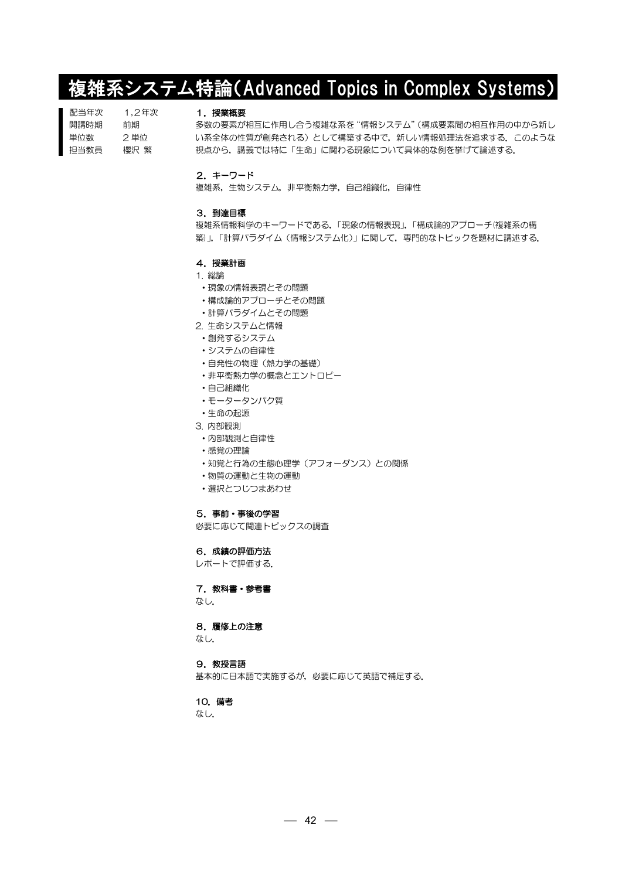# 複雑系システム特論(Advanced Topics in Complex Systems)

配当年次　1,2年次
開講時期　前期
単位数　2単位
担当教員　櫻沢 繁

### 1．授業概要

多数の要素が相互に作用し合う複雑な系を“情報システム”(構成要素間の相互作用の中から新しい系全体の性質が創発される) として構築する中で，新しい情報処理法を追求する．このような視点から，講義では特に「生命」に関わる現象について具体的な例を挙げて論述する．

### 2．キーワード

複雑系，生物システム，非平衡熱力学，自己組織化，自律性

### 3．到達目標

複雑系情報科学のキーワードである，「現象の情報表現」，「構成論的アプローチ(複雑系の構築)」，「計算パラダイム（情報システム化）」に関して，専門的なトピックを題材に講述する．

### 4．授業計画

1. 総論
  - 現象の情報表現とその問題
  - 構成論的アプローチとその問題
  - 計算パラダイムとその問題
2. 生命システムと情報
  - 創発するシステム
  - システムの自律性
  - 自発性の物理（熱力学の基礎）
  - 非平衡熱力学の概念とエントロピー
  - 自己組織化
  - モータータンパク質
  - 生命の起源
3. 内部観測
  - 内部観測と自律性
  - 感覚の理論
  - 知覚と行為の生態心理学（アフォーダンス）との関係
  - 物質の運動と生物の運動
  - 選択とつじつまあわせ

### 5．事前・事後の学習

必要に応じて関連トピックスの調査

### 6．成績の評価方法

レポートで評価する．

### 7．教科書・参考書

なし．

### 8．履修上の注意

なし．

### 9．教授言語

基本的に日本語で実施するが，必要に応じて英語で補足する．

### 10．備考

なし．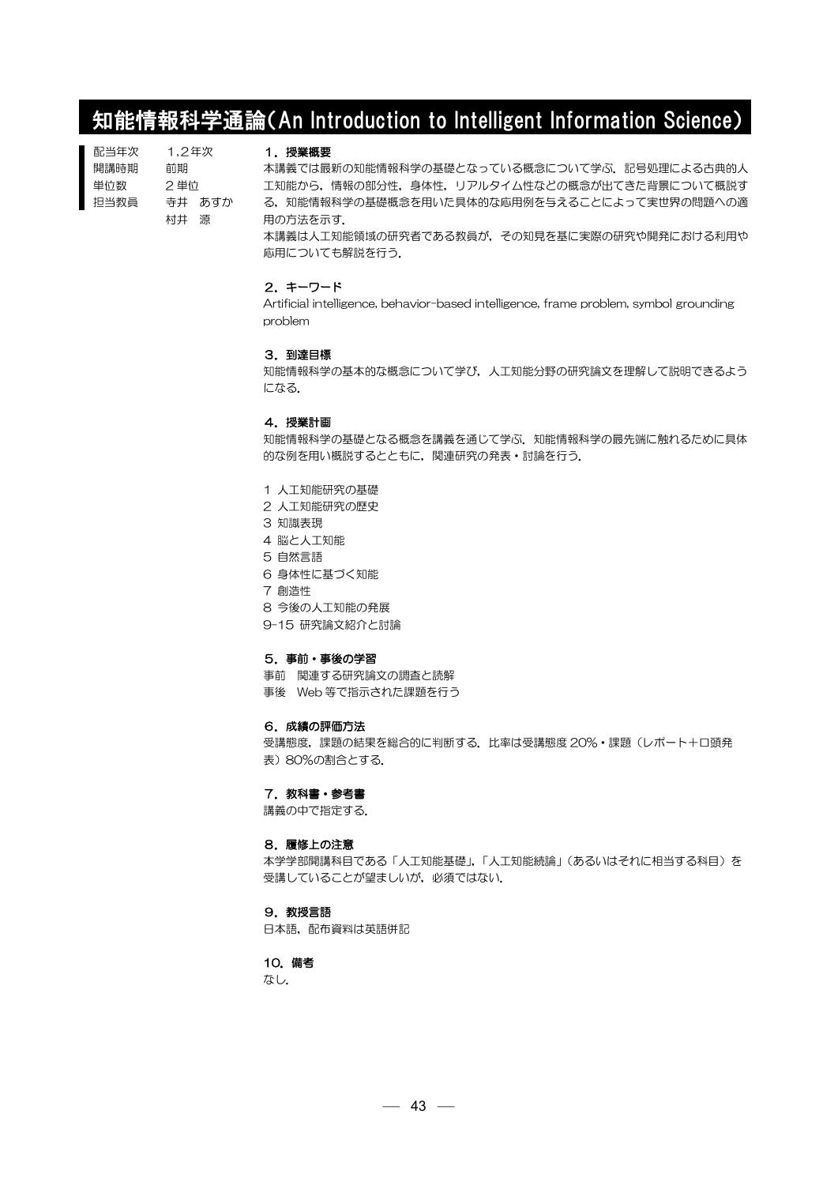# 知能情報科学通論(An Introduction to Intelligent Information Science)

| | |
|---|---|
| 配当年次 | 1,2年次 |
| 開講時期 | 前期 |
| 単位数 | 2単位 |
| 担当教員 | 寺井 あすか<br>村井 源 |

### 1．授業概要

本講義では最新の知能情報科学の基礎となっている概念について学ぶ．記号処理による古典的人工知能から，情報の部分性，身体性，リアルタイム性などの概念が出てきた背景について概説する．知能情報科学の基礎概念を用いた具体的な応用例を与えることによって実世界の問題への適用の方法を示す．

本講義は人工知能領域の研究者である教員が，その知見を基に実際の研究や開発における利用や応用についても解説を行う．

### 2．キーワード

Artificial intelligence, behavior-based intelligence, frame problem, symbol grounding problem

### 3．到達目標

知能情報科学の基本的な概念について学び，人工知能分野の研究論文を理解して説明できるようになる．

### 4．授業計画

知能情報科学の基礎となる概念を講義を通じて学ぶ．知能情報科学の最先端に触れるために具体的な例を用い概説するとともに，関連研究の発表・討論を行う．

1 人工知能研究の基礎
2 人工知能研究の歴史
3 知識表現
4 脳と人工知能
5 自然言語
6 身体性に基づく知能
7 創造性
8 今後の人工知能の発展
9-15 研究論文紹介と討論

### 5．事前・事後の学習

事前　関連する研究論文の調査と読解
事後　Web等で指示された課題を行う

### 6．成績の評価方法

受講態度，課題の結果を総合的に判断する．比率は受講態度20%・課題（レポート＋口頭発表）80%の割合とする．

### 7．教科書・参考書

講義の中で指定する．

### 8．履修上の注意

本学学部開講科目である「人工知能基礎」，「人工知能続論」（あるいはそれに相当する科目）を受講していることが望ましいが，必須ではない．

### 9．教授言語

日本語，配布資料は英語併記

### 10．備考

なし．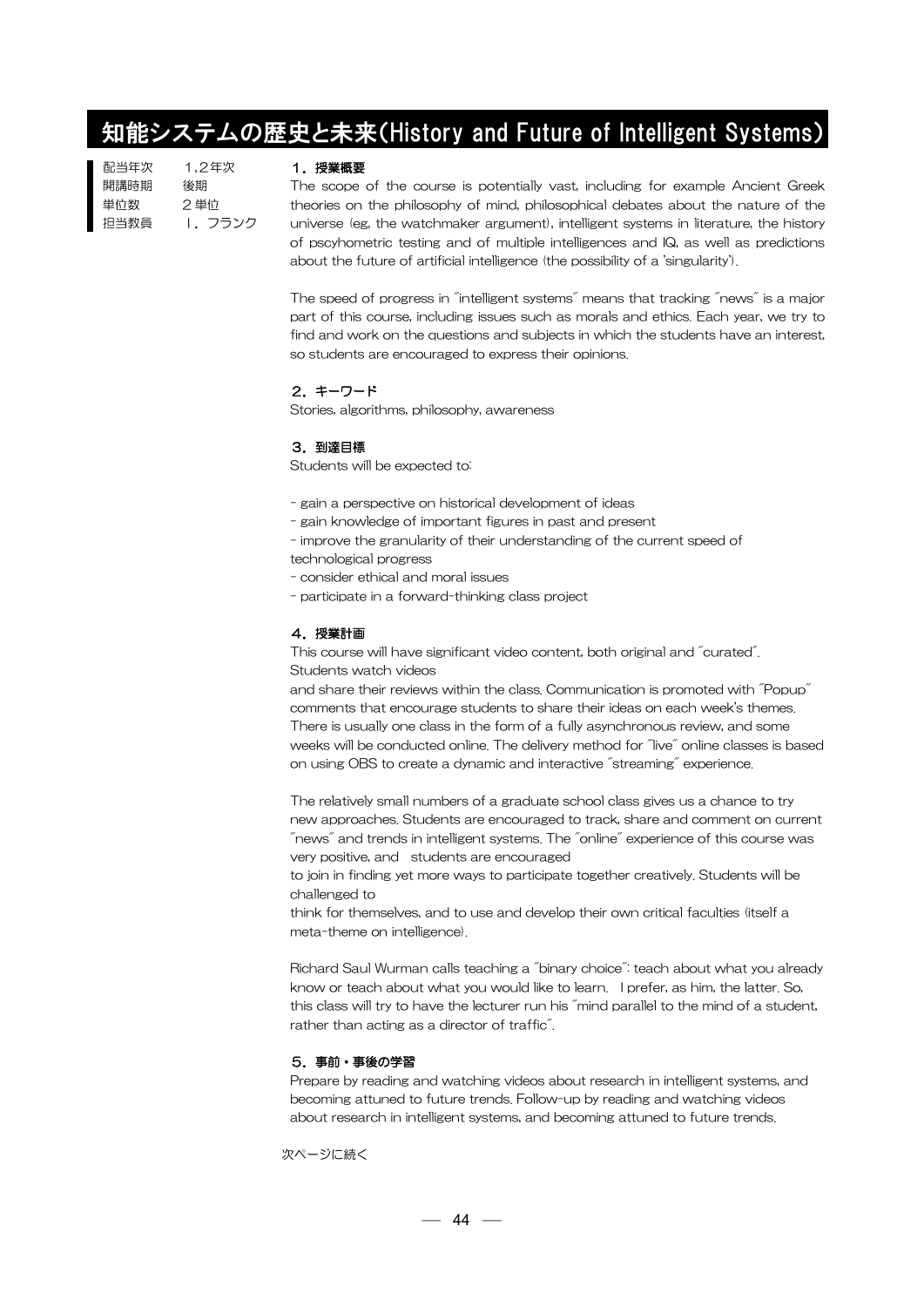# 知能システムの歴史と未来(History and Future of Intelligent Systems)

配当年次　1,2年次
開講時期　後期
単位数　2単位
担当教員　I．フランク

### 1．授業概要

The scope of the course is potentially vast, including for example Ancient Greek theories on the philosophy of mind, philosophical debates about the nature of the universe (eg, the watchmaker argument), intelligent systems in literature, the history of pscyhometric testing and of multiple intelligences and IQ, as well as predictions about the future of artificial intelligence (the possibility of a 'singularity').

The speed of progress in "intelligent systems" means that tracking "news" is a major part of this course, including issues such as morals and ethics. Each year, we try to find and work on the questions and subjects in which the students have an interest, so students are encouraged to express their opinions.

### 2．キーワード

Stories, algorithms, philosophy, awareness

### 3．到達目標

Students will be expected to:

- gain a perspective on historical development of ideas
- gain knowledge of important figures in past and present
- improve the granularity of their understanding of the current speed of technological progress
- consider ethical and moral issues
- participate in a forward-thinking class project

### 4．授業計画

This course will have significant video content, both original and "curated". Students watch videos and share their reviews within the class. Communication is promoted with "Popup" comments that encourage students to share their ideas on each week's themes. There is usually one class in the form of a fully asynchronous review, and some weeks will be conducted online. The delivery method for "live" online classes is based on using OBS to create a dynamic and interactive "streaming" experience.

The relatively small numbers of a graduate school class gives us a chance to try new approaches. Students are encouraged to track, share and comment on current "news" and trends in intelligent systems. The "online" experience of this course was very positive, and students are encouraged to join in finding yet more ways to participate together creatively. Students will be challenged to think for themselves, and to use and develop their own critical faculties (itself a meta-theme on intelligence).

Richard Saul Wurman calls teaching a "binary choice": teach about what you already know or teach about what you would like to learn. I prefer, as him, the latter. So, this class will try to have the lecturer run his "mind parallel to the mind of a student, rather than acting as a director of traffic".

### 5．事前・事後の学習

Prepare by reading and watching videos about research in intelligent systems, and becoming attuned to future trends. Follow-up by reading and watching videos about research in intelligent systems, and becoming attuned to future trends.

次ページに続く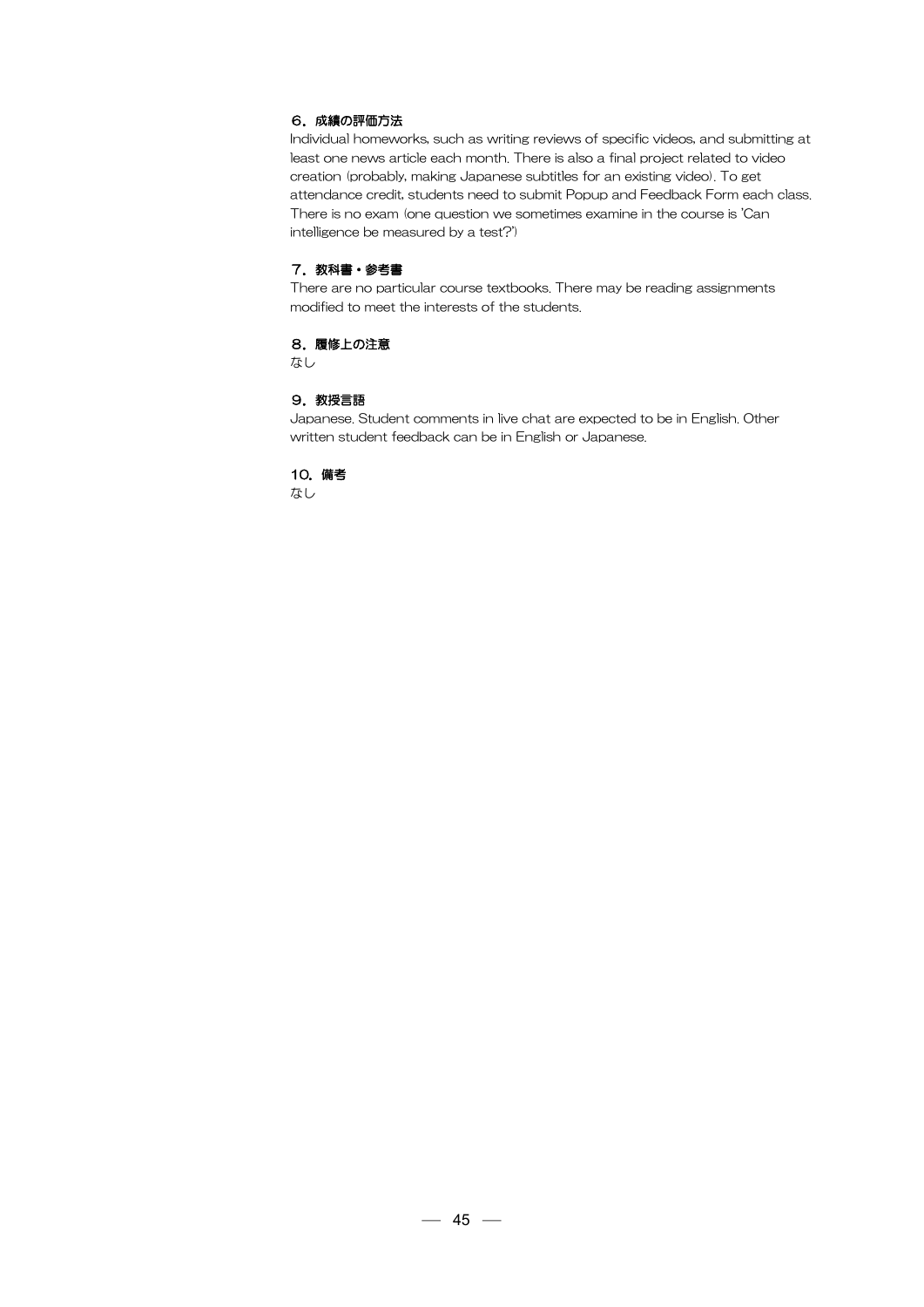### ６．成績の評価方法

Individual homeworks, such as writing reviews of specific videos, and submitting at least one news article each month. There is also a final project related to video creation (probably, making Japanese subtitles for an existing video). To get attendance credit, students need to submit Popup and Feedback Form each class. There is no exam (one question we sometimes examine in the course is 'Can intelligence be measured by a test?')

### ７．教科書・参考書

There are no particular course textbooks. There may be reading assignments modified to meet the interests of the students.

### ８．履修上の注意

なし

### ９．教授言語

Japanese. Student comments in live chat are expected to be in English. Other written student feedback can be in English or Japanese.

### 10．備考

なし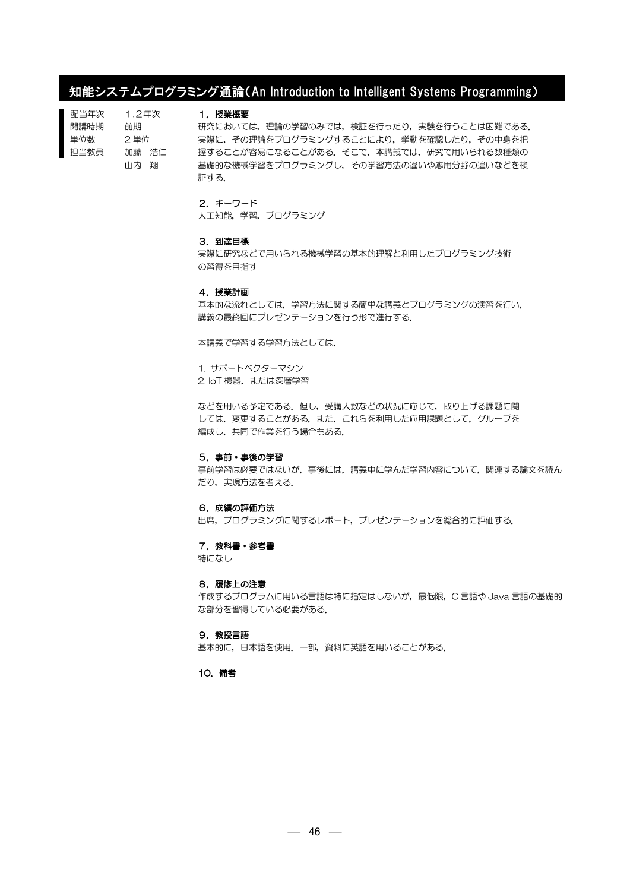## 知能システムプログラミング通論(An Introduction to Intelligent Systems Programming)

| | |
|---|---|
| 配当年次 | 1,2年次 |
| 開講時期 | 前期 |
| 単位数 | 2単位 |
| 担当教員 | 加藤　浩仁<br>山内　翔 |

### 1．授業概要

研究においては，理論の学習のみでは，検証を行ったり，実験を行うことは困難である．実際に，その理論をプログラミングすることにより，挙動を確認したり，その中身を把握することが容易になることがある．そこで，本講義では，研究で用いられる数種類の基礎的な機械学習をプログラミングし，その学習方法の違いや応用分野の違いなどを検証する．

### 2．キーワード

人工知能，学習，プログラミング

### 3．到達目標

実際に研究などで用いられる機械学習の基本的理解と利用したプログラミング技術の習得を目指す

### 4．授業計画

基本的な流れとしては，学習方法に関する簡単な講義とプログラミングの演習を行い，講義の最終回にプレゼンテーションを行う形で進行する．

本講義で学習する学習方法としては，

1. サポートベクターマシン
2. IoT 機器，または深層学習

などを用いる予定である．但し，受講人数などの状況に応じて，取り上げる課題に関しては，変更することがある．また，これらを利用した応用課題として，グループを編成し，共同で作業を行う場合もある．

### 5．事前・事後の学習

事前学習は必要ではないが，事後には，講義中に学んだ学習内容について，関連する論文を読んだり，実現方法を考える．

### 6．成績の評価方法

出席，プログラミングに関するレポート，プレゼンテーションを総合的に評価する．

### 7．教科書・参考書

特になし

### 8．履修上の注意

作成するプログラムに用いる言語は特に指定はしないが，最低限，C 言語や Java 言語の基礎的な部分を習得している必要がある．

### 9．教授言語

基本的に，日本語を使用．一部，資料に英語を用いることがある．

### 10．備考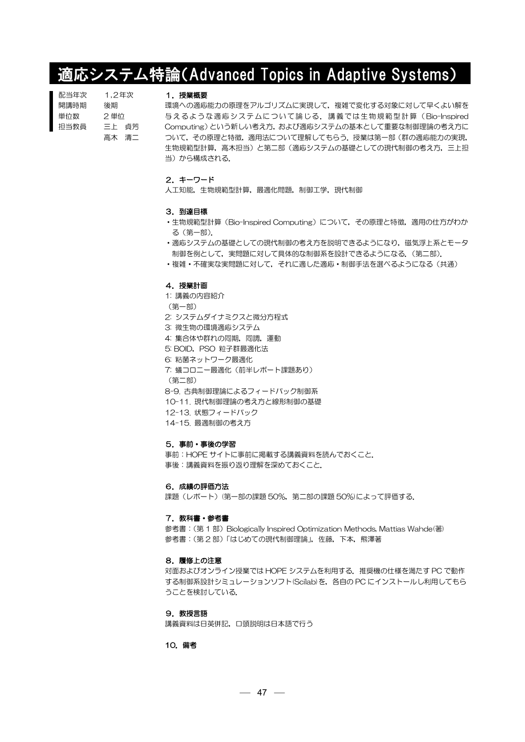# 適応システム特論(Advanced Topics in Adaptive Systems)

| | |
|---|---|
| 配当年次 | 1,2年次 |
| 開講時期 | 後期 |
| 単位数 | 2単位 |
| 担当教員 | 三上　貞芳<br>高木　清二 |

### 1．授業概要

環境への適応能力の原理をアルゴリズムに実現して，複雑で変化する対象に対して早くよい解を与えるような適応システムについて論じる．講義では生物規範型計算（Bio-Inspired Computing）という新しい考え方，および適応システムの基本として重要な制御理論の考え方について，その原理と特徴，適用法について理解してもらう．授業は第一部（群の適応能力の実現，生物規範型計算，高木担当）と第二部（適応システムの基礎としての現代制御の考え方，三上担当）から構成される．

### 2．キーワード

人工知能，生物規範型計算，最適化問題，制御工学，現代制御

### 3．到達目標

- 生物規範型計算（Bio-Inspired Computing）について，その原理と特徴，適用の仕方がわかる（第一部）．
- 適応システムの基礎としての現代制御の考え方を説明できるようになり，磁気浮上系とモータ制御を例として，実問題に対して具体的な制御系を設計できるようになる．（第二部）．
- 複雑・不確実な実問題に対して，それに適した適応・制御手法を選べるようになる（共通）

### 4．授業計画

1: 講義の内容紹介

（第一部）

2: システムダイナミクスと微分方程式

3: 微生物の環境適応システム

4: 集合体や群れの同期，同調，運動

5: BOID，PSO 粒子群最適化法

6: 粘菌ネットワーク最適化

7: 蟻コロニー最適化（前半レポート課題あり）

（第二部）

8-9. 古典制御理論によるフィードバック制御系

10-11. 現代制御理論の考え方と線形制御の基礎

12-13. 状態フィードバック

14-15. 最適制御の考え方

### 5．事前・事後の学習

事前：HOPE サイトに事前に掲載する講義資料を読んでおくこと．

事後：講義資料を振り返り理解を深めておくこと．

### 6．成績の評価方法

課題（レポート）（第一部の課題 50%，第二部の課題 50%）によって評価する．

### 7．教科書・参考書

参考書：（第 1 部）Biologically Inspired Optimization Methods, Mattias Wahde(著)

参考書：（第 2 部）「はじめての現代制御理論」，佐藤，下本，熊澤著

### 8．履修上の注意

対面およびオンライン授業では HOPE システムを利用する．推奨機の仕様を満たす PC で動作する制御系設計シミュレーションソフト(Scilab)を，各自の PC にインストールし利用してもらうことを検討している．

### 9．教授言語

講義資料は日英併記，口頭説明は日本語で行う

### 10．備考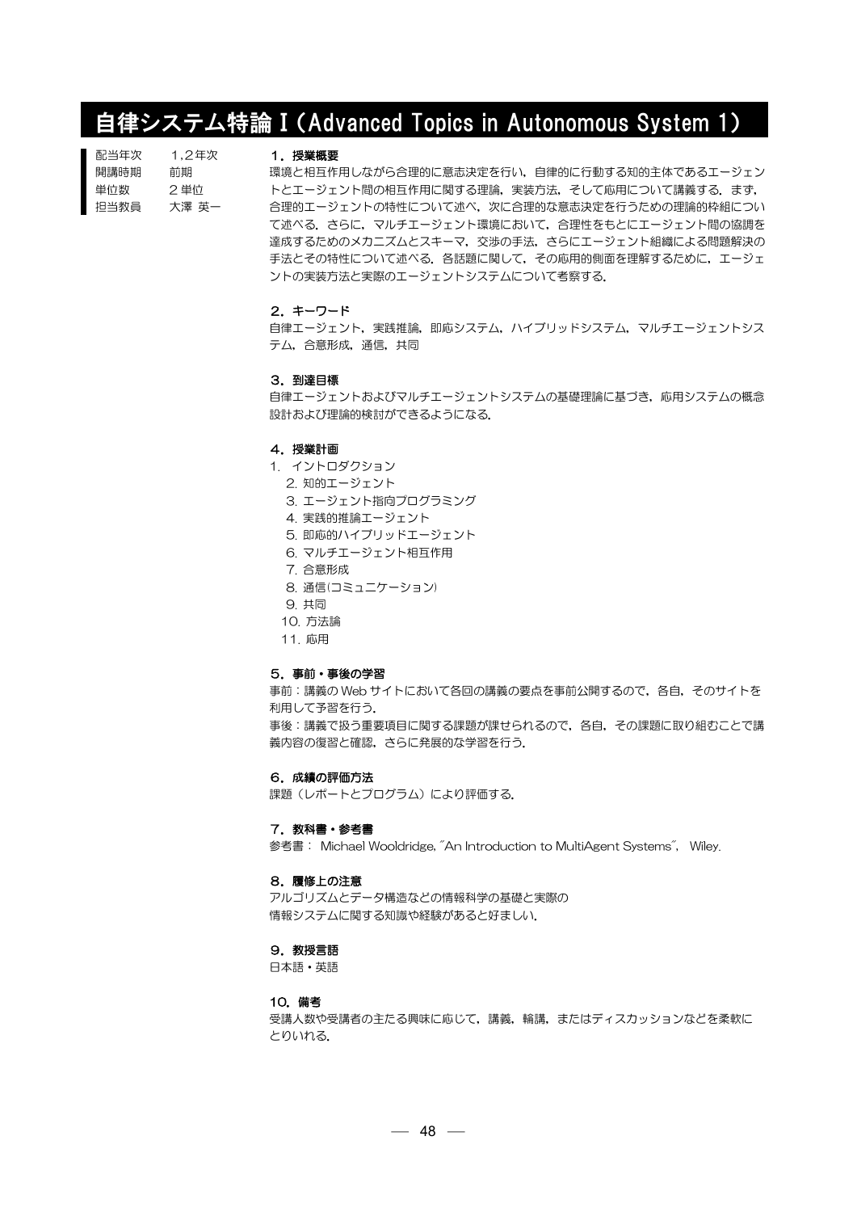# 自律システム特論 I (Advanced Topics in Autonomous System 1)

| | |
|---|---|
| 配当年次 | 1,2年次 |
| 開講時期 | 前期 |
| 単位数 | 2 単位 |
| 担当教員 | 大澤 英一 |

### 1．授業概要

環境と相互作用しながら合理的に意志決定を行い，自律的に行動する知的主体であるエージェントとエージェント間の相互作用に関する理論，実装方法，そして応用について講義する．まず，合理的エージェントの特性について述べ，次に合理的な意志決定を行うための理論的枠組について述べる．さらに，マルチエージェント環境において，合理性をもとにエージェント間の協調を達成するためのメカニズムとスキーマ，交渉の手法，さらにエージェント組織による問題解決の手法とその特性について述べる．各話題に関して，その応用的側面を理解するために，エージェントの実装方法と実際のエージェントシステムについて考察する．

### 2．キーワード

自律エージェント，実践推論，即応システム，ハイブリッドシステム，マルチエージェントシステム，合意形成，通信，共同

### 3．到達目標

自律エージェントおよびマルチエージェントシステムの基礎理論に基づき，応用システムの概念設計および理論的検討ができるようになる．

### 4．授業計画

1. イントロダクション
2. 知的エージェント
3. エージェント指向プログラミング
4. 実践的推論エージェント
5. 即応的ハイブリッドエージェント
6. マルチエージェント相互作用
7. 合意形成
8. 通信(コミュニケーション)
9. 共同
10. 方法論
11. 応用

### 5．事前・事後の学習

事前：講義の Web サイトにおいて各回の講義の要点を事前公開するので，各自，そのサイトを利用して予習を行う．

事後：講義で扱う重要項目に関する課題が課せられるので，各自，その課題に取り組むことで講義内容の復習と確認，さらに発展的な学習を行う．

### 6．成績の評価方法

課題（レポートとプログラム）により評価する．

### 7．教科書・参考書

参考書： Michael Wooldridge, "An Introduction to MultiAgent Systems", Wiley.

### 8．履修上の注意

アルゴリズムとデータ構造などの情報科学の基礎と実際の
情報システムに関する知識や経験があると好ましい．

### 9．教授言語

日本語・英語

### 10．備考

受講人数や受講者の主たる興味に応じて，講義，輪講，またはディスカッションなどを柔軟にとりいれる．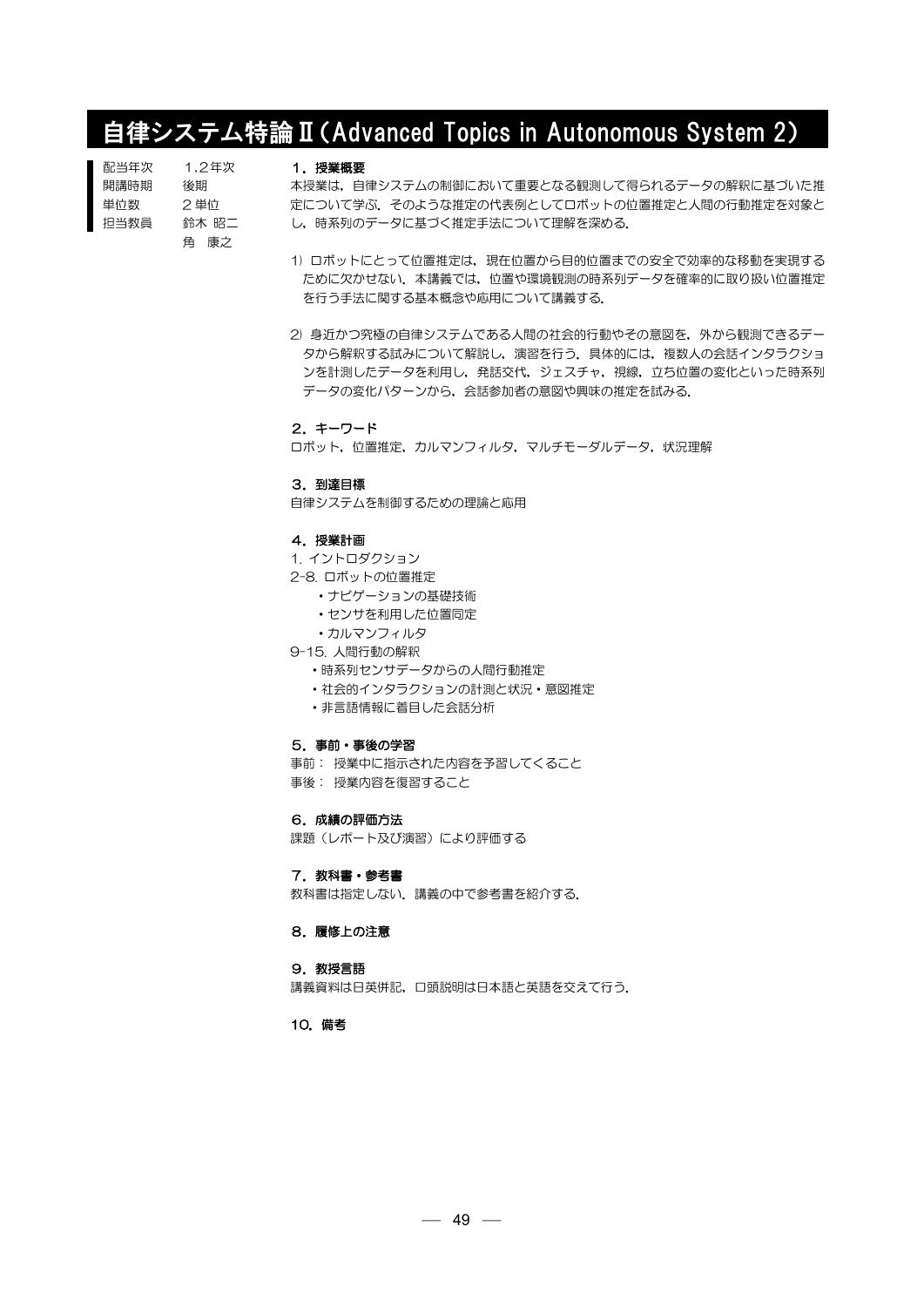# 自律システム特論Ⅱ（Advanced Topics in Autonomous System 2）

| | |
|---|---|
| 配当年次 | 1，2年次 |
| 開講時期 | 後期 |
| 単位数 | 2単位 |
| 担当教員 | 鈴木 昭二<br>角 康之 |

### 1．授業概要

本授業は，自律システムの制御において重要となる観測して得られるデータの解釈に基づいた推定について学ぶ．そのような推定の代表例としてロボットの位置推定と人間の行動推定を対象とし，時系列のデータに基づく推定手法について理解を深める．

1）ロボットにとって位置推定は，現在位置から目的位置までの安全で効率的な移動を実現するために欠かせない．本講義では，位置や環境観測の時系列データを確率的に取り扱い位置推定を行う手法に関する基本概念や応用について講義する．

2）身近かつ究極の自律システムである人間の社会的行動やその意図を，外から観測できるデータから解釈する試みについて解説し，演習を行う．具体的には，複数人の会話インタラクションを計測したデータを利用し，発話交代，ジェスチャ，視線，立ち位置の変化といった時系列データの変化パターンから，会話参加者の意図や興味の推定を試みる．

### 2．キーワード

ロボット，位置推定，カルマンフィルタ，マルチモーダルデータ，状況理解

### 3．到達目標

自律システムを制御するための理論と応用

### 4．授業計画

1. イントロダクション

2-8. ロボットの位置推定
- ナビゲーションの基礎技術
- センサを利用した位置同定
- カルマンフィルタ

9-15. 人間行動の解釈
- 時系列センサデータからの人間行動推定
- 社会的インタラクションの計測と状況・意図推定
- 非言語情報に着目した会話分析

### 5．事前・事後の学習

事前： 授業中に指示された内容を予習してくること
事後： 授業内容を復習すること

### 6．成績の評価方法

課題（レポート及び演習）により評価する

### 7．教科書・参考書

教科書は指定しない．講義の中で参考書を紹介する．

### 8．履修上の注意

### 9．教授言語

講義資料は日英併記，口頭説明は日本語と英語を交えて行う．

### 10．備考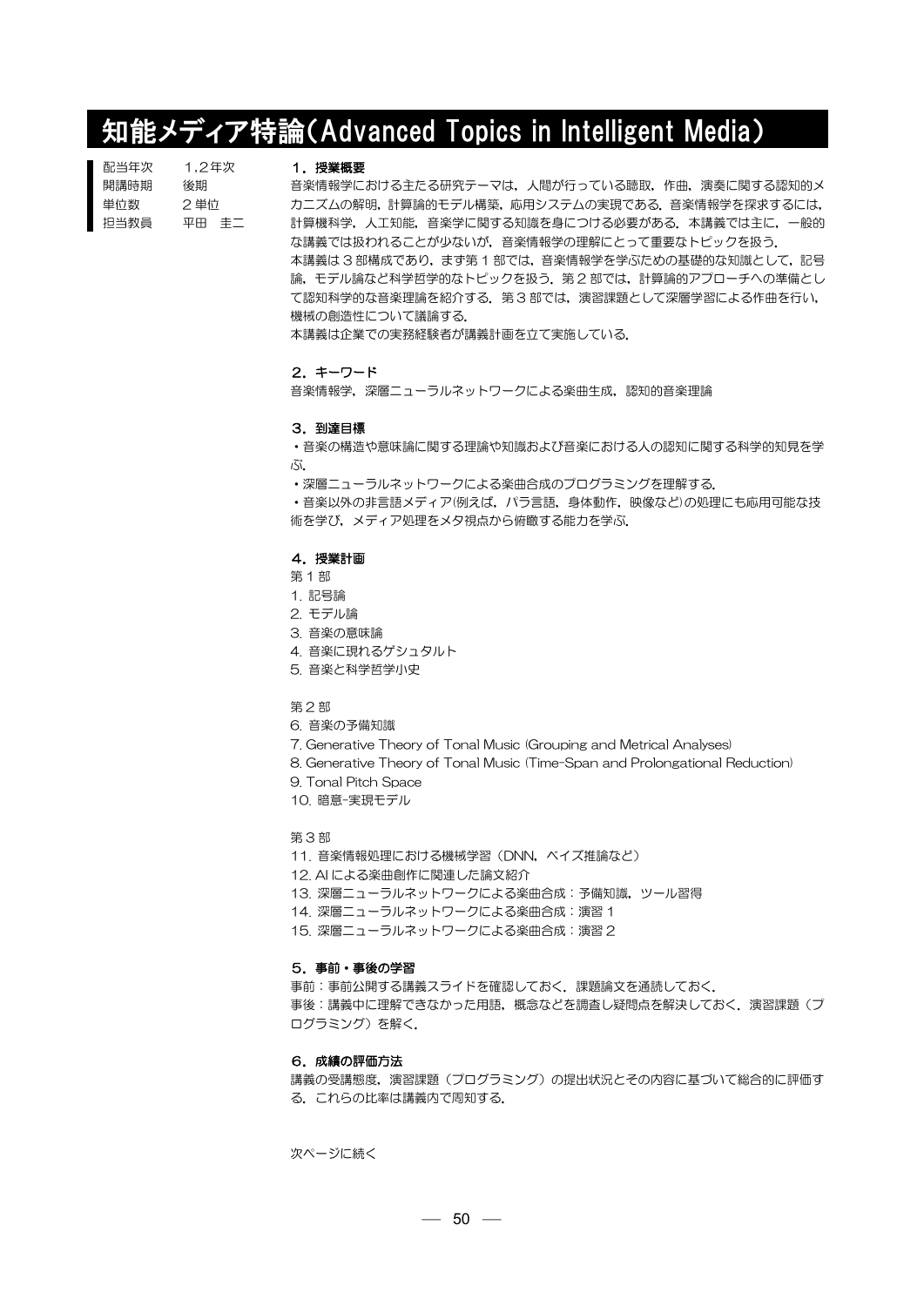# 知能メディア特論(Advanced Topics in Intelligent Media)

配当年次　1,2年次
開講時期　後期
単位数　2単位
担当教員　平田　圭二

### 1．授業概要

音楽情報学における主たる研究テーマは，人間が行っている聴取，作曲，演奏に関する認知的メカニズムの解明，計算論的モデル構築，応用システムの実現である．音楽情報学を探求するには，計算機科学，人工知能，音楽学に関する知識を身につける必要がある．本講義では主に，一般的な講義では扱われることが少ないが，音楽情報学の理解にとって重要なトピックを扱う．
本講義は3部構成であり，まず第1部では，音楽情報学を学ぶための基礎的な知識として，記号論，モデル論など科学哲学的なトピックを扱う．第2部では，計算論的アプローチへの準備として認知科学的な音楽理論を紹介する．第3部では，演習課題として深層学習による作曲を行い，機械の創造性について議論する．
本講義は企業での実務経験者が講義計画を立て実施している．

### 2．キーワード

音楽情報学，深層ニューラルネットワークによる楽曲生成，認知的音楽理論

### 3．到達目標

・音楽の構造や意味論に関する理論や知識および音楽における人の認知に関する科学的知見を学ぶ．
・深層ニューラルネットワークによる楽曲合成のプログラミングを理解する．
・音楽以外の非言語メディア(例えば，パラ言語，身体動作，映像など)の処理にも応用可能な技術を学び，メディア処理をメタ視点から俯瞰する能力を学ぶ．

### 4．授業計画

第1部
1. 記号論
2. モデル論
3. 音楽の意味論
4. 音楽に現れるゲシュタルト
5. 音楽と科学哲学小史

第2部
6. 音楽の予備知識
7. Generative Theory of Tonal Music (Grouping and Metrical Analyses)
8. Generative Theory of Tonal Music (Time-Span and Prolongational Reduction)
9. Tonal Pitch Space
10. 暗意-実現モデル

第3部
11. 音楽情報処理における機械学習（DNN，ベイズ推論など）
12. AI による楽曲創作に関連した論文紹介
13. 深層ニューラルネットワークによる楽曲合成：予備知識，ツール習得
14. 深層ニューラルネットワークによる楽曲合成：演習1
15. 深層ニューラルネットワークによる楽曲合成：演習2

### 5．事前・事後の学習

事前：事前公開する講義スライドを確認しておく．課題論文を通読しておく．
事後：講義中に理解できなかった用語，概念などを調査し疑問点を解決しておく．演習課題（プログラミング）を解く．

### 6．成績の評価方法

講義の受講態度，演習課題（プログラミング）の提出状況とその内容に基づいて総合的に評価する．これらの比率は講義内で周知する．

次ページに続く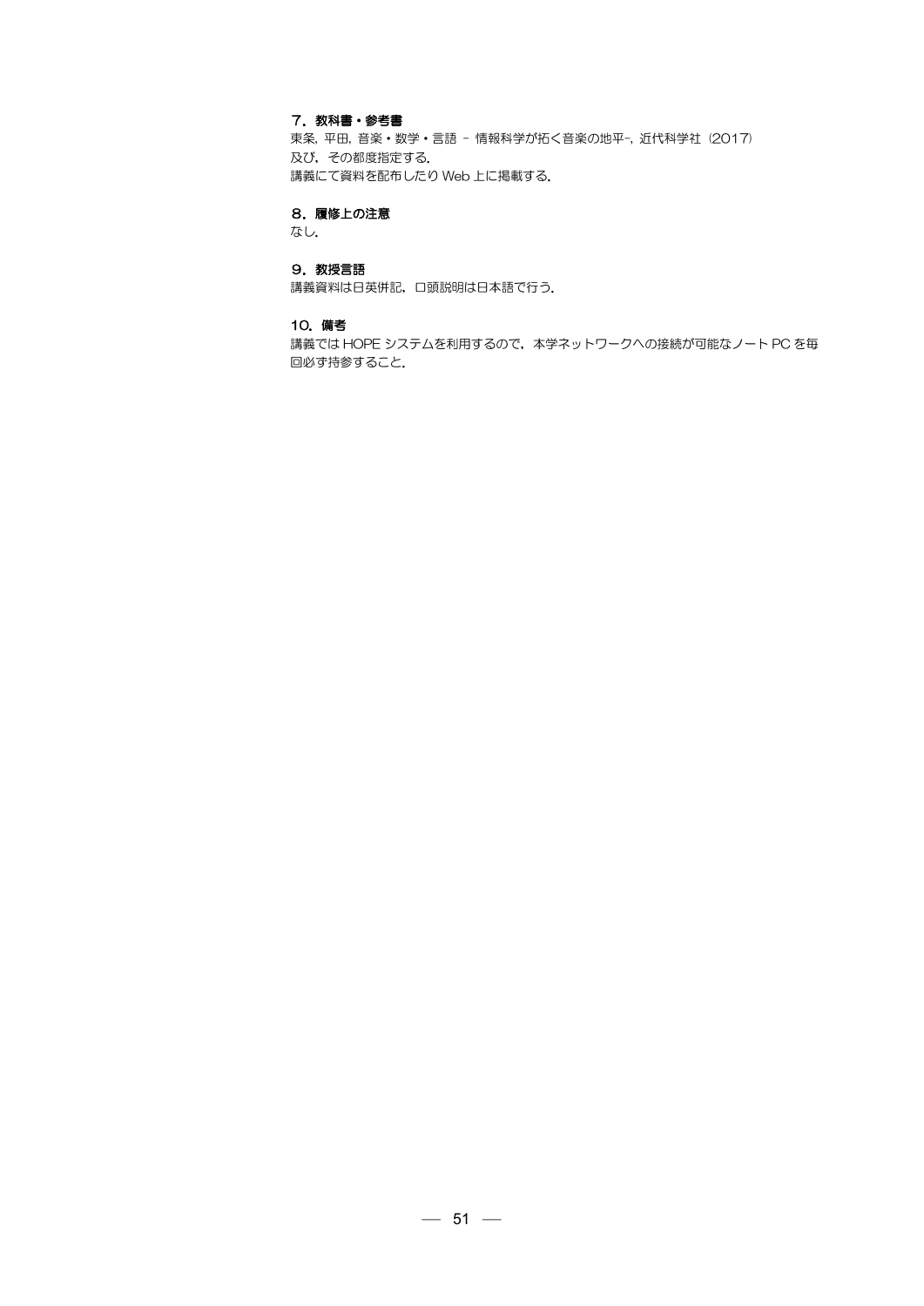### ７．教科書・参考書

東条, 平田, 音楽・数学・言語 – 情報科学が拓く音楽の地平–, 近代科学社 (2017)
及び，その都度指定する.
講義にて資料を配布したり Web 上に掲載する.

### ８．履修上の注意

なし.

### ９．教授言語

講義資料は日英併記，口頭説明は日本語で行う.

### 10．備考

講義では HOPE システムを利用するので，本学ネットワークへの接続が可能なノート PC を毎回必ず持参すること.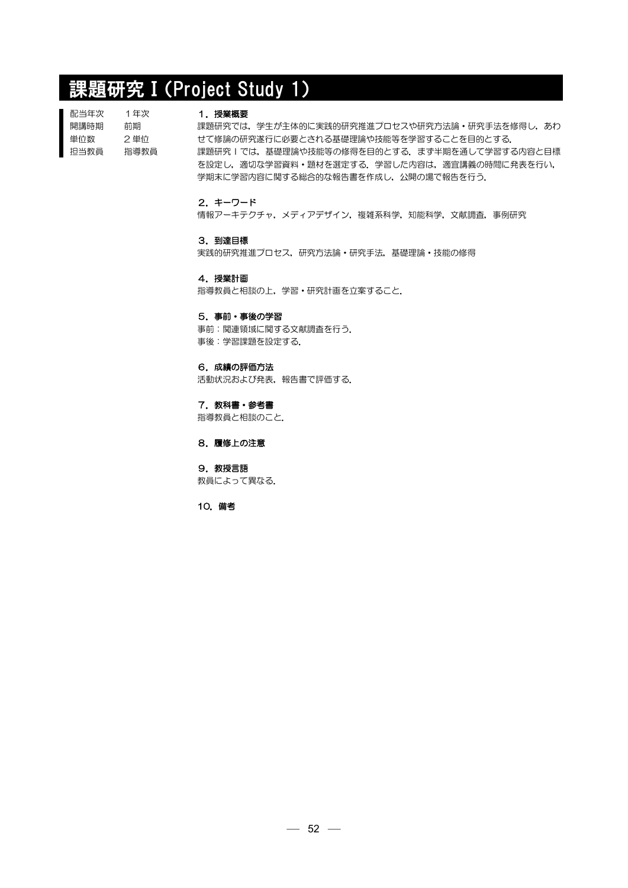# 課題研究 I (Project Study 1)

| 配当年次 | 1年次 |
| --- | --- |
| 開講時期 | 前期 |
| 単位数 | 2単位 |
| 担当教員 | 指導教員 |

**1．授業概要**

課題研究では，学生が主体的に実践的研究推進プロセスや研究方法論・研究手法を修得し，あわせて修論の研究遂行に必要とされる基礎理論や技能等を学習することを目的とする．

課題研究 I では，基礎理論や技能等の修得を目的とする．まず半期を通して学習する内容と目標を設定し，適切な学習資料・題材を選定する．学習した内容は，適宜講義の時間に発表を行い，学期末に学習内容に関する総合的な報告書を作成し，公開の場で報告を行う．

**2．キーワード**

情報アーキテクチャ，メディアデザイン，複雑系科学，知能科学，文献調査，事例研究

**3．到達目標**

実践的研究推進プロセス，研究方法論・研究手法，基礎理論・技能の修得

**4．授業計画**

指導教員と相談の上，学習・研究計画を立案すること．

**5．事前・事後の学習**

事前：関連領域に関する文献調査を行う．

事後：学習課題を設定する．

**6．成績の評価方法**

活動状況および発表，報告書で評価する．

**7．教科書・参考書**

指導教員と相談のこと．

**8．履修上の注意**

**9．教授言語**

教員によって異なる．

**10．備考**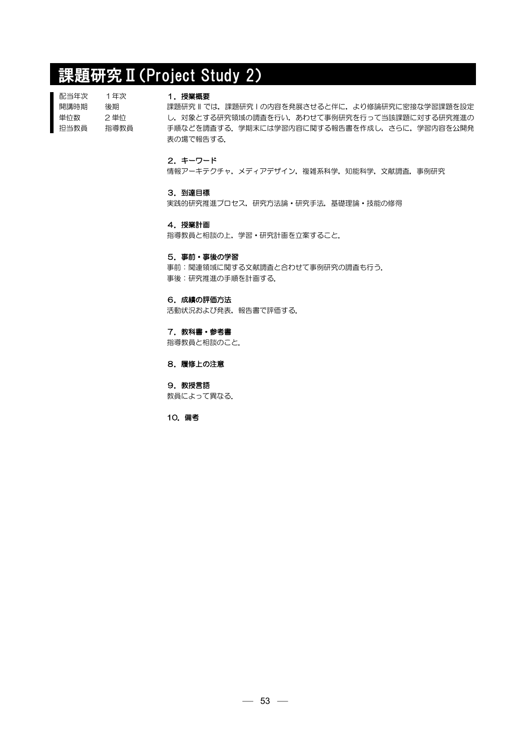# 課題研究Ⅱ(Project Study 2)

| | |
|---|---|
| 配当年次 | １年次 |
| 開講時期 | 後期 |
| 単位数 | ２単位 |
| 担当教員 | 指導教員 |

**１．授業概要**

課題研究Ⅱでは，課題研究Ⅰの内容を発展させると伴に，より修論研究に密接な学習課題を設定し，対象とする研究領域の調査を行い，あわせて事例研究を行って当該課題に対する研究推進の手順などを調査する．学期末には学習内容に関する報告書を作成し，さらに，学習内容を公開発表の場で報告する．

**２．キーワード**

情報アーキテクチャ，メディアデザイン，複雑系科学，知能科学，文献調査，事例研究

**３．到達目標**

実践的研究推進プロセス，研究方法論・研究手法，基礎理論・技能の修得

**４．授業計画**

指導教員と相談の上，学習・研究計画を立案すること．

**５．事前・事後の学習**

事前：関連領域に関する文献調査と合わせて事例研究の調査も行う．
事後：研究推進の手順を計画する．

**６．成績の評価方法**

活動状況および発表，報告書で評価する．

**７．教科書・参考書**

指導教員と相談のこと．

**８．履修上の注意**

**９．教授言語**

教員によって異なる．

**10．備考**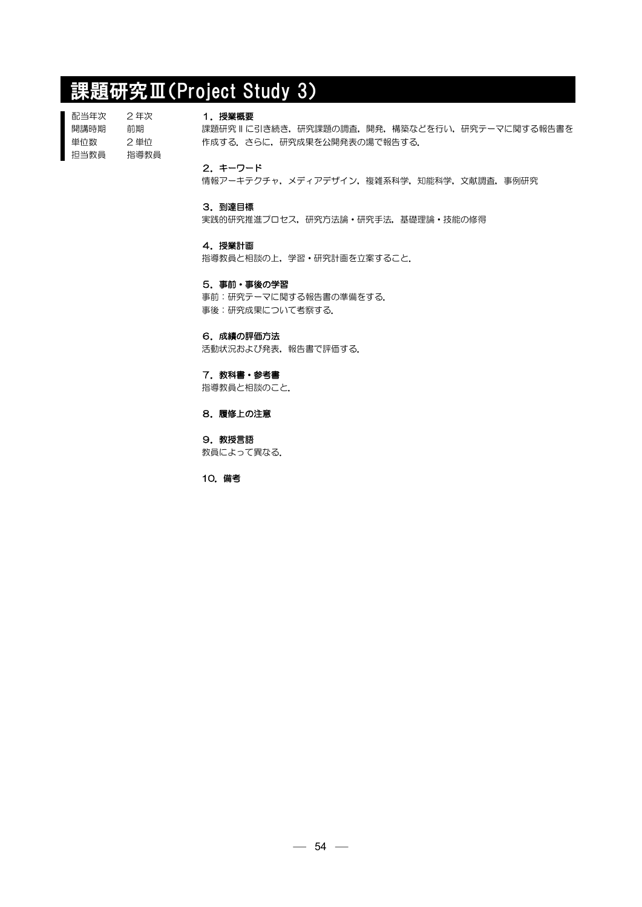# 課題研究Ⅲ(Project Study 3)

| | |
|---|---|
| 配当年次 | ２年次 |
| 開講時期 | 前期 |
| 単位数 | ２単位 |
| 担当教員 | 指導教員 |

### １．授業概要

課題研究Ⅱに引き続き，研究課題の調査，開発，構築などを行い，研究テーマに関する報告書を作成する．さらに，研究成果を公開発表の場で報告する．

### ２．キーワード

情報アーキテクチャ，メディアデザイン，複雑系科学，知能科学，文献調査，事例研究

### ３．到達目標

実践的研究推進プロセス，研究方法論・研究手法，基礎理論・技能の修得

### ４．授業計画

指導教員と相談の上，学習・研究計画を立案すること．

### ５．事前・事後の学習

事前：研究テーマに関する報告書の準備をする．

事後：研究成果について考察する．

### ６．成績の評価方法

活動状況および発表，報告書で評価する．

### ７．教科書・参考書

指導教員と相談のこと．

### ８．履修上の注意

### ９．教授言語

教員によって異なる．

### 10．備考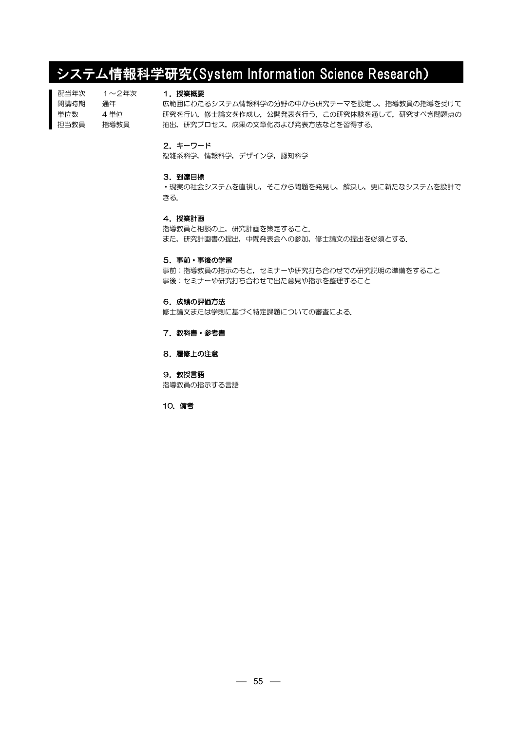# システム情報科学研究(System Information Science Research)

| | |
|---|---|
| 配当年次 | 1～2年次 |
| 開講時期 | 通年 |
| 単位数 | 4単位 |
| 担当教員 | 指導教員 |

### 1．授業概要

広範囲にわたるシステム情報科学の分野の中から研究テーマを設定し，指導教員の指導を受けて研究を行い、修士論文を作成し，公開発表を行う．この研究体験を通して，研究すべき問題点の抽出，研究プロセス，成果の文章化および発表方法などを習得する．

### 2．キーワード

複雑系科学，情報科学，デザイン学，認知科学

### 3．到達目標

・現実の社会システムを直視し，そこから問題を発見し，解決し，更に新たなシステムを設計できる．

### 4．授業計画

指導教員と相談の上，研究計画を策定すること．
また，研究計画書の提出，中間発表会への参加，修士論文の提出を必須とする．

### 5．事前・事後の学習

事前：指導教員の指示のもと，セミナーや研究打ち合わせでの研究説明の準備をすること
事後：セミナーや研究打ち合わせで出た意見や指示を整理すること

### 6．成績の評価方法

修士論文または学則に基づく特定課題についての審査による．

### 7．教科書・参考書

### 8．履修上の注意

### 9．教授言語

指導教員の指示する言語

### 10．備考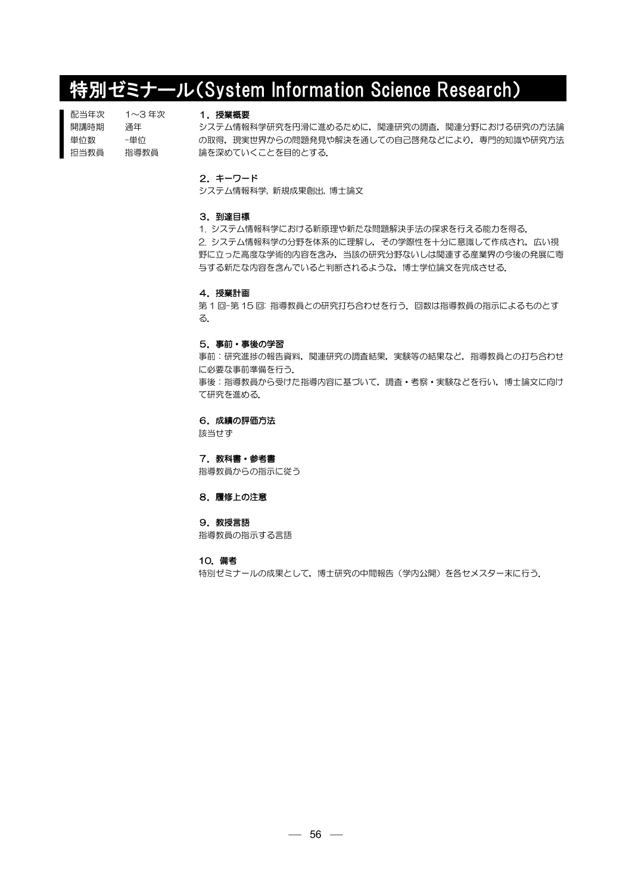# 特別ゼミナール(System Information Science Research)

| | |
|---|---|
| 配当年次 | 1～3 年次 |
| 開講時期 | 通年 |
| 単位数 | -単位 |
| 担当教員 | 指導教員 |

### 1．授業概要

システム情報科学研究を円滑に進めるために，関連研究の調査，関連分野における研究の方法論の取得，現実世界からの問題発見や解決を通しての自己啓発などにより，専門的知識や研究方法論を深めていくことを目的とする.

### 2．キーワード

システム情報科学, 新規成果創出, 博士論文

### 3．到達目標

1. システム情報科学における新原理や新たな問題解決手法の探求を行える能力を得る.
2. システム情報科学の分野を体系的に理解し，その学際性を十分に意識して作成され，広い視野に立った高度な学術的内容を含み，当該の研究分野ないしは関連する産業界の今後の発展に寄与する新たな内容を含んでいると判断されるような，博士学位論文を完成させる.

### 4．授業計画

第 1 回-第 15 回: 指導教員との研究打ち合わせを行う．回数は指導教員の指示によるものとする.

### 5．事前・事後の学習

事前：研究進捗の報告資料，関連研究の調査結果，実験等の結果など，指導教員との打ち合わせに必要な事前準備を行う.

事後：指導教員から受けた指導内容に基づいて，調査・考察・実験などを行い，博士論文に向けて研究を進める.

### 6．成績の評価方法

該当せず

### 7．教科書・参考書

指導教員からの指示に従う

### 8．履修上の注意

### 9．教授言語

指導教員の指示する言語

### 10．備考

特別ゼミナールの成果として，博士研究の中間報告（学内公開）を各セメスター末に行う.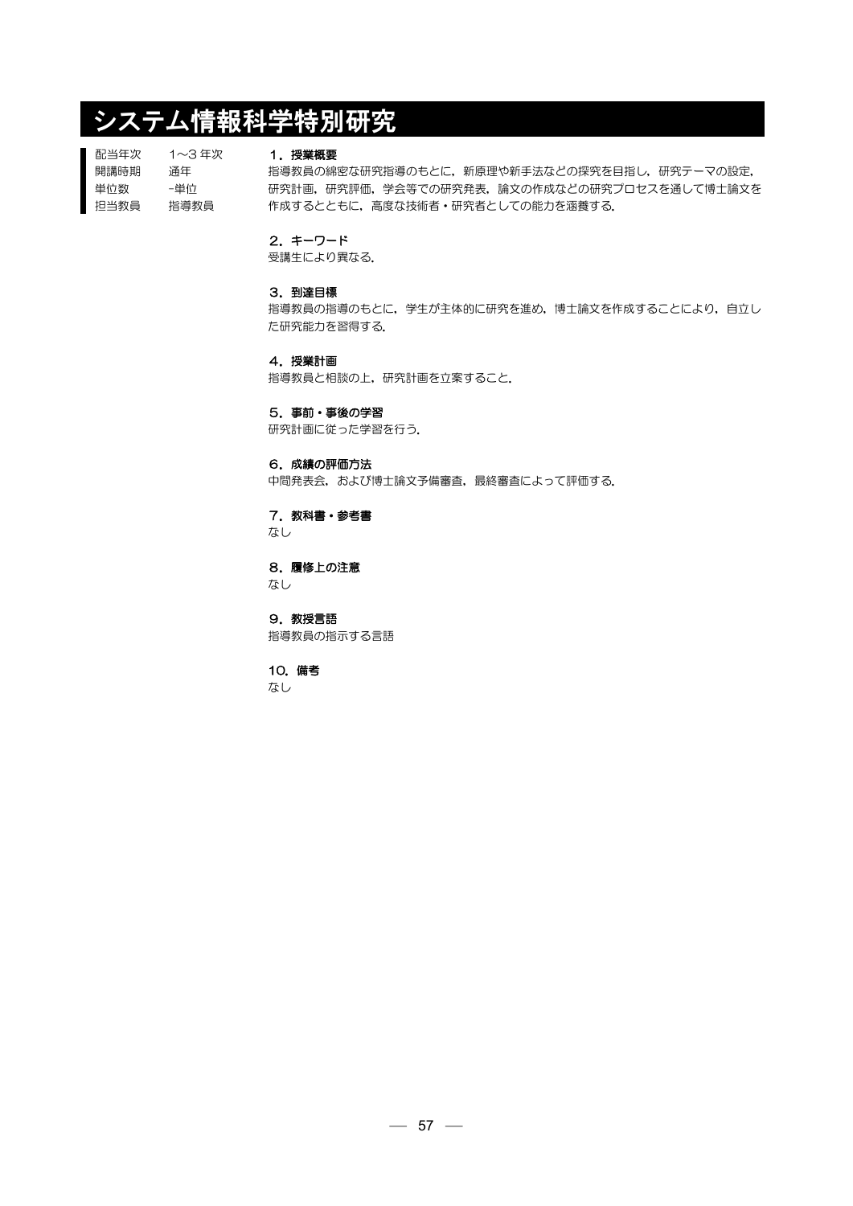# システム情報科学特別研究

| | |
|---|---|
| 配当年次 | 1〜3 年次 |
| 開講時期 | 通年 |
| 単位数 | -単位 |
| 担当教員 | 指導教員 |

### 1．授業概要

指導教員の綿密な研究指導のもとに，新原理や新手法などの探究を目指し，研究テーマの設定，研究計画，研究評価，学会等での研究発表，論文の作成などの研究プロセスを通して博士論文を作成するとともに，高度な技術者・研究者としての能力を涵養する．

### 2．キーワード

受講生により異なる．

### 3．到達目標

指導教員の指導のもとに，学生が主体的に研究を進め，博士論文を作成することにより，自立した研究能力を習得する．

### 4．授業計画

指導教員と相談の上，研究計画を立案すること．

### 5．事前・事後の学習

研究計画に従った学習を行う．

### 6．成績の評価方法

中間発表会，および博士論文予備審査，最終審査によって評価する．

### 7．教科書・参考書

なし

### 8．履修上の注意

なし

### 9．教授言語

指導教員の指示する言語

### 10．備考

なし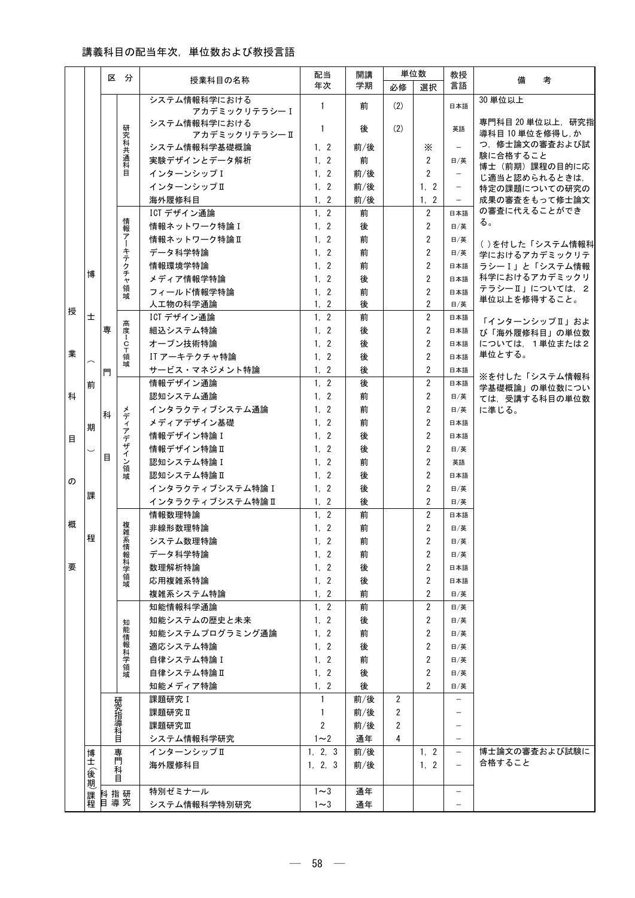講義科目の配当年次，単位数および教授言語

| 区分 | | | 授業科目の名称 | 配当年次 | 開講学期 | 単位数 必修 | 単位数 選択 | 教授言語 | 備考 |
|---|---|---|---|---|---|---|---|---|---|
| 授業科目の概要 博士（前期）課程 | 専門科目 | 研究科共通科目 | システム情報科学における　アカデミックリテラシーⅠ | 1 | 前 | (2) | | 日本語 | 30 単位以上<br><br>専門科目 20 単位以上，研究指導科目 10 単位を修得し，かつ，修士論文の審査および試験に合格すること<br>博士（前期）課程の目的に応じ適当と認められるときは，特定の課題についての研究の成果の審査をもって修士論文の審査に代えることができる。<br><br>( )を付した「システム情報科学におけるアカデミックリテラシーⅠ」と「システム情報科学におけるアカデミックリテラシーⅡ」については，2 単位以上を修得すること。<br><br>「インターンシップⅡ」および「海外履修科目」の単位数については，1単位または2単位とする。<br><br>※を付した「システム情報科学基礎概論」の単位数については，受講する科目の単位数に準じる。 |
| | | | システム情報科学における　アカデミックリテラシーⅡ | 1 | 後 | (2) | | 英語 | |
| | | | システム情報科学基礎概論 | 1，2 | 前/後 | | ※ | − | |
| | | | 実験デザインとデータ解析 | 1，2 | 前 | | 2 | 日/英 | |
| | | | インターンシップⅠ | 1，2 | 前/後 | | 2 | − | |
| | | | インターンシップⅡ | 1，2 | 前/後 | | 1，2 | − | |
| | | | 海外履修科目 | 1，2 | 前/後 | | 1，2 | − | |
| | | 情報アーキテクチャ領域 | ICT デザイン通論 | 1，2 | 前 | | 2 | 日本語 | |
| | | | 情報ネットワーク特論Ⅰ | 1，2 | 後 | | 2 | 日/英 | |
| | | | 情報ネットワーク特論Ⅱ | 1，2 | 前 | | 2 | 日/英 | |
| | | | データ科学特論 | 1，2 | 前 | | 2 | 日/英 | |
| | | | 情報環境学特論 | 1，2 | 前 | | 2 | 日本語 | |
| | | | メディア情報学特論 | 1，2 | 後 | | 2 | 日本語 | |
| | | | フィールド情報学特論 | 1，2 | 前 | | 2 | 日本語 | |
| | | | 人工物の科学通論 | 1，2 | 後 | | 2 | 日/英 | |
| | | 高度ICT領域 | ICT デザイン通論 | 1，2 | 前 | | 2 | 日本語 | |
| | | | 組込システム特論 | 1，2 | 後 | | 2 | 日本語 | |
| | | | オープン技術特論 | 1，2 | 後 | | 2 | 日本語 | |
| | | | IT アーキテクチャ特論 | 1，2 | 後 | | 2 | 日本語 | |
| | | | サービス・マネジメント特論 | 1，2 | 後 | | 2 | 日本語 | |
| | | メディアデザイン領域 | 情報デザイン通論 | 1，2 | 後 | | 2 | 日本語 | |
| | | | 認知システム通論 | 1，2 | 前 | | 2 | 日/英 | |
| | | | インタラクティブシステム通論 | 1，2 | 前 | | 2 | 日/英 | |
| | | | メディアデザイン基礎 | 1，2 | 前 | | 2 | 日本語 | |
| | | | 情報デザイン特論Ⅰ | 1，2 | 後 | | 2 | 日本語 | |
| | | | 情報デザイン特論Ⅱ | 1，2 | 後 | | 2 | 日/英 | |
| | | | 認知システム特論Ⅰ | 1，2 | 前 | | 2 | 英語 | |
| | | | 認知システム特論Ⅱ | 1，2 | 後 | | 2 | 日本語 | |
| | | | インタラクティブシステム特論Ⅰ | 1，2 | 後 | | 2 | 日/英 | |
| | | | インタラクティブシステム特論Ⅱ | 1，2 | 後 | | 2 | 日/英 | |
| | | 複雑系情報科学領域 | 情報数理特論 | 1，2 | 前 | | 2 | 日本語 | |
| | | | 非線形数理特論 | 1，2 | 前 | | 2 | 日/英 | |
| | | | システム数理特論 | 1，2 | 前 | | 2 | 日/英 | |
| | | | データ科学特論 | 1，2 | 前 | | 2 | 日/英 | |
| | | | 数理解析特論 | 1，2 | 後 | | 2 | 日本語 | |
| | | | 応用複雑系特論 | 1，2 | 後 | | 2 | 日本語 | |
| | | | 複雑系システム特論 | 1，2 | 前 | | 2 | 日/英 | |
| | | 知能情報科学領域 | 知能情報科学通論 | 1，2 | 前 | | 2 | 日/英 | |
| | | | 知能システムの歴史と未来 | 1，2 | 後 | | 2 | 日/英 | |
| | | | 知能システムプログラミング通論 | 1，2 | 前 | | 2 | 日/英 | |
| | | | 適応システム特論 | 1，2 | 後 | | 2 | 日/英 | |
| | | | 自律システム特論Ⅰ | 1，2 | 前 | | 2 | 日/英 | |
| | | | 自律システム特論Ⅱ | 1，2 | 後 | | 2 | 日/英 | |
| | | | 知能メディア特論 | 1，2 | 後 | | 2 | 日/英 | |
| | 研究指導科目 | | 課題研究Ⅰ | 1 | 前/後 | 2 | | − | |
| | | | 課題研究Ⅱ | 1 | 前/後 | 2 | | − | |
| | | | 課題研究Ⅲ | 2 | 前/後 | 2 | | − | |
| | | | システム情報科学研究 | 1〜2 | 通年 | 4 | | − | |
| 博士（後期）課程 | 専門科目 | | インターンシップⅡ | 1，2，3 | 前/後 | | 1，2 | − | 博士論文の審査および試験に合格すること |
| | | | 海外履修科目 | 1，2，3 | 前/後 | | 1，2 | − | |
| | 研究指導科目 | | 特別ゼミナール | 1〜3 | 通年 | | | − | |
| | | | システム情報科学特別研究 | 1〜3 | 通年 | | | − | |